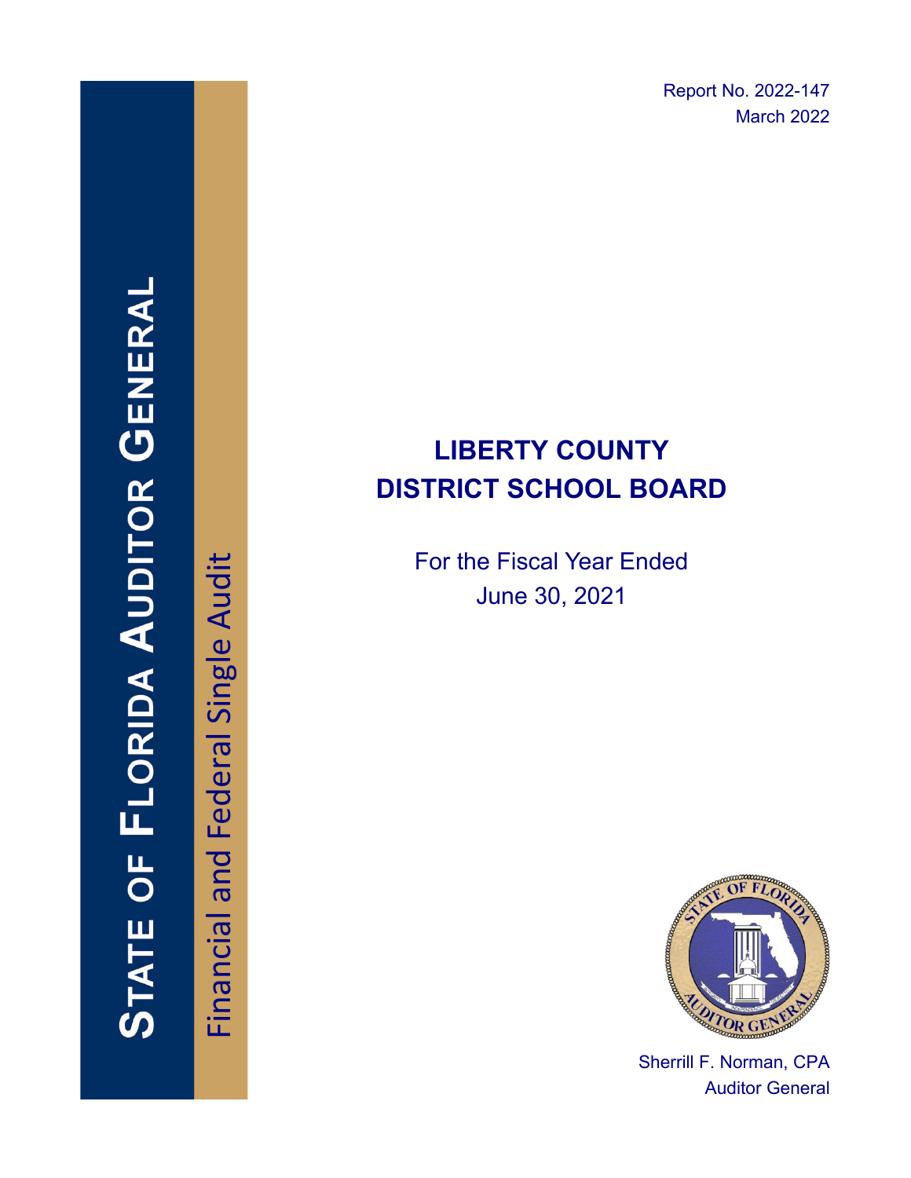# STATE OF FLORIDA AUDITOR GENERAL

Financial and Federal Single Audit

Report No. 2022-147
March 2022

# LIBERTY COUNTY DISTRICT SCHOOL BOARD

For the Fiscal Year Ended
June 30, 2021

Sherrill F. Norman, CPA
Auditor General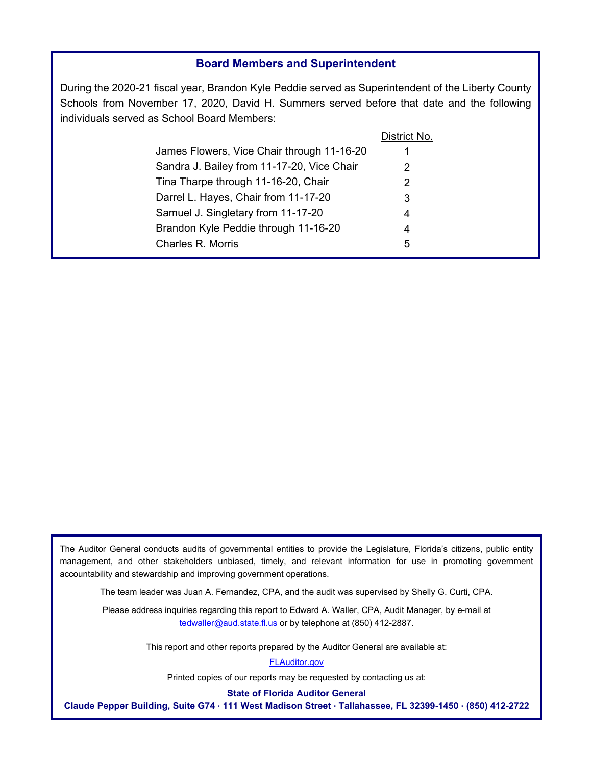## Board Members and Superintendent

During the 2020-21 fiscal year, Brandon Kyle Peddie served as Superintendent of the Liberty County Schools from November 17, 2020, David H. Summers served before that date and the following individuals served as School Board Members:

| | District No. |
|---|---|
| James Flowers, Vice Chair through 11-16-20 | 1 |
| Sandra J. Bailey from 11-17-20, Vice Chair | 2 |
| Tina Tharpe through 11-16-20, Chair | 2 |
| Darrel L. Hayes, Chair from 11-17-20 | 3 |
| Samuel J. Singletary from 11-17-20 | 4 |
| Brandon Kyle Peddie through 11-16-20 | 4 |
| Charles R. Morris | 5 |

The Auditor General conducts audits of governmental entities to provide the Legislature, Florida's citizens, public entity management, and other stakeholders unbiased, timely, and relevant information for use in promoting government accountability and stewardship and improving government operations.

The team leader was Juan A. Fernandez, CPA, and the audit was supervised by Shelly G. Curti, CPA.

Please address inquiries regarding this report to Edward A. Waller, CPA, Audit Manager, by e-mail at tedwaller@aud.state.fl.us or by telephone at (850) 412-2887.

This report and other reports prepared by the Auditor General are available at:

FLAuditor.gov

Printed copies of our reports may be requested by contacting us at:

**State of Florida Auditor General**

**Claude Pepper Building, Suite G74 · 111 West Madison Street · Tallahassee, FL 32399-1450 · (850) 412-2722**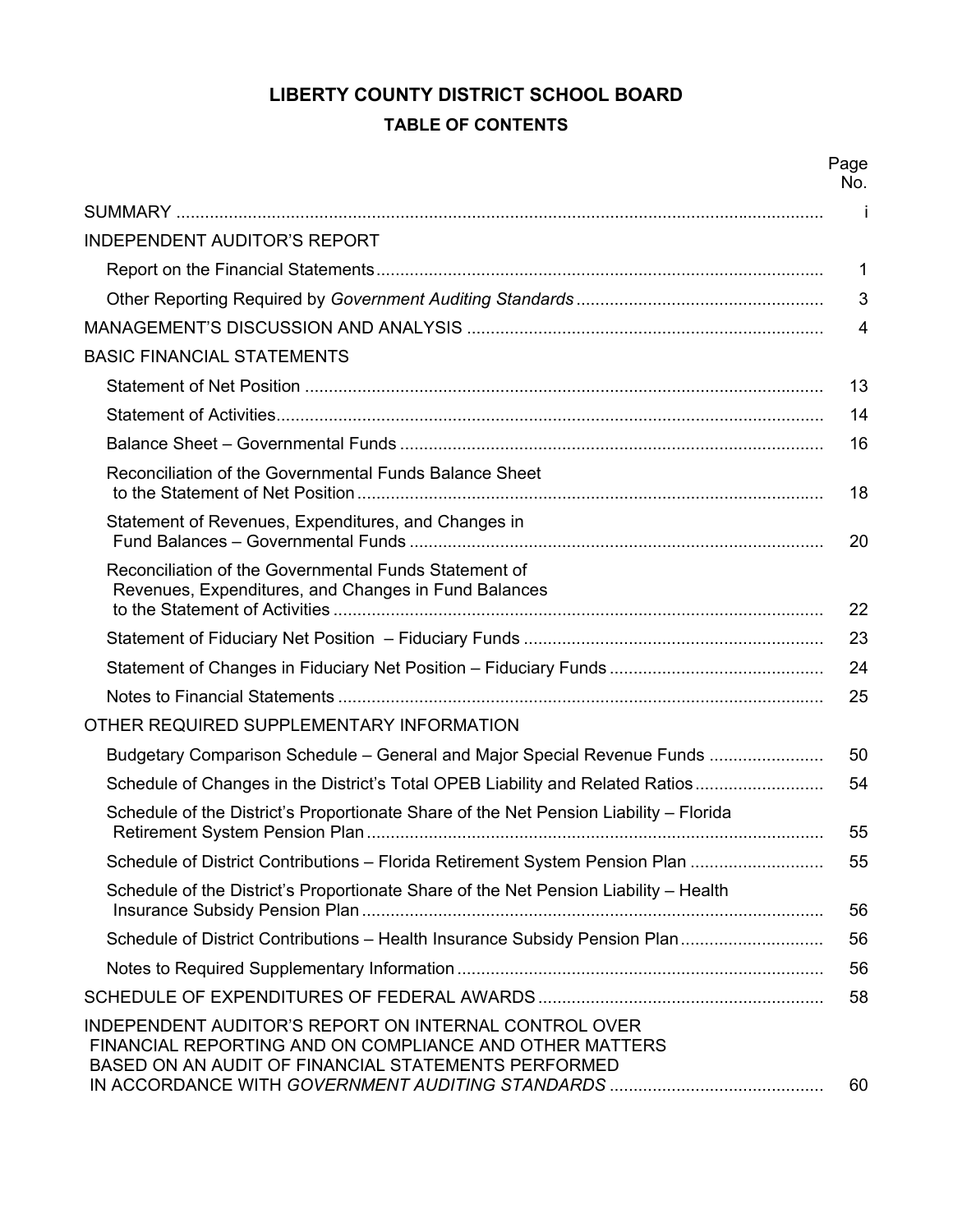# LIBERTY COUNTY DISTRICT SCHOOL BOARD

## TABLE OF CONTENTS

| | Page No. |
|---|---|
| SUMMARY | i |
| INDEPENDENT AUDITOR'S REPORT | |
| Report on the Financial Statements | 1 |
| Other Reporting Required by *Government Auditing Standards* | 3 |
| MANAGEMENT'S DISCUSSION AND ANALYSIS | 4 |
| BASIC FINANCIAL STATEMENTS | |
| Statement of Net Position | 13 |
| Statement of Activities | 14 |
| Balance Sheet – Governmental Funds | 16 |
| Reconciliation of the Governmental Funds Balance Sheet to the Statement of Net Position | 18 |
| Statement of Revenues, Expenditures, and Changes in Fund Balances – Governmental Funds | 20 |
| Reconciliation of the Governmental Funds Statement of Revenues, Expenditures, and Changes in Fund Balances to the Statement of Activities | 22 |
| Statement of Fiduciary Net Position – Fiduciary Funds | 23 |
| Statement of Changes in Fiduciary Net Position – Fiduciary Funds | 24 |
| Notes to Financial Statements | 25 |
| OTHER REQUIRED SUPPLEMENTARY INFORMATION | |
| Budgetary Comparison Schedule – General and Major Special Revenue Funds | 50 |
| Schedule of Changes in the District's Total OPEB Liability and Related Ratios | 54 |
| Schedule of the District's Proportionate Share of the Net Pension Liability – Florida Retirement System Pension Plan | 55 |
| Schedule of District Contributions – Florida Retirement System Pension Plan | 55 |
| Schedule of the District's Proportionate Share of the Net Pension Liability – Health Insurance Subsidy Pension Plan | 56 |
| Schedule of District Contributions – Health Insurance Subsidy Pension Plan | 56 |
| Notes to Required Supplementary Information | 56 |
| SCHEDULE OF EXPENDITURES OF FEDERAL AWARDS | 58 |
| INDEPENDENT AUDITOR'S REPORT ON INTERNAL CONTROL OVER FINANCIAL REPORTING AND ON COMPLIANCE AND OTHER MATTERS BASED ON AN AUDIT OF FINANCIAL STATEMENTS PERFORMED IN ACCORDANCE WITH *GOVERNMENT AUDITING STANDARDS* | 60 |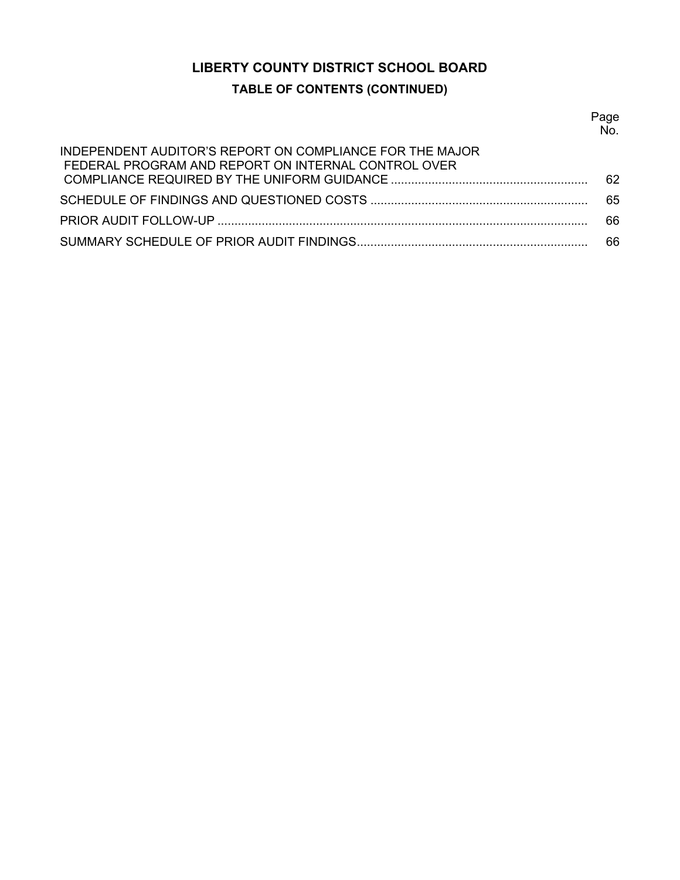# LIBERTY COUNTY DISTRICT SCHOOL BOARD

## TABLE OF CONTENTS (CONTINUED)

| | Page No. |
|---|---|
| INDEPENDENT AUDITOR'S REPORT ON COMPLIANCE FOR THE MAJOR FEDERAL PROGRAM AND REPORT ON INTERNAL CONTROL OVER COMPLIANCE REQUIRED BY THE UNIFORM GUIDANCE | 62 |
| SCHEDULE OF FINDINGS AND QUESTIONED COSTS | 65 |
| PRIOR AUDIT FOLLOW-UP | 66 |
| SUMMARY SCHEDULE OF PRIOR AUDIT FINDINGS | 66 |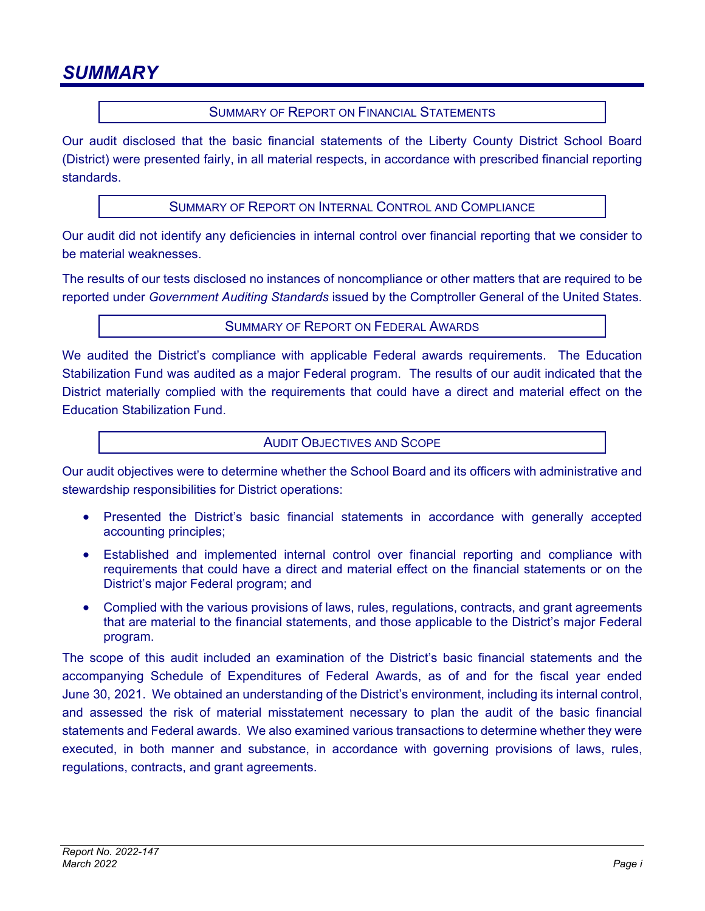# SUMMARY

## Summary of Report on Financial Statements

Our audit disclosed that the basic financial statements of the Liberty County District School Board (District) were presented fairly, in all material respects, in accordance with prescribed financial reporting standards.

## Summary of Report on Internal Control and Compliance

Our audit did not identify any deficiencies in internal control over financial reporting that we consider to be material weaknesses.

The results of our tests disclosed no instances of noncompliance or other matters that are required to be reported under *Government Auditing Standards* issued by the Comptroller General of the United States.

## Summary of Report on Federal Awards

We audited the District's compliance with applicable Federal awards requirements. The Education Stabilization Fund was audited as a major Federal program. The results of our audit indicated that the District materially complied with the requirements that could have a direct and material effect on the Education Stabilization Fund.

## Audit Objectives and Scope

Our audit objectives were to determine whether the School Board and its officers with administrative and stewardship responsibilities for District operations:

- Presented the District's basic financial statements in accordance with generally accepted accounting principles;
- Established and implemented internal control over financial reporting and compliance with requirements that could have a direct and material effect on the financial statements or on the District's major Federal program; and
- Complied with the various provisions of laws, rules, regulations, contracts, and grant agreements that are material to the financial statements, and those applicable to the District's major Federal program.

The scope of this audit included an examination of the District's basic financial statements and the accompanying Schedule of Expenditures of Federal Awards, as of and for the fiscal year ended June 30, 2021. We obtained an understanding of the District's environment, including its internal control, and assessed the risk of material misstatement necessary to plan the audit of the basic financial statements and Federal awards. We also examined various transactions to determine whether they were executed, in both manner and substance, in accordance with governing provisions of laws, rules, regulations, contracts, and grant agreements.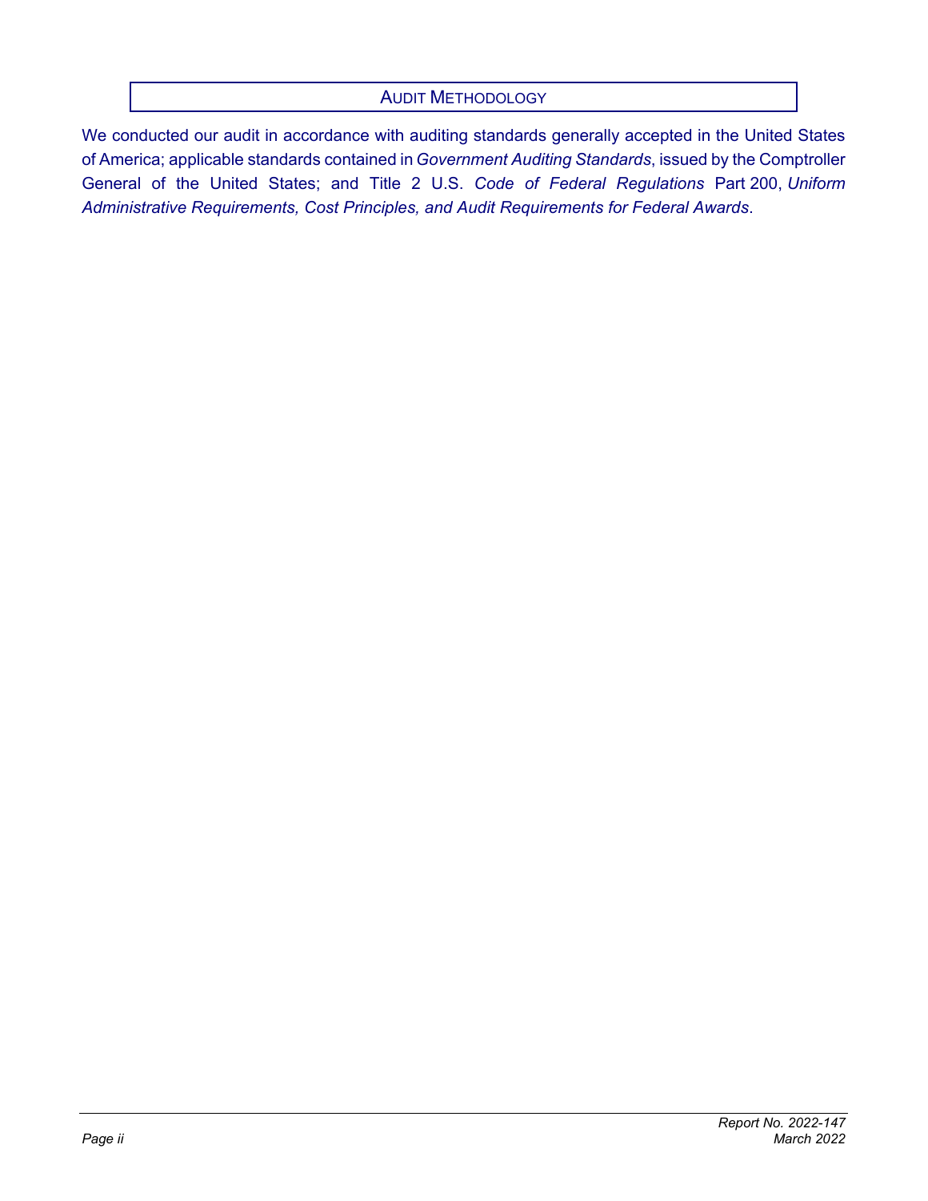## Audit Methodology

We conducted our audit in accordance with auditing standards generally accepted in the United States of America; applicable standards contained in *Government Auditing Standards*, issued by the Comptroller General of the United States; and Title 2 U.S. *Code of Federal Regulations* Part 200, *Uniform Administrative Requirements, Cost Principles, and Audit Requirements for Federal Awards*.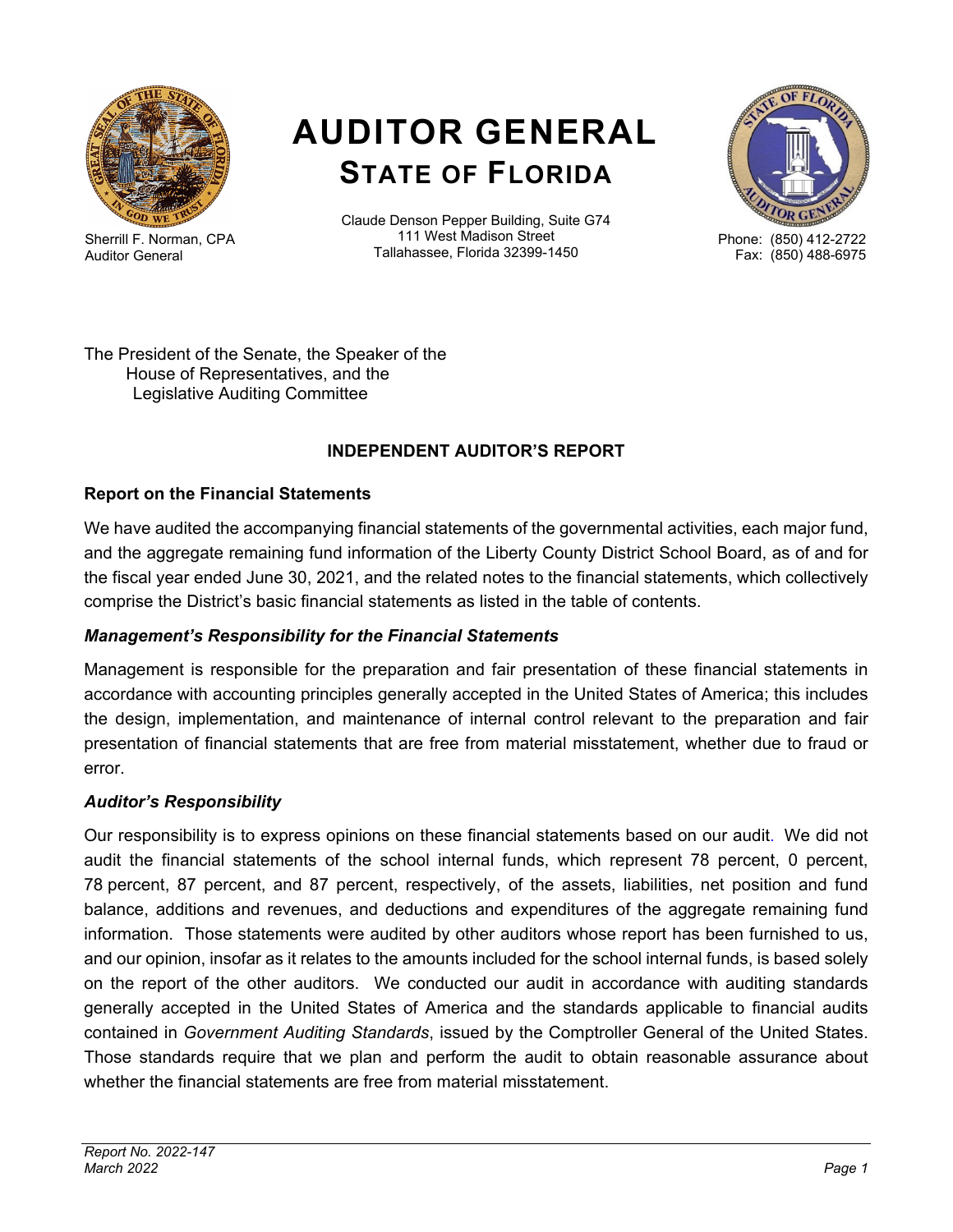# AUDITOR GENERAL
## STATE OF FLORIDA

Sherrill F. Norman, CPA
Auditor General

Claude Denson Pepper Building, Suite G74
111 West Madison Street
Tallahassee, Florida 32399-1450

Phone: (850) 412-2722
Fax: (850) 488-6975

The President of the Senate, the Speaker of the House of Representatives, and the Legislative Auditing Committee

### INDEPENDENT AUDITOR'S REPORT

**Report on the Financial Statements**

We have audited the accompanying financial statements of the governmental activities, each major fund, and the aggregate remaining fund information of the Liberty County District School Board, as of and for the fiscal year ended June 30, 2021, and the related notes to the financial statements, which collectively comprise the District's basic financial statements as listed in the table of contents.

***Management's Responsibility for the Financial Statements***

Management is responsible for the preparation and fair presentation of these financial statements in accordance with accounting principles generally accepted in the United States of America; this includes the design, implementation, and maintenance of internal control relevant to the preparation and fair presentation of financial statements that are free from material misstatement, whether due to fraud or error.

***Auditor's Responsibility***

Our responsibility is to express opinions on these financial statements based on our audit. We did not audit the financial statements of the school internal funds, which represent 78 percent, 0 percent, 78 percent, 87 percent, and 87 percent, respectively, of the assets, liabilities, net position and fund balance, additions and revenues, and deductions and expenditures of the aggregate remaining fund information. Those statements were audited by other auditors whose report has been furnished to us, and our opinion, insofar as it relates to the amounts included for the school internal funds, is based solely on the report of the other auditors. We conducted our audit in accordance with auditing standards generally accepted in the United States of America and the standards applicable to financial audits contained in *Government Auditing Standards*, issued by the Comptroller General of the United States. Those standards require that we plan and perform the audit to obtain reasonable assurance about whether the financial statements are free from material misstatement.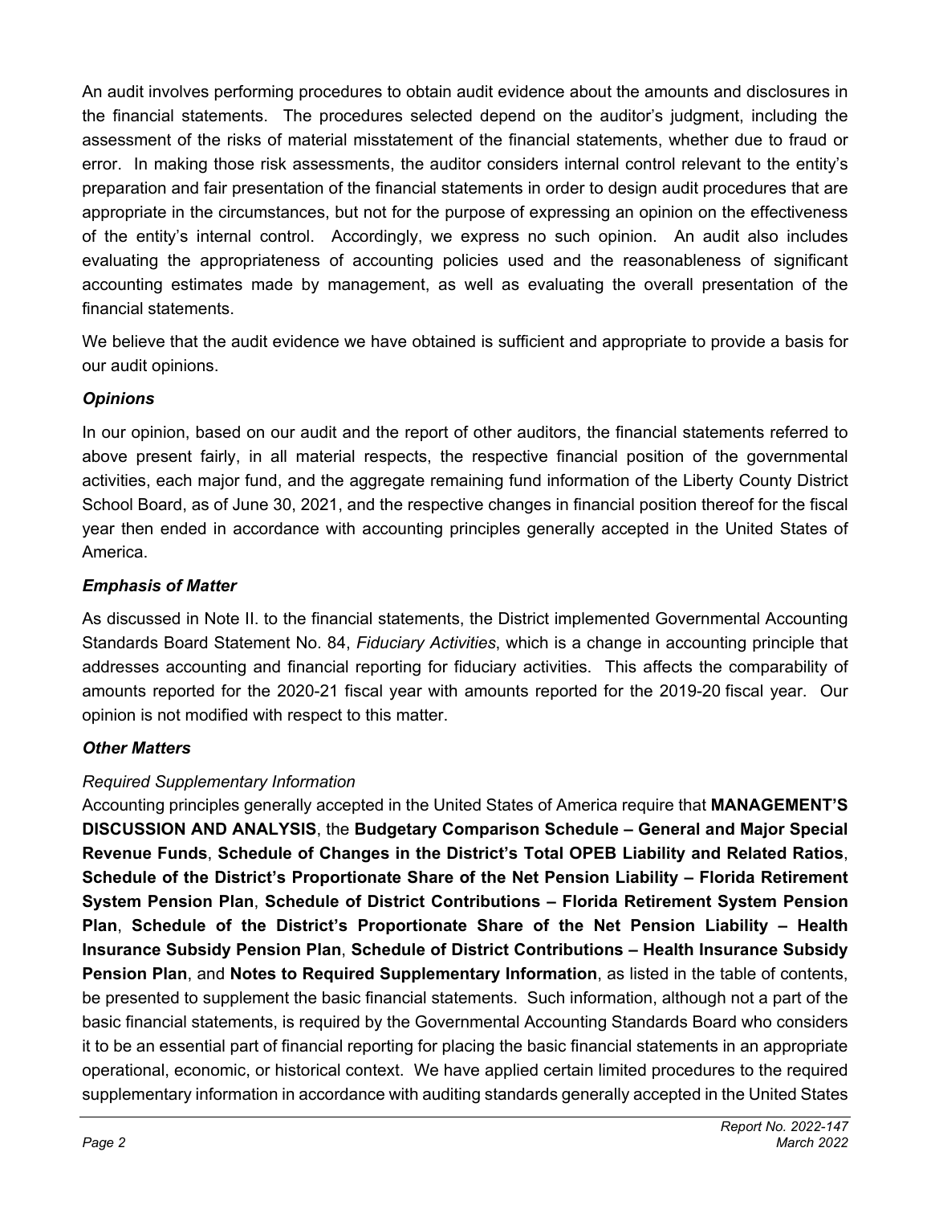An audit involves performing procedures to obtain audit evidence about the amounts and disclosures in the financial statements. The procedures selected depend on the auditor's judgment, including the assessment of the risks of material misstatement of the financial statements, whether due to fraud or error. In making those risk assessments, the auditor considers internal control relevant to the entity's preparation and fair presentation of the financial statements in order to design audit procedures that are appropriate in the circumstances, but not for the purpose of expressing an opinion on the effectiveness of the entity's internal control. Accordingly, we express no such opinion. An audit also includes evaluating the appropriateness of accounting policies used and the reasonableness of significant accounting estimates made by management, as well as evaluating the overall presentation of the financial statements.

We believe that the audit evidence we have obtained is sufficient and appropriate to provide a basis for our audit opinions.

### *Opinions*

In our opinion, based on our audit and the report of other auditors, the financial statements referred to above present fairly, in all material respects, the respective financial position of the governmental activities, each major fund, and the aggregate remaining fund information of the Liberty County District School Board, as of June 30, 2021, and the respective changes in financial position thereof for the fiscal year then ended in accordance with accounting principles generally accepted in the United States of America.

### *Emphasis of Matter*

As discussed in Note II. to the financial statements, the District implemented Governmental Accounting Standards Board Statement No. 84, *Fiduciary Activities*, which is a change in accounting principle that addresses accounting and financial reporting for fiduciary activities. This affects the comparability of amounts reported for the 2020-21 fiscal year with amounts reported for the 2019-20 fiscal year. Our opinion is not modified with respect to this matter.

### *Other Matters*

*Required Supplementary Information*

Accounting principles generally accepted in the United States of America require that **MANAGEMENT'S DISCUSSION AND ANALYSIS**, the **Budgetary Comparison Schedule – General and Major Special Revenue Funds**, **Schedule of Changes in the District's Total OPEB Liability and Related Ratios**, **Schedule of the District's Proportionate Share of the Net Pension Liability – Florida Retirement System Pension Plan**, **Schedule of District Contributions – Florida Retirement System Pension Plan**, **Schedule of the District's Proportionate Share of the Net Pension Liability – Health Insurance Subsidy Pension Plan**, **Schedule of District Contributions – Health Insurance Subsidy Pension Plan**, and **Notes to Required Supplementary Information**, as listed in the table of contents, be presented to supplement the basic financial statements. Such information, although not a part of the basic financial statements, is required by the Governmental Accounting Standards Board who considers it to be an essential part of financial reporting for placing the basic financial statements in an appropriate operational, economic, or historical context. We have applied certain limited procedures to the required supplementary information in accordance with auditing standards generally accepted in the United States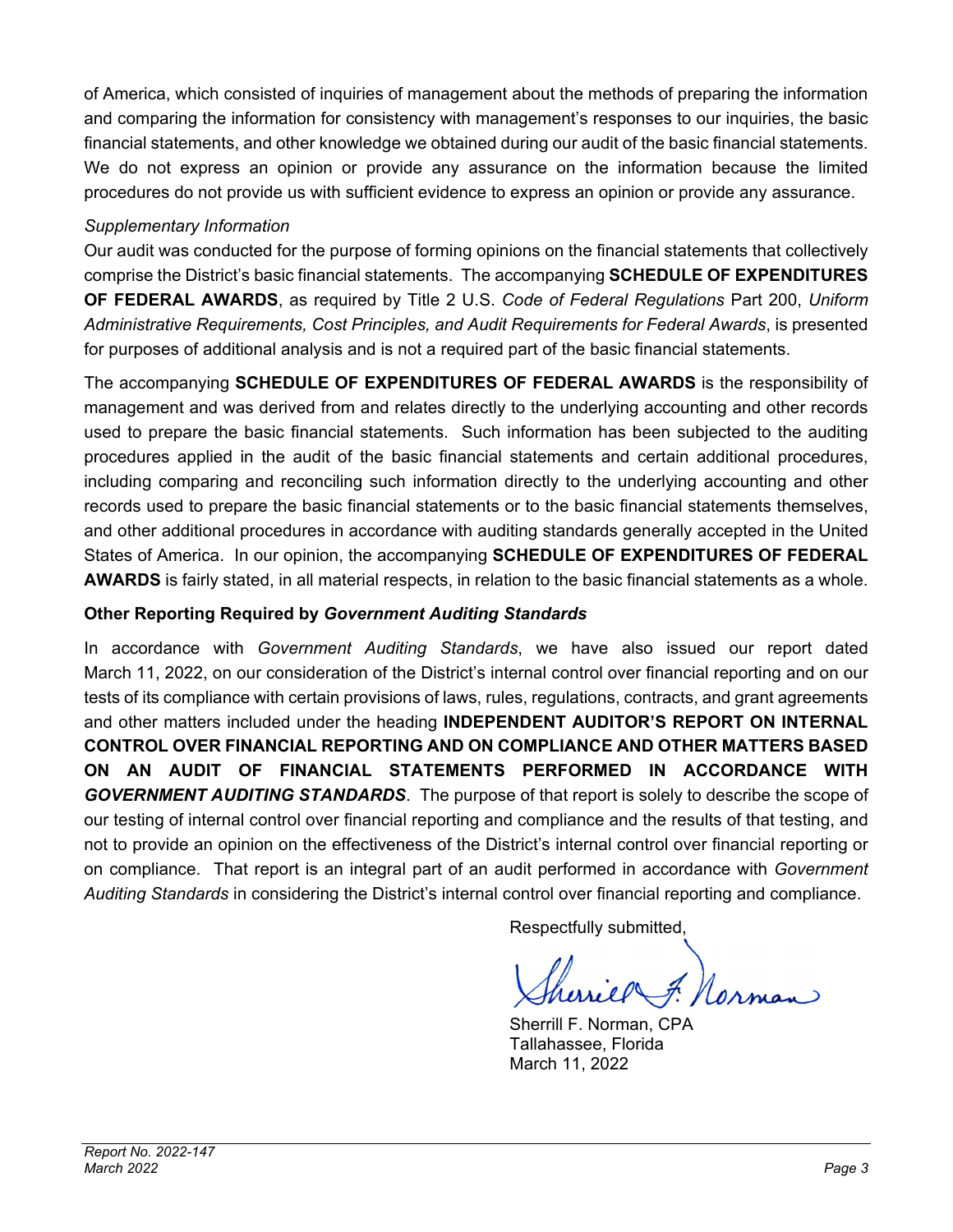of America, which consisted of inquiries of management about the methods of preparing the information and comparing the information for consistency with management's responses to our inquiries, the basic financial statements, and other knowledge we obtained during our audit of the basic financial statements. We do not express an opinion or provide any assurance on the information because the limited procedures do not provide us with sufficient evidence to express an opinion or provide any assurance.

*Supplementary Information*

Our audit was conducted for the purpose of forming opinions on the financial statements that collectively comprise the District's basic financial statements. The accompanying **SCHEDULE OF EXPENDITURES OF FEDERAL AWARDS**, as required by Title 2 U.S. *Code of Federal Regulations* Part 200, *Uniform Administrative Requirements, Cost Principles, and Audit Requirements for Federal Awards*, is presented for purposes of additional analysis and is not a required part of the basic financial statements.

The accompanying **SCHEDULE OF EXPENDITURES OF FEDERAL AWARDS** is the responsibility of management and was derived from and relates directly to the underlying accounting and other records used to prepare the basic financial statements. Such information has been subjected to the auditing procedures applied in the audit of the basic financial statements and certain additional procedures, including comparing and reconciling such information directly to the underlying accounting and other records used to prepare the basic financial statements or to the basic financial statements themselves, and other additional procedures in accordance with auditing standards generally accepted in the United States of America. In our opinion, the accompanying **SCHEDULE OF EXPENDITURES OF FEDERAL AWARDS** is fairly stated, in all material respects, in relation to the basic financial statements as a whole.

**Other Reporting Required by *Government Auditing Standards***

In accordance with *Government Auditing Standards*, we have also issued our report dated March 11, 2022, on our consideration of the District's internal control over financial reporting and on our tests of its compliance with certain provisions of laws, rules, regulations, contracts, and grant agreements and other matters included under the heading **INDEPENDENT AUDITOR'S REPORT ON INTERNAL CONTROL OVER FINANCIAL REPORTING AND ON COMPLIANCE AND OTHER MATTERS BASED ON AN AUDIT OF FINANCIAL STATEMENTS PERFORMED IN ACCORDANCE WITH *GOVERNMENT AUDITING STANDARDS***. The purpose of that report is solely to describe the scope of our testing of internal control over financial reporting and compliance and the results of that testing, and not to provide an opinion on the effectiveness of the District's internal control over financial reporting or on compliance. That report is an integral part of an audit performed in accordance with *Government Auditing Standards* in considering the District's internal control over financial reporting and compliance.

Respectfully submitted,

Sherrill F. Norman, CPA
Tallahassee, Florida
March 11, 2022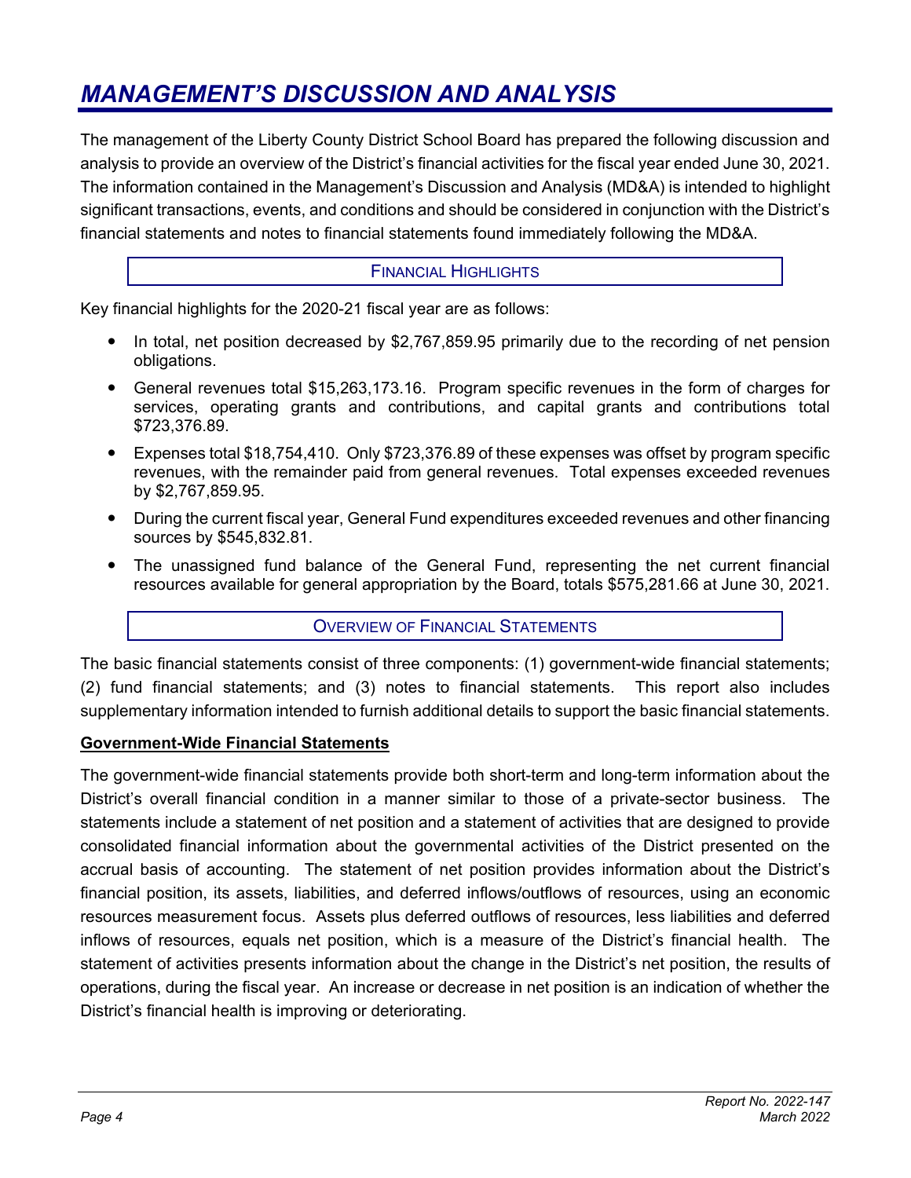# MANAGEMENT'S DISCUSSION AND ANALYSIS

The management of the Liberty County District School Board has prepared the following discussion and analysis to provide an overview of the District's financial activities for the fiscal year ended June 30, 2021. The information contained in the Management's Discussion and Analysis (MD&A) is intended to highlight significant transactions, events, and conditions and should be considered in conjunction with the District's financial statements and notes to financial statements found immediately following the MD&A.

## FINANCIAL HIGHLIGHTS

Key financial highlights for the 2020-21 fiscal year are as follows:

- In total, net position decreased by $2,767,859.95 primarily due to the recording of net pension obligations.
- General revenues total $15,263,173.16. Program specific revenues in the form of charges for services, operating grants and contributions, and capital grants and contributions total $723,376.89.
- Expenses total $18,754,410. Only $723,376.89 of these expenses was offset by program specific revenues, with the remainder paid from general revenues. Total expenses exceeded revenues by $2,767,859.95.
- During the current fiscal year, General Fund expenditures exceeded revenues and other financing sources by $545,832.81.
- The unassigned fund balance of the General Fund, representing the net current financial resources available for general appropriation by the Board, totals $575,281.66 at June 30, 2021.

## OVERVIEW OF FINANCIAL STATEMENTS

The basic financial statements consist of three components: (1) government-wide financial statements; (2) fund financial statements; and (3) notes to financial statements. This report also includes supplementary information intended to furnish additional details to support the basic financial statements.

### Government-Wide Financial Statements

The government-wide financial statements provide both short-term and long-term information about the District's overall financial condition in a manner similar to those of a private-sector business. The statements include a statement of net position and a statement of activities that are designed to provide consolidated financial information about the governmental activities of the District presented on the accrual basis of accounting. The statement of net position provides information about the District's financial position, its assets, liabilities, and deferred inflows/outflows of resources, using an economic resources measurement focus. Assets plus deferred outflows of resources, less liabilities and deferred inflows of resources, equals net position, which is a measure of the District's financial health. The statement of activities presents information about the change in the District's net position, the results of operations, during the fiscal year. An increase or decrease in net position is an indication of whether the District's financial health is improving or deteriorating.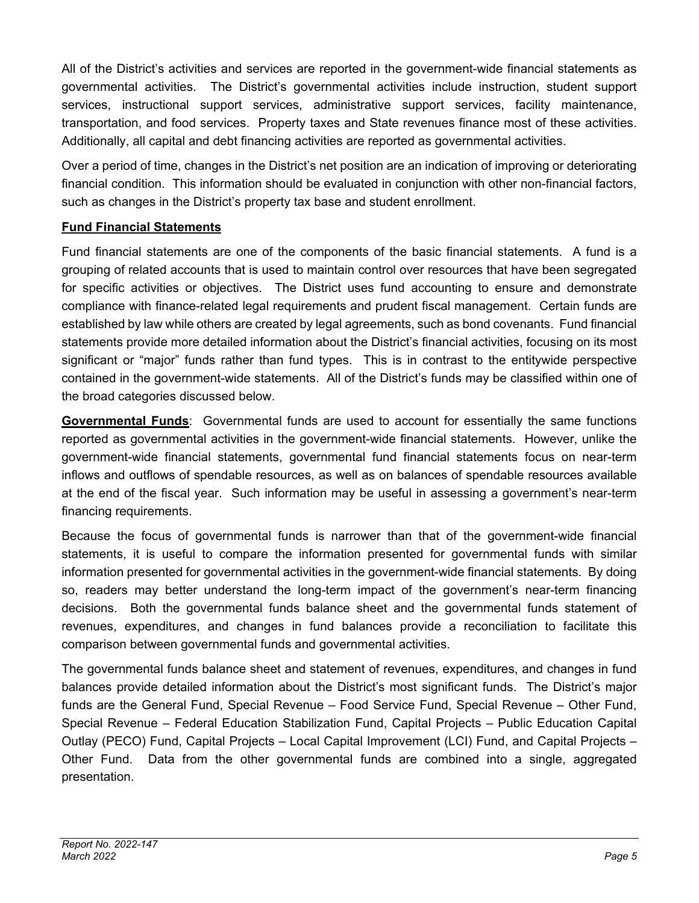All of the District's activities and services are reported in the government-wide financial statements as governmental activities. The District's governmental activities include instruction, student support services, instructional support services, administrative support services, facility maintenance, transportation, and food services. Property taxes and State revenues finance most of these activities. Additionally, all capital and debt financing activities are reported as governmental activities.

Over a period of time, changes in the District's net position are an indication of improving or deteriorating financial condition. This information should be evaluated in conjunction with other non-financial factors, such as changes in the District's property tax base and student enrollment.

**Fund Financial Statements**

Fund financial statements are one of the components of the basic financial statements. A fund is a grouping of related accounts that is used to maintain control over resources that have been segregated for specific activities or objectives. The District uses fund accounting to ensure and demonstrate compliance with finance-related legal requirements and prudent fiscal management. Certain funds are established by law while others are created by legal agreements, such as bond covenants. Fund financial statements provide more detailed information about the District's financial activities, focusing on its most significant or "major" funds rather than fund types. This is in contrast to the entitywide perspective contained in the government-wide statements. All of the District's funds may be classified within one of the broad categories discussed below.

**Governmental Funds**: Governmental funds are used to account for essentially the same functions reported as governmental activities in the government-wide financial statements. However, unlike the government-wide financial statements, governmental fund financial statements focus on near-term inflows and outflows of spendable resources, as well as on balances of spendable resources available at the end of the fiscal year. Such information may be useful in assessing a government's near-term financing requirements.

Because the focus of governmental funds is narrower than that of the government-wide financial statements, it is useful to compare the information presented for governmental funds with similar information presented for governmental activities in the government-wide financial statements. By doing so, readers may better understand the long-term impact of the government's near-term financing decisions. Both the governmental funds balance sheet and the governmental funds statement of revenues, expenditures, and changes in fund balances provide a reconciliation to facilitate this comparison between governmental funds and governmental activities.

The governmental funds balance sheet and statement of revenues, expenditures, and changes in fund balances provide detailed information about the District's most significant funds. The District's major funds are the General Fund, Special Revenue – Food Service Fund, Special Revenue – Other Fund, Special Revenue – Federal Education Stabilization Fund, Capital Projects – Public Education Capital Outlay (PECO) Fund, Capital Projects – Local Capital Improvement (LCI) Fund, and Capital Projects – Other Fund. Data from the other governmental funds are combined into a single, aggregated presentation.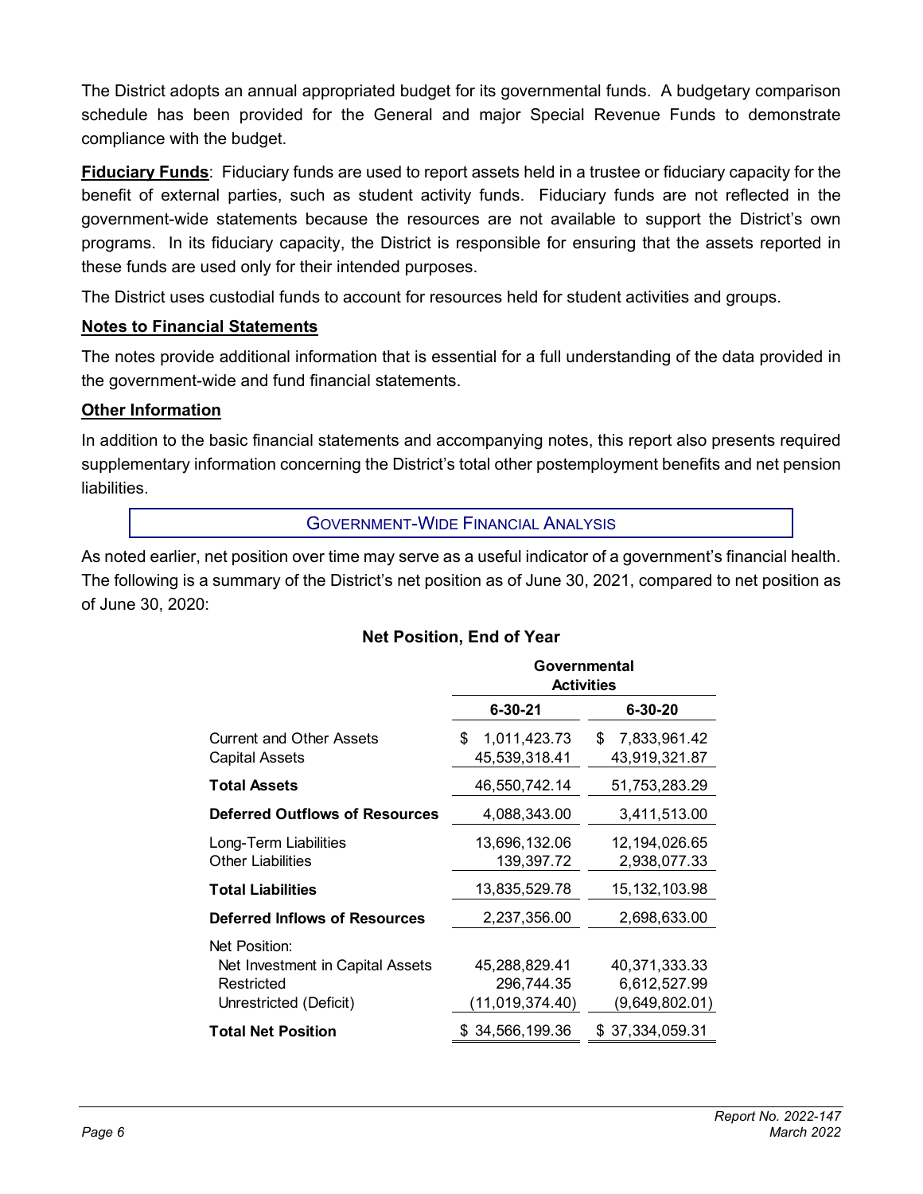The District adopts an annual appropriated budget for its governmental funds. A budgetary comparison schedule has been provided for the General and major Special Revenue Funds to demonstrate compliance with the budget.

**Fiduciary Funds**: Fiduciary funds are used to report assets held in a trustee or fiduciary capacity for the benefit of external parties, such as student activity funds. Fiduciary funds are not reflected in the government-wide statements because the resources are not available to support the District's own programs. In its fiduciary capacity, the District is responsible for ensuring that the assets reported in these funds are used only for their intended purposes.

The District uses custodial funds to account for resources held for student activities and groups.

**Notes to Financial Statements**

The notes provide additional information that is essential for a full understanding of the data provided in the government-wide and fund financial statements.

**Other Information**

In addition to the basic financial statements and accompanying notes, this report also presents required supplementary information concerning the District's total other postemployment benefits and net pension liabilities.

## GOVERNMENT-WIDE FINANCIAL ANALYSIS

As noted earlier, net position over time may serve as a useful indicator of a government's financial health. The following is a summary of the District's net position as of June 30, 2021, compared to net position as of June 30, 2020:

**Net Position, End of Year**

| | Governmental Activities | |
|---|---|---|
| | **6-30-21** | **6-30-20** |
| Current and Other Assets | $ 1,011,423.73 | $ 7,833,961.42 |
| Capital Assets | 45,539,318.41 | 43,919,321.87 |
| **Total Assets** | 46,550,742.14 | 51,753,283.29 |
| **Deferred Outflows of Resources** | 4,088,343.00 | 3,411,513.00 |
| Long-Term Liabilities | 13,696,132.06 | 12,194,026.65 |
| Other Liabilities | 139,397.72 | 2,938,077.33 |
| **Total Liabilities** | 13,835,529.78 | 15,132,103.98 |
| **Deferred Inflows of Resources** | 2,237,356.00 | 2,698,633.00 |
| Net Position: | | |
| Net Investment in Capital Assets | 45,288,829.41 | 40,371,333.33 |
| Restricted | 296,744.35 | 6,612,527.99 |
| Unrestricted (Deficit) | (11,019,374.40) | (9,649,802.01) |
| **Total Net Position** | $ 34,566,199.36 | $ 37,334,059.31 |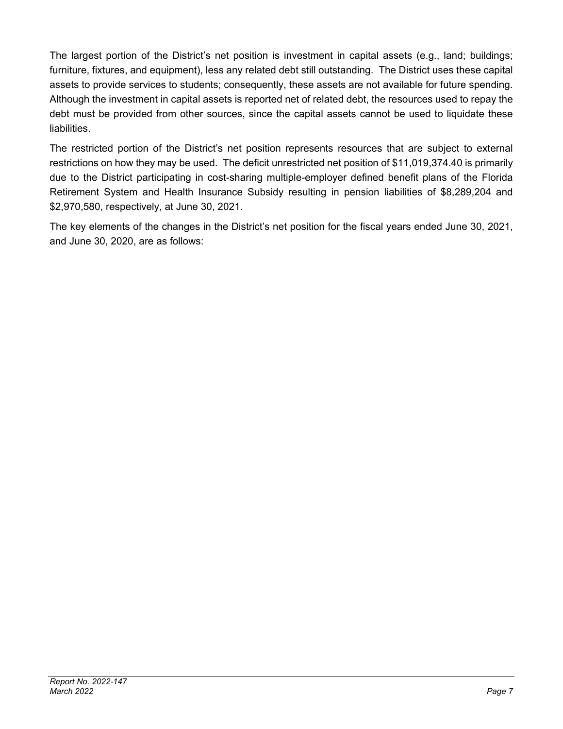The largest portion of the District's net position is investment in capital assets (e.g., land; buildings; furniture, fixtures, and equipment), less any related debt still outstanding. The District uses these capital assets to provide services to students; consequently, these assets are not available for future spending. Although the investment in capital assets is reported net of related debt, the resources used to repay the debt must be provided from other sources, since the capital assets cannot be used to liquidate these liabilities.

The restricted portion of the District's net position represents resources that are subject to external restrictions on how they may be used. The deficit unrestricted net position of $11,019,374.40 is primarily due to the District participating in cost-sharing multiple-employer defined benefit plans of the Florida Retirement System and Health Insurance Subsidy resulting in pension liabilities of $8,289,204 and $2,970,580, respectively, at June 30, 2021.

The key elements of the changes in the District's net position for the fiscal years ended June 30, 2021, and June 30, 2020, are as follows: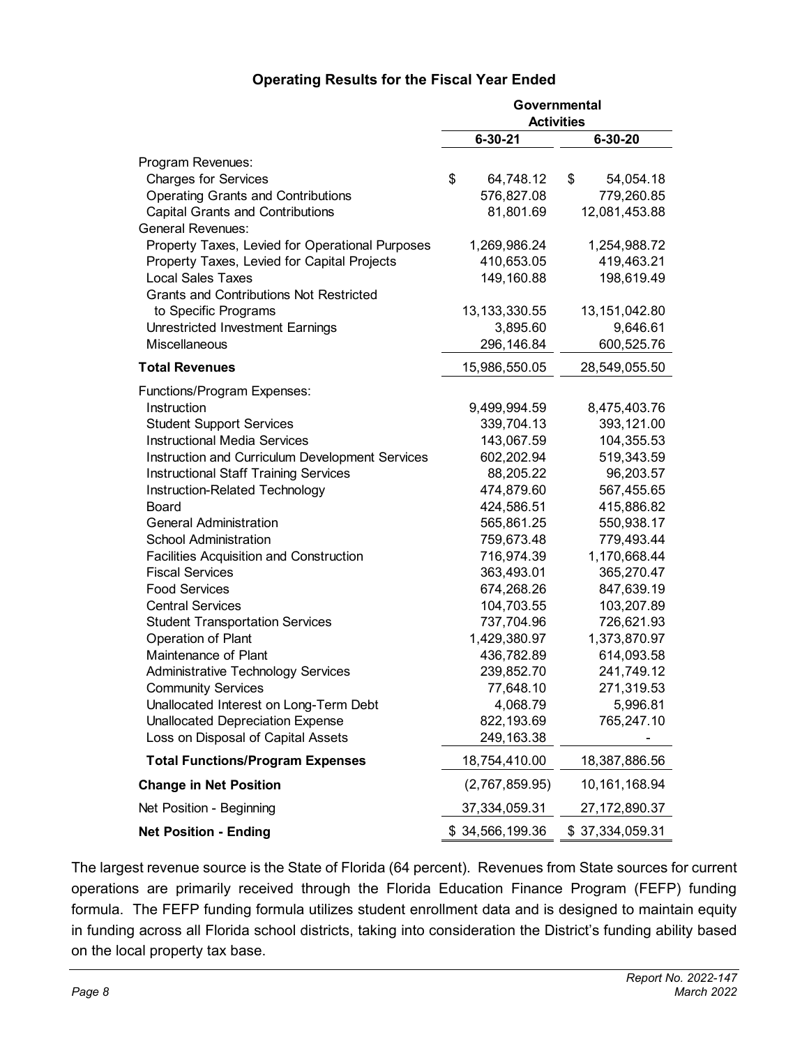**Operating Results for the Fiscal Year Ended**

| | Governmental Activities | |
|---|---|---|
| | **6-30-21** | **6-30-20** |
| Program Revenues: | | |
| Charges for Services | $ 64,748.12 | $ 54,054.18 |
| Operating Grants and Contributions | 576,827.08 | 779,260.85 |
| Capital Grants and Contributions | 81,801.69 | 12,081,453.88 |
| General Revenues: | | |
| Property Taxes, Levied for Operational Purposes | 1,269,986.24 | 1,254,988.72 |
| Property Taxes, Levied for Capital Projects | 410,653.05 | 419,463.21 |
| Local Sales Taxes | 149,160.88 | 198,619.49 |
| Grants and Contributions Not Restricted to Specific Programs | 13,133,330.55 | 13,151,042.80 |
| Unrestricted Investment Earnings | 3,895.60 | 9,646.61 |
| Miscellaneous | 296,146.84 | 600,525.76 |
| **Total Revenues** | 15,986,550.05 | 28,549,055.50 |
| Functions/Program Expenses: | | |
| Instruction | 9,499,994.59 | 8,475,403.76 |
| Student Support Services | 339,704.13 | 393,121.00 |
| Instructional Media Services | 143,067.59 | 104,355.53 |
| Instruction and Curriculum Development Services | 602,202.94 | 519,343.59 |
| Instructional Staff Training Services | 88,205.22 | 96,203.57 |
| Instruction-Related Technology | 474,879.60 | 567,455.65 |
| Board | 424,586.51 | 415,886.82 |
| General Administration | 565,861.25 | 550,938.17 |
| School Administration | 759,673.48 | 779,493.44 |
| Facilities Acquisition and Construction | 716,974.39 | 1,170,668.44 |
| Fiscal Services | 363,493.01 | 365,270.47 |
| Food Services | 674,268.26 | 847,639.19 |
| Central Services | 104,703.55 | 103,207.89 |
| Student Transportation Services | 737,704.96 | 726,621.93 |
| Operation of Plant | 1,429,380.97 | 1,373,870.97 |
| Maintenance of Plant | 436,782.89 | 614,093.58 |
| Administrative Technology Services | 239,852.70 | 241,749.12 |
| Community Services | 77,648.10 | 271,319.53 |
| Unallocated Interest on Long-Term Debt | 4,068.79 | 5,996.81 |
| Unallocated Depreciation Expense | 822,193.69 | 765,247.10 |
| Loss on Disposal of Capital Assets | 249,163.38 | - |
| **Total Functions/Program Expenses** | 18,754,410.00 | 18,387,886.56 |
| **Change in Net Position** | (2,767,859.95) | 10,161,168.94 |
| Net Position - Beginning | 37,334,059.31 | 27,172,890.37 |
| **Net Position - Ending** | $ 34,566,199.36 | $ 37,334,059.31 |

The largest revenue source is the State of Florida (64 percent). Revenues from State sources for current operations are primarily received through the Florida Education Finance Program (FEFP) funding formula. The FEFP funding formula utilizes student enrollment data and is designed to maintain equity in funding across all Florida school districts, taking into consideration the District's funding ability based on the local property tax base.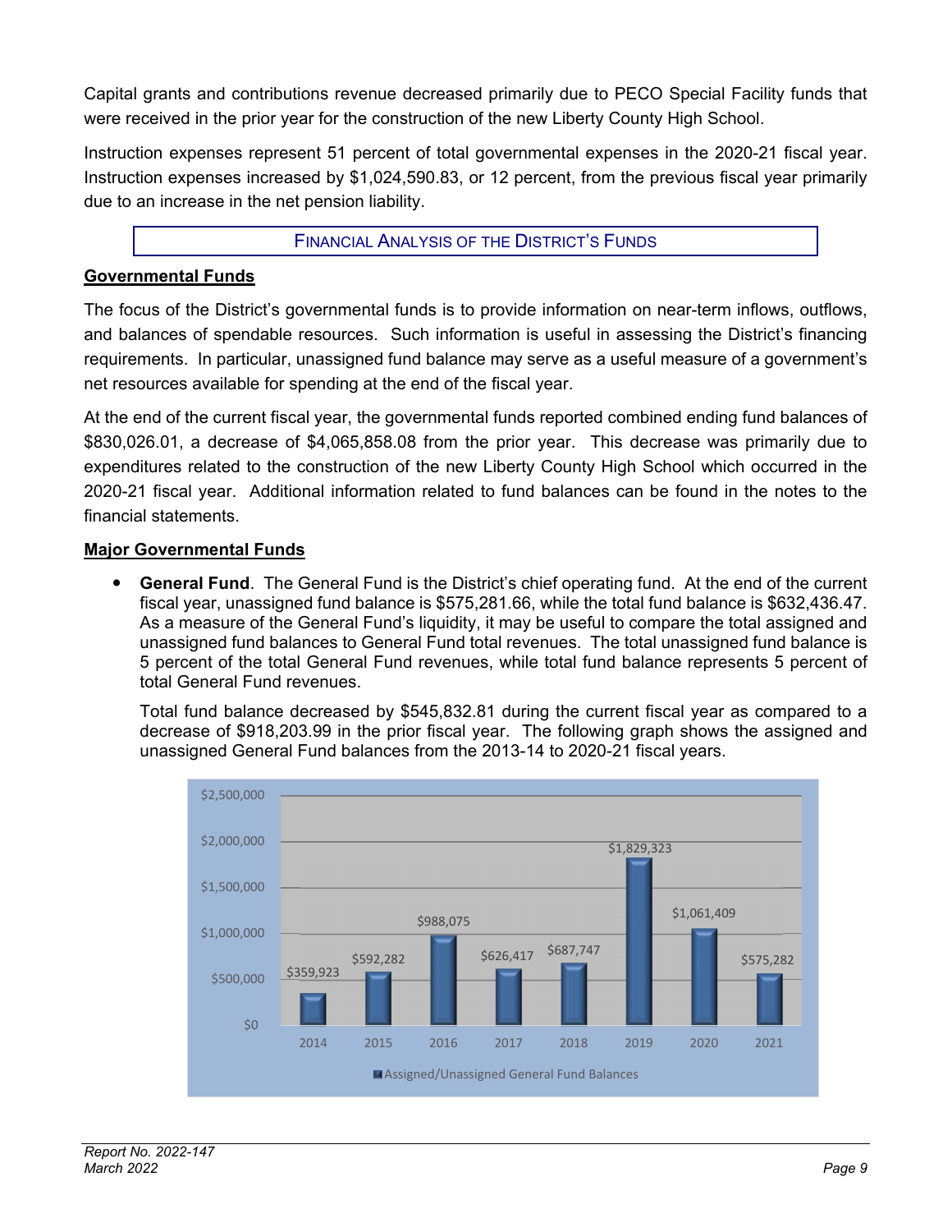Capital grants and contributions revenue decreased primarily due to PECO Special Facility funds that were received in the prior year for the construction of the new Liberty County High School.

Instruction expenses represent 51 percent of total governmental expenses in the 2020-21 fiscal year. Instruction expenses increased by $1,024,590.83, or 12 percent, from the previous fiscal year primarily due to an increase in the net pension liability.

## Financial Analysis of the District's Funds

### Governmental Funds

The focus of the District's governmental funds is to provide information on near-term inflows, outflows, and balances of spendable resources. Such information is useful in assessing the District's financing requirements. In particular, unassigned fund balance may serve as a useful measure of a government's net resources available for spending at the end of the fiscal year.

At the end of the current fiscal year, the governmental funds reported combined ending fund balances of $830,026.01, a decrease of $4,065,858.08 from the prior year. This decrease was primarily due to expenditures related to the construction of the new Liberty County High School which occurred in the 2020-21 fiscal year. Additional information related to fund balances can be found in the notes to the financial statements.

### Major Governmental Funds

- **General Fund**. The General Fund is the District's chief operating fund. At the end of the current fiscal year, unassigned fund balance is $575,281.66, while the total fund balance is $632,436.47. As a measure of the General Fund's liquidity, it may be useful to compare the total assigned and unassigned fund balances to General Fund total revenues. The total unassigned fund balance is 5 percent of the total General Fund revenues, while total fund balance represents 5 percent of total General Fund revenues.

  Total fund balance decreased by $545,832.81 during the current fiscal year as compared to a decrease of $918,203.99 in the prior fiscal year. The following graph shows the assigned and unassigned General Fund balances from the 2013-14 to 2020-21 fiscal years.

| Year | Assigned/Unassigned General Fund Balances |
|---|---|
| 2014 | $359,923 |
| 2015 | $592,282 |
| 2016 | $988,075 |
| 2017 | $626,417 |
| 2018 | $687,747 |
| 2019 | $1,829,323 |
| 2020 | $1,061,409 |
| 2021 | $575,282 |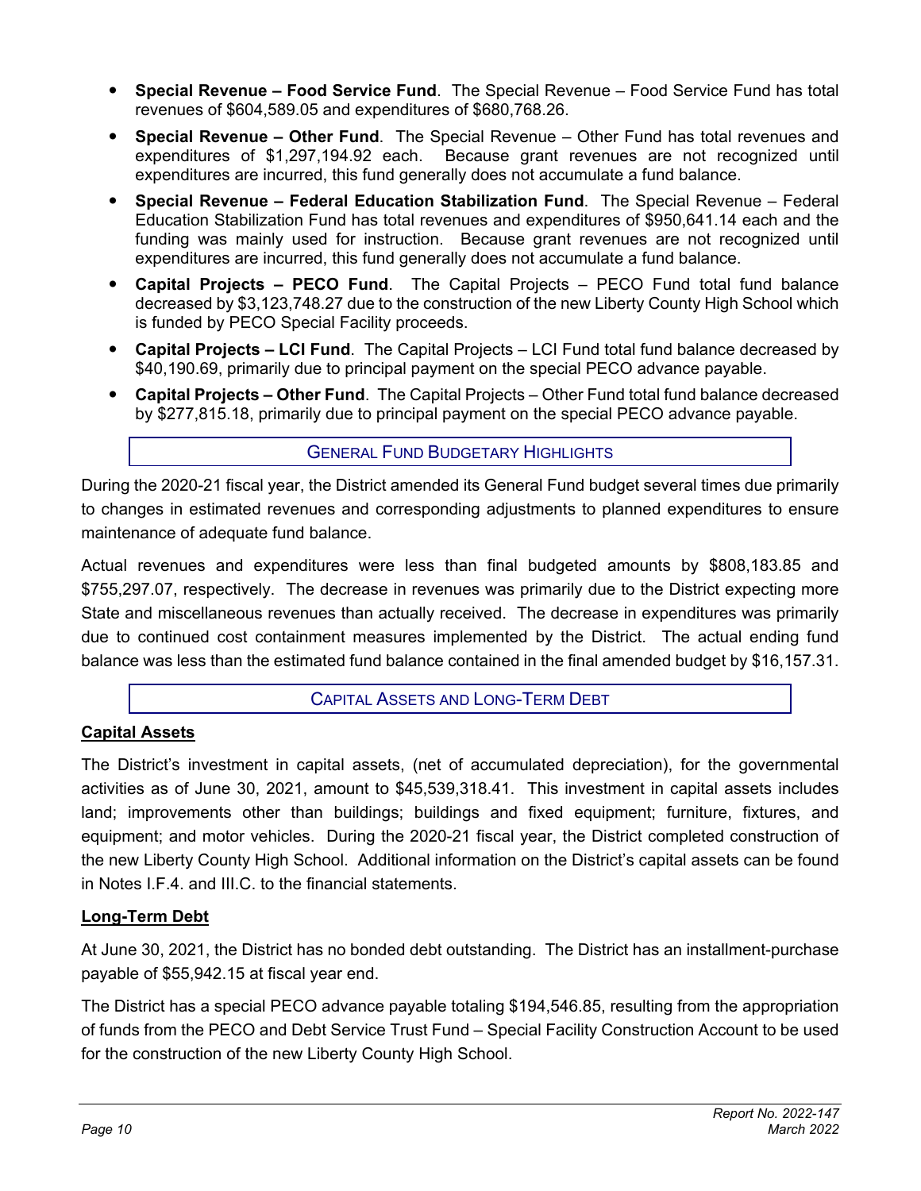- **Special Revenue – Food Service Fund**. The Special Revenue – Food Service Fund has total revenues of $604,589.05 and expenditures of $680,768.26.
- **Special Revenue – Other Fund**. The Special Revenue – Other Fund has total revenues and expenditures of $1,297,194.92 each. Because grant revenues are not recognized until expenditures are incurred, this fund generally does not accumulate a fund balance.
- **Special Revenue – Federal Education Stabilization Fund**. The Special Revenue – Federal Education Stabilization Fund has total revenues and expenditures of $950,641.14 each and the funding was mainly used for instruction. Because grant revenues are not recognized until expenditures are incurred, this fund generally does not accumulate a fund balance.
- **Capital Projects – PECO Fund**. The Capital Projects – PECO Fund total fund balance decreased by $3,123,748.27 due to the construction of the new Liberty County High School which is funded by PECO Special Facility proceeds.
- **Capital Projects – LCI Fund**. The Capital Projects – LCI Fund total fund balance decreased by $40,190.69, primarily due to principal payment on the special PECO advance payable.
- **Capital Projects – Other Fund**. The Capital Projects – Other Fund total fund balance decreased by $277,815.18, primarily due to principal payment on the special PECO advance payable.

## GENERAL FUND BUDGETARY HIGHLIGHTS

During the 2020-21 fiscal year, the District amended its General Fund budget several times due primarily to changes in estimated revenues and corresponding adjustments to planned expenditures to ensure maintenance of adequate fund balance.

Actual revenues and expenditures were less than final budgeted amounts by $808,183.85 and $755,297.07, respectively. The decrease in revenues was primarily due to the District expecting more State and miscellaneous revenues than actually received. The decrease in expenditures was primarily due to continued cost containment measures implemented by the District. The actual ending fund balance was less than the estimated fund balance contained in the final amended budget by $16,157.31.

## CAPITAL ASSETS AND LONG-TERM DEBT

### Capital Assets

The District's investment in capital assets, (net of accumulated depreciation), for the governmental activities as of June 30, 2021, amount to $45,539,318.41. This investment in capital assets includes land; improvements other than buildings; buildings and fixed equipment; furniture, fixtures, and equipment; and motor vehicles. During the 2020-21 fiscal year, the District completed construction of the new Liberty County High School. Additional information on the District's capital assets can be found in Notes I.F.4. and III.C. to the financial statements.

### Long-Term Debt

At June 30, 2021, the District has no bonded debt outstanding. The District has an installment-purchase payable of $55,942.15 at fiscal year end.

The District has a special PECO advance payable totaling $194,546.85, resulting from the appropriation of funds from the PECO and Debt Service Trust Fund – Special Facility Construction Account to be used for the construction of the new Liberty County High School.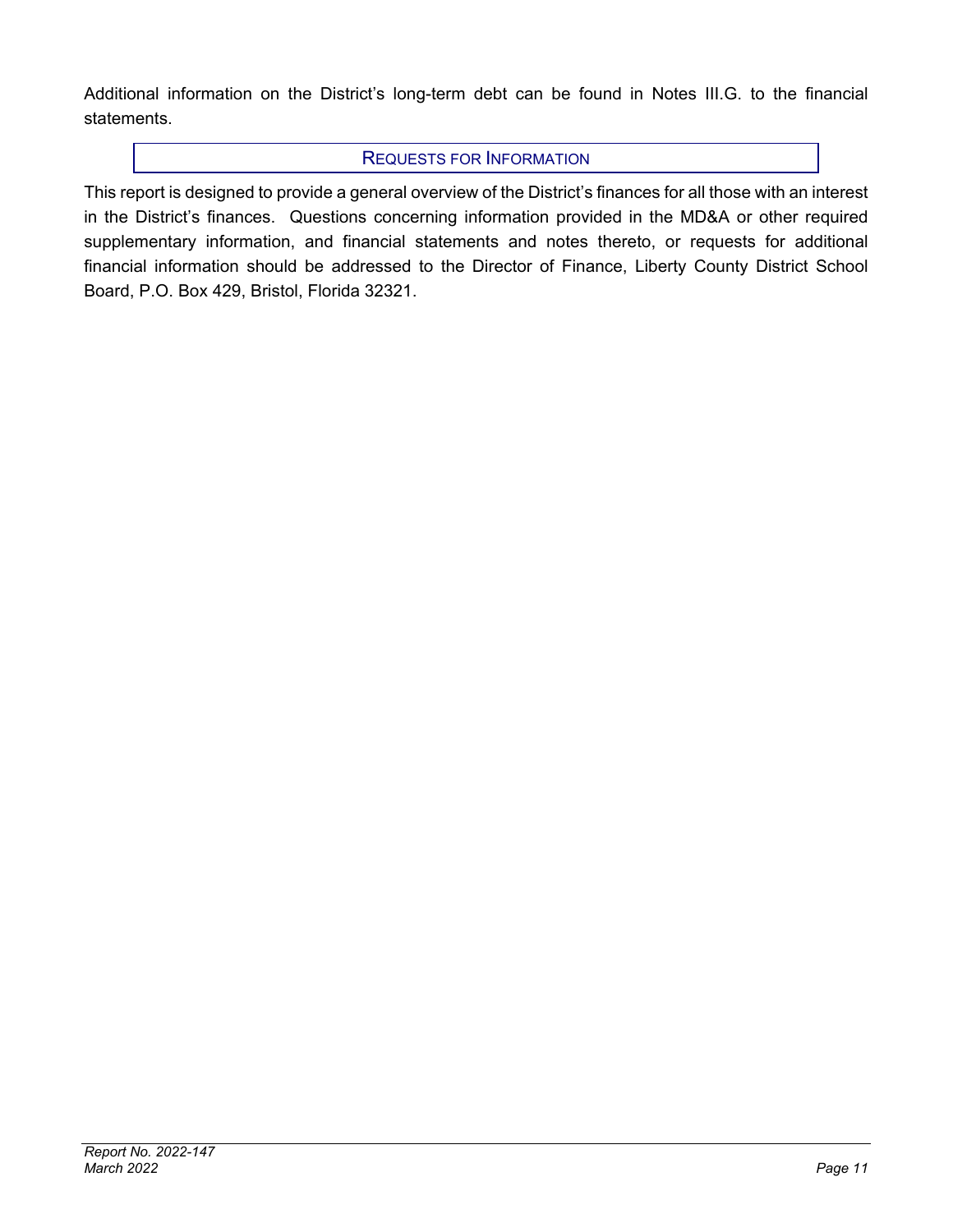Additional information on the District's long-term debt can be found in Notes III.G. to the financial statements.

## REQUESTS FOR INFORMATION

This report is designed to provide a general overview of the District's finances for all those with an interest in the District's finances. Questions concerning information provided in the MD&A or other required supplementary information, and financial statements and notes thereto, or requests for additional financial information should be addressed to the Director of Finance, Liberty County District School Board, P.O. Box 429, Bristol, Florida 32321.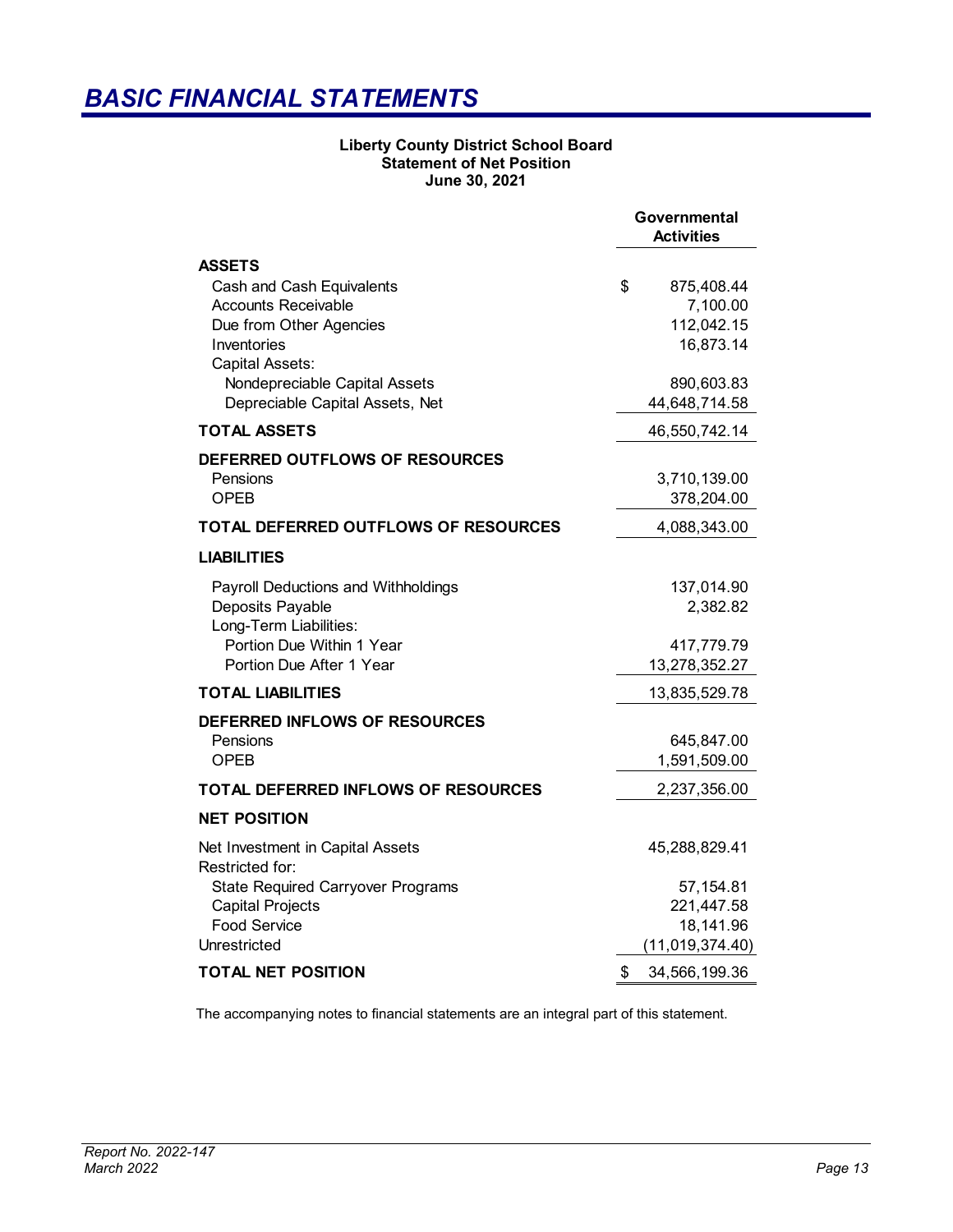# *BASIC FINANCIAL STATEMENTS*

**Liberty County District School Board**
**Statement of Net Position**
**June 30, 2021**

| | Governmental Activities |
|---|---|
| **ASSETS** | |
| Cash and Cash Equivalents | $ 875,408.44 |
| Accounts Receivable | 7,100.00 |
| Due from Other Agencies | 112,042.15 |
| Inventories | 16,873.14 |
| Capital Assets: | |
| Nondepreciable Capital Assets | 890,603.83 |
| Depreciable Capital Assets, Net | 44,648,714.58 |
| **TOTAL ASSETS** | 46,550,742.14 |
| **DEFERRED OUTFLOWS OF RESOURCES** | |
| Pensions | 3,710,139.00 |
| OPEB | 378,204.00 |
| **TOTAL DEFERRED OUTFLOWS OF RESOURCES** | 4,088,343.00 |
| **LIABILITIES** | |
| Payroll Deductions and Withholdings | 137,014.90 |
| Deposits Payable | 2,382.82 |
| Long-Term Liabilities: | |
| Portion Due Within 1 Year | 417,779.79 |
| Portion Due After 1 Year | 13,278,352.27 |
| **TOTAL LIABILITIES** | 13,835,529.78 |
| **DEFERRED INFLOWS OF RESOURCES** | |
| Pensions | 645,847.00 |
| OPEB | 1,591,509.00 |
| **TOTAL DEFERRED INFLOWS OF RESOURCES** | 2,237,356.00 |
| **NET POSITION** | |
| Net Investment in Capital Assets | 45,288,829.41 |
| Restricted for: | |
| State Required Carryover Programs | 57,154.81 |
| Capital Projects | 221,447.58 |
| Food Service | 18,141.96 |
| Unrestricted | (11,019,374.40) |
| **TOTAL NET POSITION** | $ 34,566,199.36 |

The accompanying notes to financial statements are an integral part of this statement.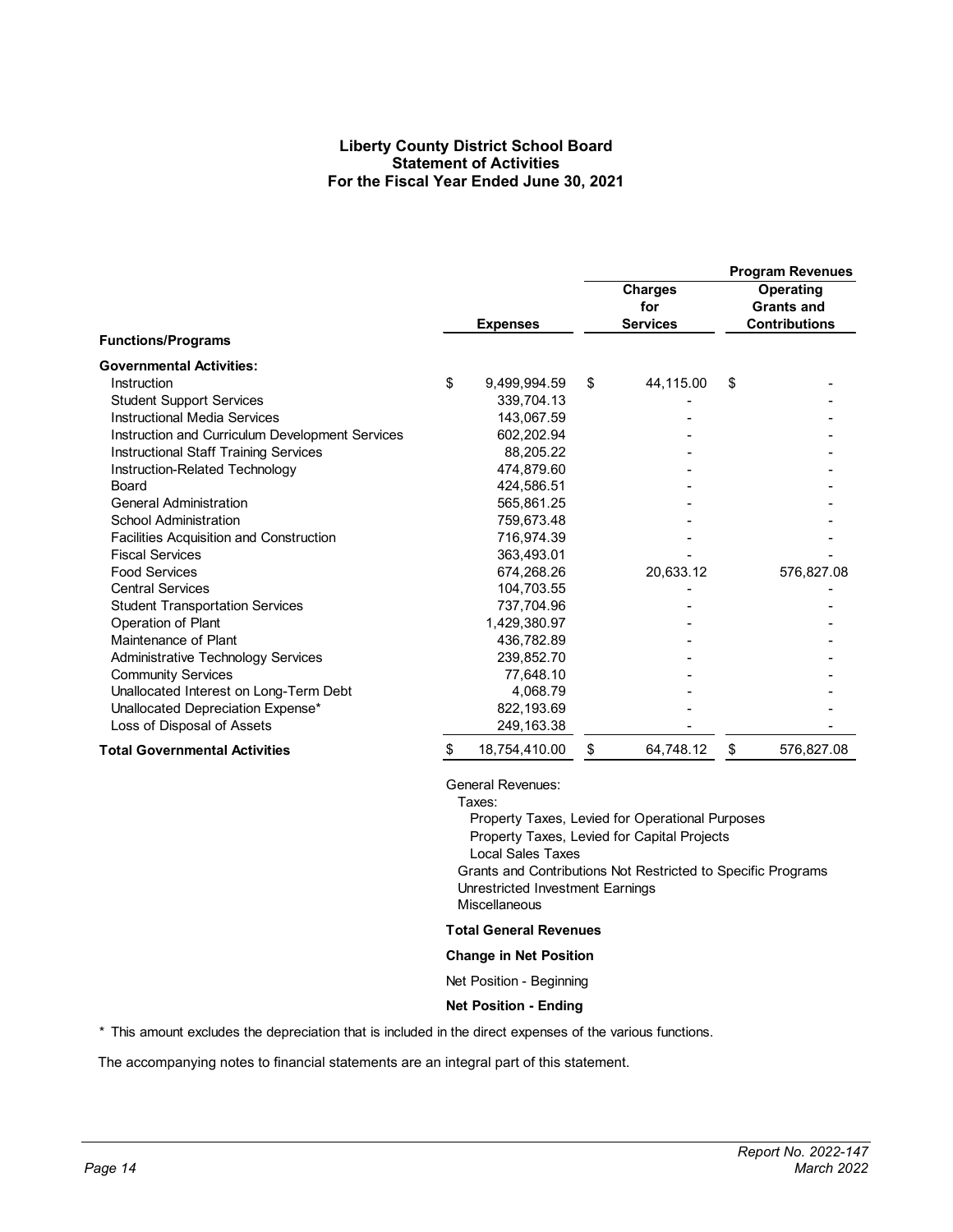# Liberty County District School Board
## Statement of Activities
### For the Fiscal Year Ended June 30, 2021

| Functions/Programs | Expenses | Program Revenues: Charges for Services | Program Revenues: Operating Grants and Contributions |
|---|---|---|---|
| **Governmental Activities:** | | | |
| Instruction | $ 9,499,994.59 | $ 44,115.00 | $ - |
| Student Support Services | 339,704.13 | - | - |
| Instructional Media Services | 143,067.59 | - | - |
| Instruction and Curriculum Development Services | 602,202.94 | - | - |
| Instructional Staff Training Services | 88,205.22 | - | - |
| Instruction-Related Technology | 474,879.60 | - | - |
| Board | 424,586.51 | - | - |
| General Administration | 565,861.25 | - | - |
| School Administration | 759,673.48 | - | - |
| Facilities Acquisition and Construction | 716,974.39 | - | - |
| Fiscal Services | 363,493.01 | - | - |
| Food Services | 674,268.26 | 20,633.12 | 576,827.08 |
| Central Services | 104,703.55 | - | - |
| Student Transportation Services | 737,704.96 | - | - |
| Operation of Plant | 1,429,380.97 | - | - |
| Maintenance of Plant | 436,782.89 | - | - |
| Administrative Technology Services | 239,852.70 | - | - |
| Community Services | 77,648.10 | - | - |
| Unallocated Interest on Long-Term Debt | 4,068.79 | - | - |
| Unallocated Depreciation Expense* | 822,193.69 | - | - |
| Loss of Disposal of Assets | 249,163.38 | - | - |
| **Total Governmental Activities** | $ 18,754,410.00 | $ 64,748.12 | $ 576,827.08 |

General Revenues:
- Taxes:
  - Property Taxes, Levied for Operational Purposes
  - Property Taxes, Levied for Capital Projects
  - Local Sales Taxes
- Grants and Contributions Not Restricted to Specific Programs
- Unrestricted Investment Earnings
- Miscellaneous

**Total General Revenues**

**Change in Net Position**

Net Position - Beginning

**Net Position - Ending**

\* This amount excludes the depreciation that is included in the direct expenses of the various functions.

The accompanying notes to financial statements are an integral part of this statement.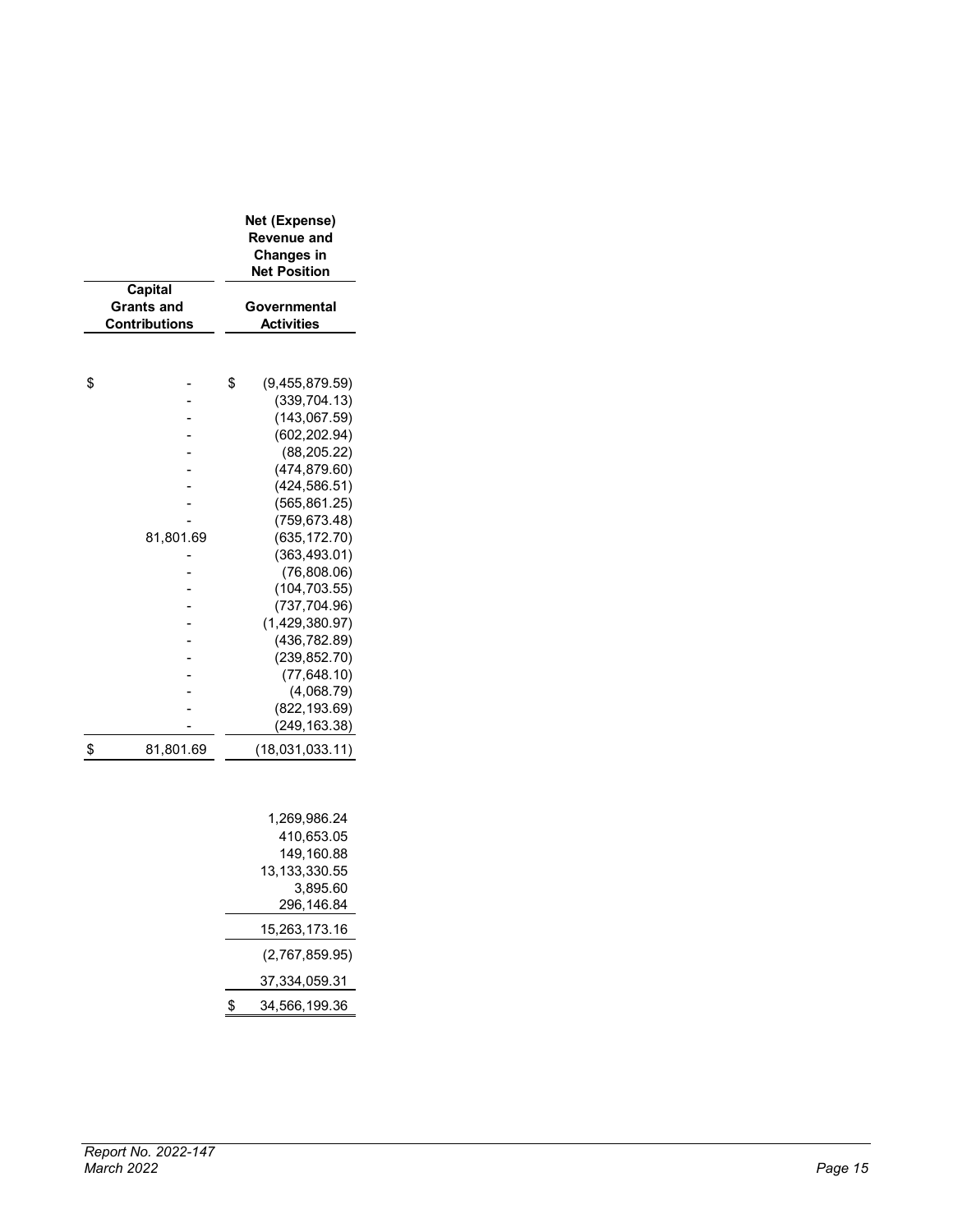| Capital Grants and Contributions | Net (Expense) Revenue and Changes in Net Position Governmental Activities |
|---|---|
| $ - | $ (9,455,879.59) |
| - | (339,704.13) |
| - | (143,067.59) |
| - | (602,202.94) |
| - | (88,205.22) |
| - | (474,879.60) |
| - | (424,586.51) |
| - | (565,861.25) |
| - | (759,673.48) |
| 81,801.69 | (635,172.70) |
| - | (363,493.01) |
| - | (76,808.06) |
| - | (104,703.55) |
| - | (737,704.96) |
| - | (1,429,380.97) |
| - | (436,782.89) |
| - | (239,852.70) |
| - | (77,648.10) |
| - | (4,068.79) |
| - | (822,193.69) |
| - | (249,163.38) |
| $ 81,801.69 | (18,031,033.11) |
| | |
| | 1,269,986.24 |
| | 410,653.05 |
| | 149,160.88 |
| | 13,133,330.55 |
| | 3,895.60 |
| | 296,146.84 |
| | 15,263,173.16 |
| | (2,767,859.95) |
| | 37,334,059.31 |
| | $ 34,566,199.36 |

*Report No. 2022-147*
*March 2022*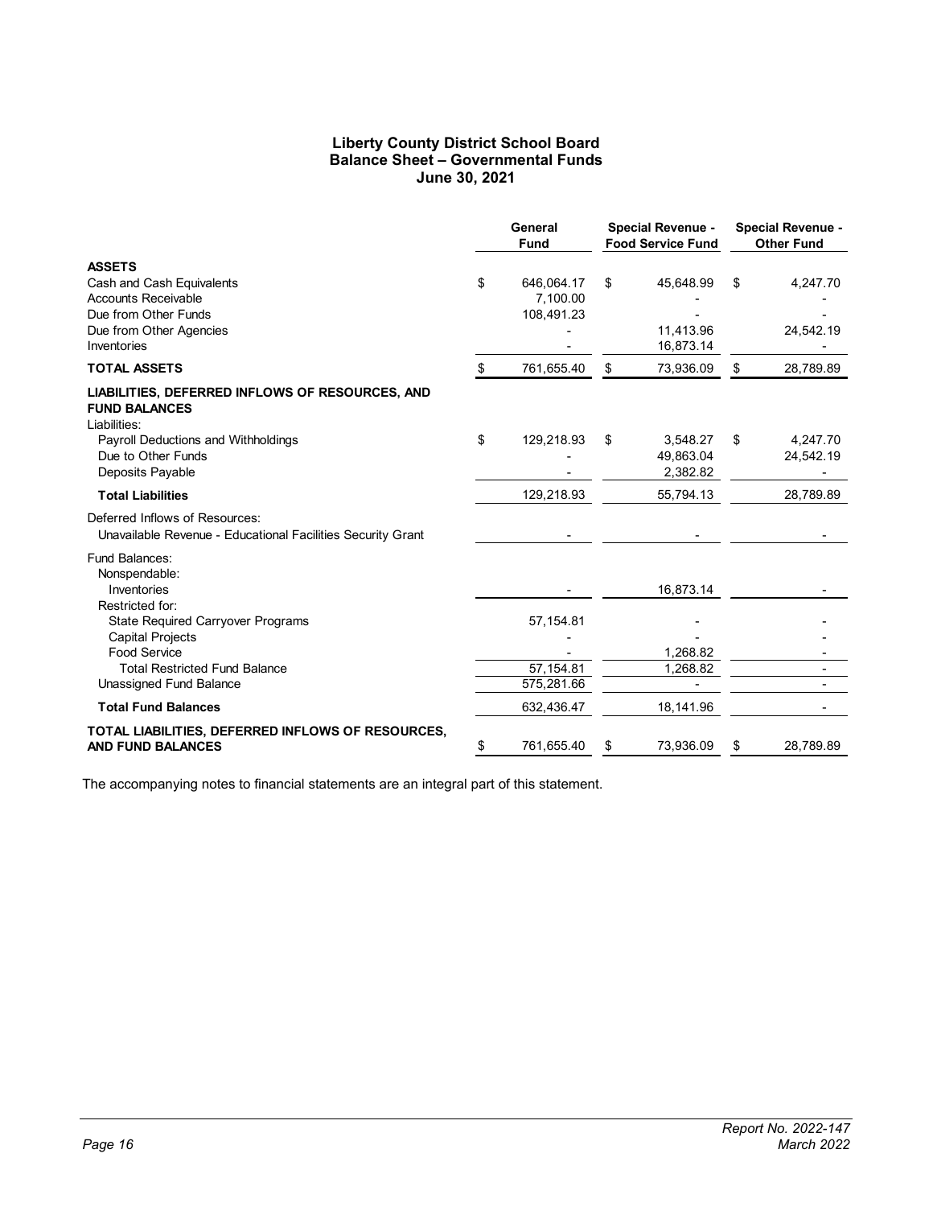# Liberty County District School Board
## Balance Sheet – Governmental Funds
### June 30, 2021

| | General Fund | Special Revenue - Food Service Fund | Special Revenue - Other Fund |
|---|---|---|---|
| **ASSETS** | | | |
| Cash and Cash Equivalents | $ 646,064.17 | $ 45,648.99 | $ 4,247.70 |
| Accounts Receivable | 7,100.00 | - | - |
| Due from Other Funds | 108,491.23 | - | - |
| Due from Other Agencies | - | 11,413.96 | 24,542.19 |
| Inventories | - | 16,873.14 | - |
| **TOTAL ASSETS** | $ 761,655.40 | $ 73,936.09 | $ 28,789.89 |
| **LIABILITIES, DEFERRED INFLOWS OF RESOURCES, AND FUND BALANCES** | | | |
| Liabilities: | | | |
| Payroll Deductions and Withholdings | $ 129,218.93 | $ 3,548.27 | $ 4,247.70 |
| Due to Other Funds | - | 49,863.04 | 24,542.19 |
| Deposits Payable | - | 2,382.82 | - |
| **Total Liabilities** | 129,218.93 | 55,794.13 | 28,789.89 |
| Deferred Inflows of Resources: | | | |
| Unavailable Revenue - Educational Facilities Security Grant | - | - | - |
| Fund Balances: | | | |
| Nonspendable: | | | |
| Inventories | - | 16,873.14 | - |
| Restricted for: | | | |
| State Required Carryover Programs | 57,154.81 | - | - |
| Capital Projects | - | - | - |
| Food Service | - | 1,268.82 | - |
| Total Restricted Fund Balance | 57,154.81 | 1,268.82 | - |
| Unassigned Fund Balance | 575,281.66 | - | - |
| **Total Fund Balances** | 632,436.47 | 18,141.96 | - |
| **TOTAL LIABILITIES, DEFERRED INFLOWS OF RESOURCES, AND FUND BALANCES** | $ 761,655.40 | $ 73,936.09 | $ 28,789.89 |

The accompanying notes to financial statements are an integral part of this statement.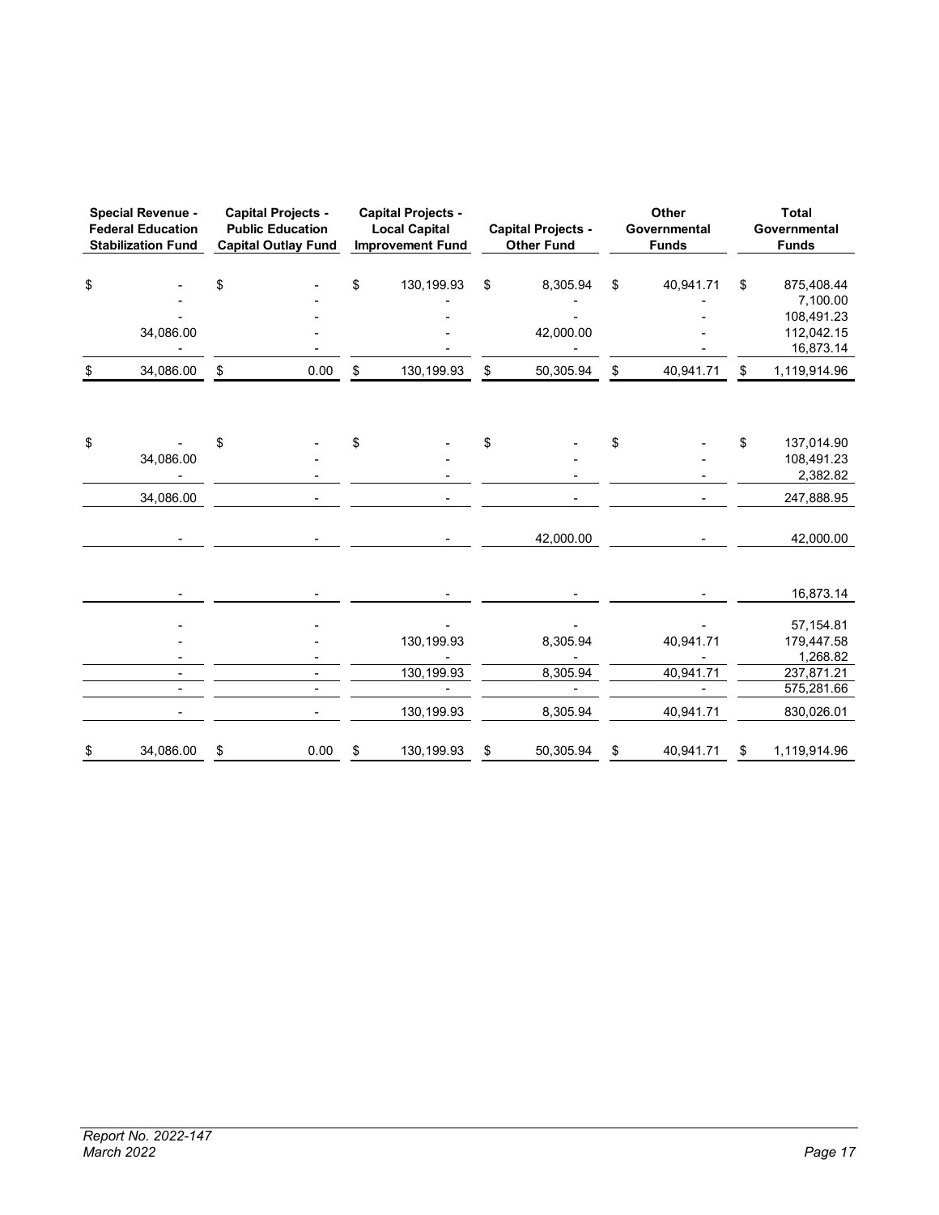| Special Revenue - Federal Education Stabilization Fund | Capital Projects - Public Education Capital Outlay Fund | Capital Projects - Local Capital Improvement Fund | Capital Projects - Other Fund | Other Governmental Funds | Total Governmental Funds |
|---|---|---|---|---|---|
| $ - | $ - | $ 130,199.93 | $ 8,305.94 | $ 40,941.71 | $ 875,408.44 |
| - | - | - | - | - | 7,100.00 |
| - | - | - | - | - | 108,491.23 |
| 34,086.00 | - | - | 42,000.00 | - | 112,042.15 |
| - | - | - | - | - | 16,873.14 |
| $ 34,086.00 | $ 0.00 | $ 130,199.93 | $ 50,305.94 | $ 40,941.71 | $ 1,119,914.96 |
| | | | | | |
| $ - | $ - | $ - | $ - | $ - | $ 137,014.90 |
| 34,086.00 | - | - | - | - | 108,491.23 |
| - | - | - | - | - | 2,382.82 |
| 34,086.00 | - | - | - | - | 247,888.95 |
| | | | | | |
| - | - | - | 42,000.00 | - | 42,000.00 |
| | | | | | |
| - | - | - | - | - | 16,873.14 |
| | | | | | |
| - | - | - | - | - | 57,154.81 |
| - | - | 130,199.93 | 8,305.94 | 40,941.71 | 179,447.58 |
| - | - | - | - | - | 1,268.82 |
| - | - | 130,199.93 | 8,305.94 | 40,941.71 | 237,871.21 |
| - | - | - | - | - | 575,281.66 |
| - | - | 130,199.93 | 8,305.94 | 40,941.71 | 830,026.01 |
| | | | | | |
| $ 34,086.00 | $ 0.00 | $ 130,199.93 | $ 50,305.94 | $ 40,941.71 | $ 1,119,914.96 |

*Report No. 2022-147*
*March 2022*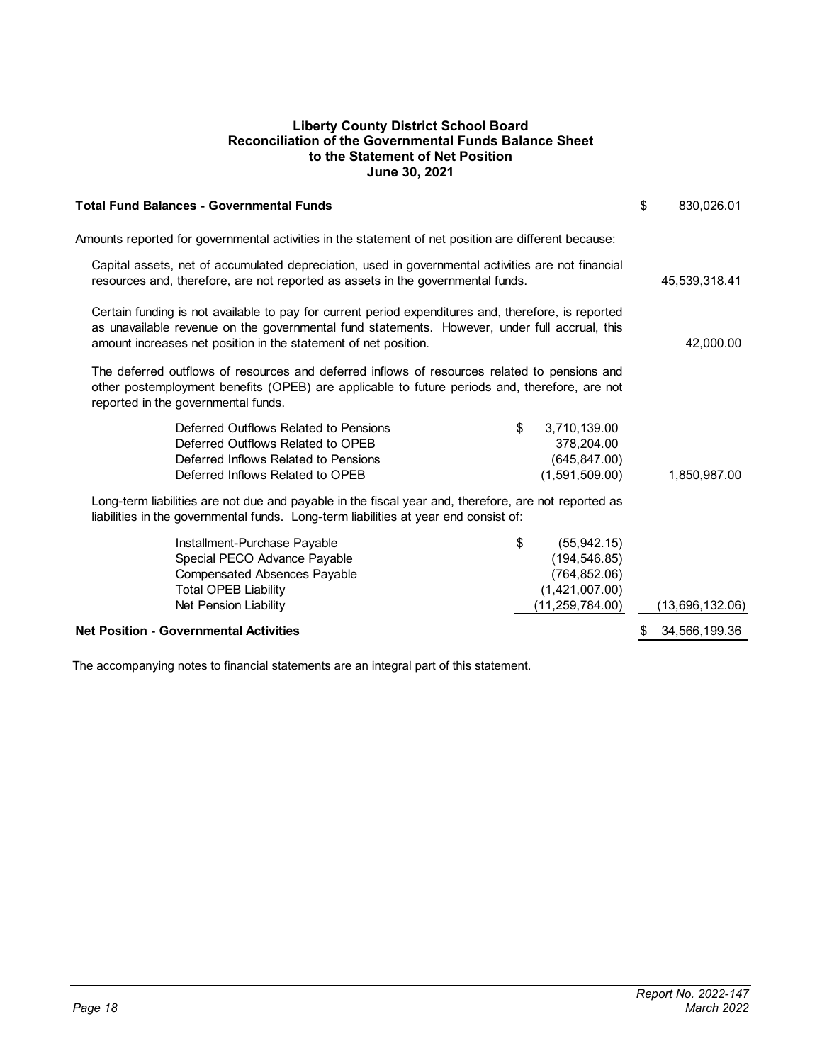# Liberty County District School Board
## Reconciliation of the Governmental Funds Balance Sheet to the Statement of Net Position
### June 30, 2021

| | | |
|---|---|---|
| **Total Fund Balances - Governmental Funds** | | $ 830,026.01 |
| Amounts reported for governmental activities in the statement of net position are different because: | | |
| Capital assets, net of accumulated depreciation, used in governmental activities are not financial resources and, therefore, are not reported as assets in the governmental funds. | | 45,539,318.41 |
| Certain funding is not available to pay for current period expenditures and, therefore, is reported as unavailable revenue on the governmental fund statements. However, under full accrual, this amount increases net position in the statement of net position. | | 42,000.00 |
| The deferred outflows of resources and deferred inflows of resources related to pensions and other postemployment benefits (OPEB) are applicable to future periods and, therefore, are not reported in the governmental funds. | | |
| Deferred Outflows Related to Pensions | $ 3,710,139.00 | |
| Deferred Outflows Related to OPEB | 378,204.00 | |
| Deferred Inflows Related to Pensions | (645,847.00) | |
| Deferred Inflows Related to OPEB | (1,591,509.00) | 1,850,987.00 |
| Long-term liabilities are not due and payable in the fiscal year and, therefore, are not reported as liabilities in the governmental funds. Long-term liabilities at year end consist of: | | |
| Installment-Purchase Payable | $ (55,942.15) | |
| Special PECO Advance Payable | (194,546.85) | |
| Compensated Absences Payable | (764,852.06) | |
| Total OPEB Liability | (1,421,007.00) | |
| Net Pension Liability | (11,259,784.00) | (13,696,132.06) |
| **Net Position - Governmental Activities** | | $ 34,566,199.36 |

The accompanying notes to financial statements are an integral part of this statement.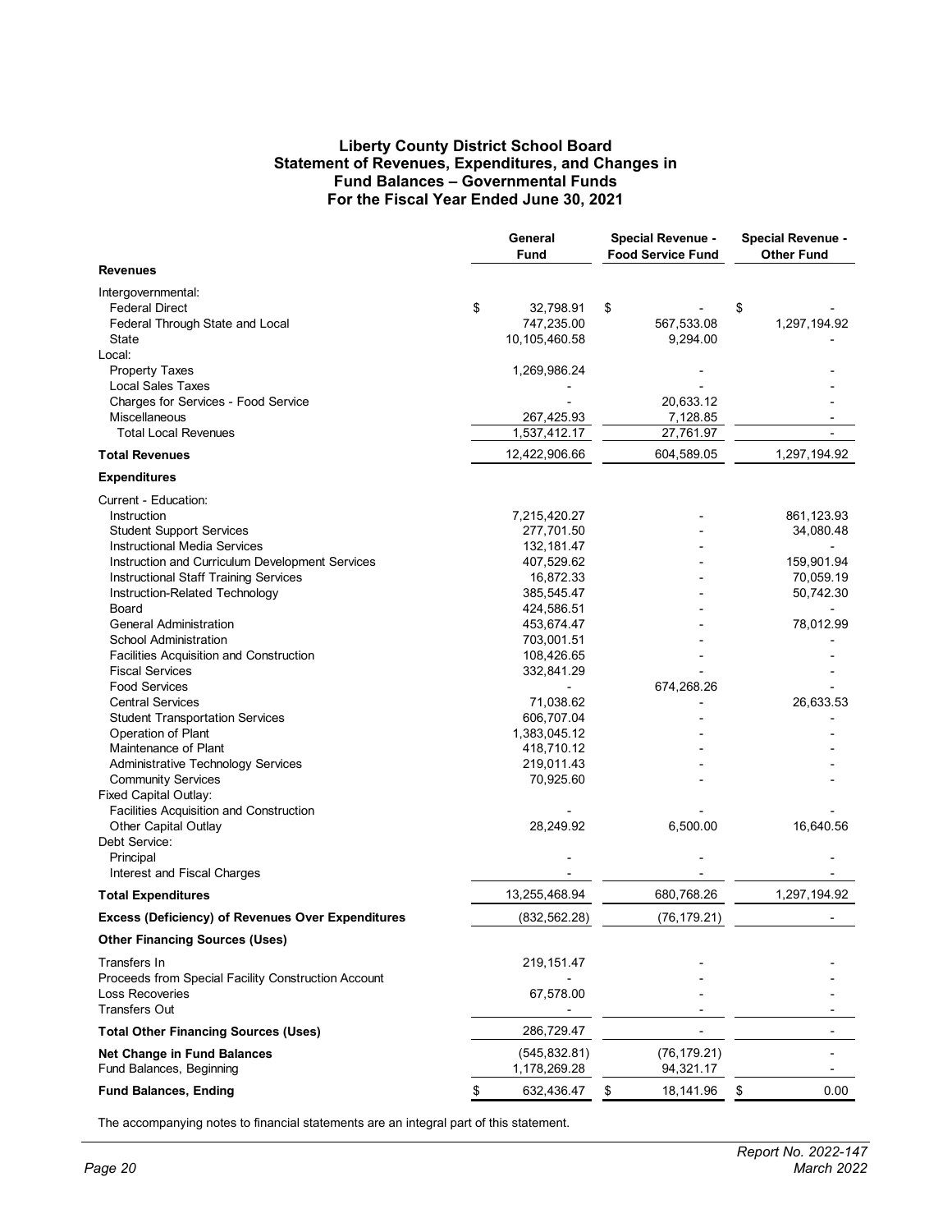**Liberty County District School Board**
**Statement of Revenues, Expenditures, and Changes in Fund Balances – Governmental Funds**
**For the Fiscal Year Ended June 30, 2021**

| | General Fund | Special Revenue - Food Service Fund | Special Revenue - Other Fund |
|---|---|---|---|
| **Revenues** | | | |
| Intergovernmental: | | | |
| Federal Direct | $ 32,798.91 | $ - | $ - |
| Federal Through State and Local | 747,235.00 | 567,533.08 | 1,297,194.92 |
| State | 10,105,460.58 | 9,294.00 | - |
| Local: | | | |
| Property Taxes | 1,269,986.24 | - | - |
| Local Sales Taxes | - | - | - |
| Charges for Services - Food Service | - | 20,633.12 | - |
| Miscellaneous | 267,425.93 | 7,128.85 | - |
| Total Local Revenues | 1,537,412.17 | 27,761.97 | - |
| **Total Revenues** | 12,422,906.66 | 604,589.05 | 1,297,194.92 |
| **Expenditures** | | | |
| Current - Education: | | | |
| Instruction | 7,215,420.27 | - | 861,123.93 |
| Student Support Services | 277,701.50 | - | 34,080.48 |
| Instructional Media Services | 132,181.47 | - | - |
| Instruction and Curriculum Development Services | 407,529.62 | - | 159,901.94 |
| Instructional Staff Training Services | 16,872.33 | - | 70,059.19 |
| Instruction-Related Technology | 385,545.47 | - | 50,742.30 |
| Board | 424,586.51 | - | - |
| General Administration | 453,674.47 | - | 78,012.99 |
| School Administration | 703,001.51 | - | - |
| Facilities Acquisition and Construction | 108,426.65 | - | - |
| Fiscal Services | 332,841.29 | - | - |
| Food Services | - | 674,268.26 | - |
| Central Services | 71,038.62 | - | 26,633.53 |
| Student Transportation Services | 606,707.04 | - | - |
| Operation of Plant | 1,383,045.12 | - | - |
| Maintenance of Plant | 418,710.12 | - | - |
| Administrative Technology Services | 219,011.43 | - | - |
| Community Services | 70,925.60 | - | - |
| Fixed Capital Outlay: | | | |
| Facilities Acquisition and Construction | - | - | - |
| Other Capital Outlay | 28,249.92 | 6,500.00 | 16,640.56 |
| Debt Service: | | | |
| Principal | - | - | - |
| Interest and Fiscal Charges | - | - | - |
| **Total Expenditures** | 13,255,468.94 | 680,768.26 | 1,297,194.92 |
| **Excess (Deficiency) of Revenues Over Expenditures** | (832,562.28) | (76,179.21) | - |
| **Other Financing Sources (Uses)** | | | |
| Transfers In | 219,151.47 | - | - |
| Proceeds from Special Facility Construction Account | - | - | - |
| Loss Recoveries | 67,578.00 | - | - |
| Transfers Out | - | - | - |
| **Total Other Financing Sources (Uses)** | 286,729.47 | - | - |
| **Net Change in Fund Balances** | (545,832.81) | (76,179.21) | - |
| Fund Balances, Beginning | 1,178,269.28 | 94,321.17 | - |
| **Fund Balances, Ending** | $ 632,436.47 | $ 18,141.96 | $ 0.00 |

The accompanying notes to financial statements are an integral part of this statement.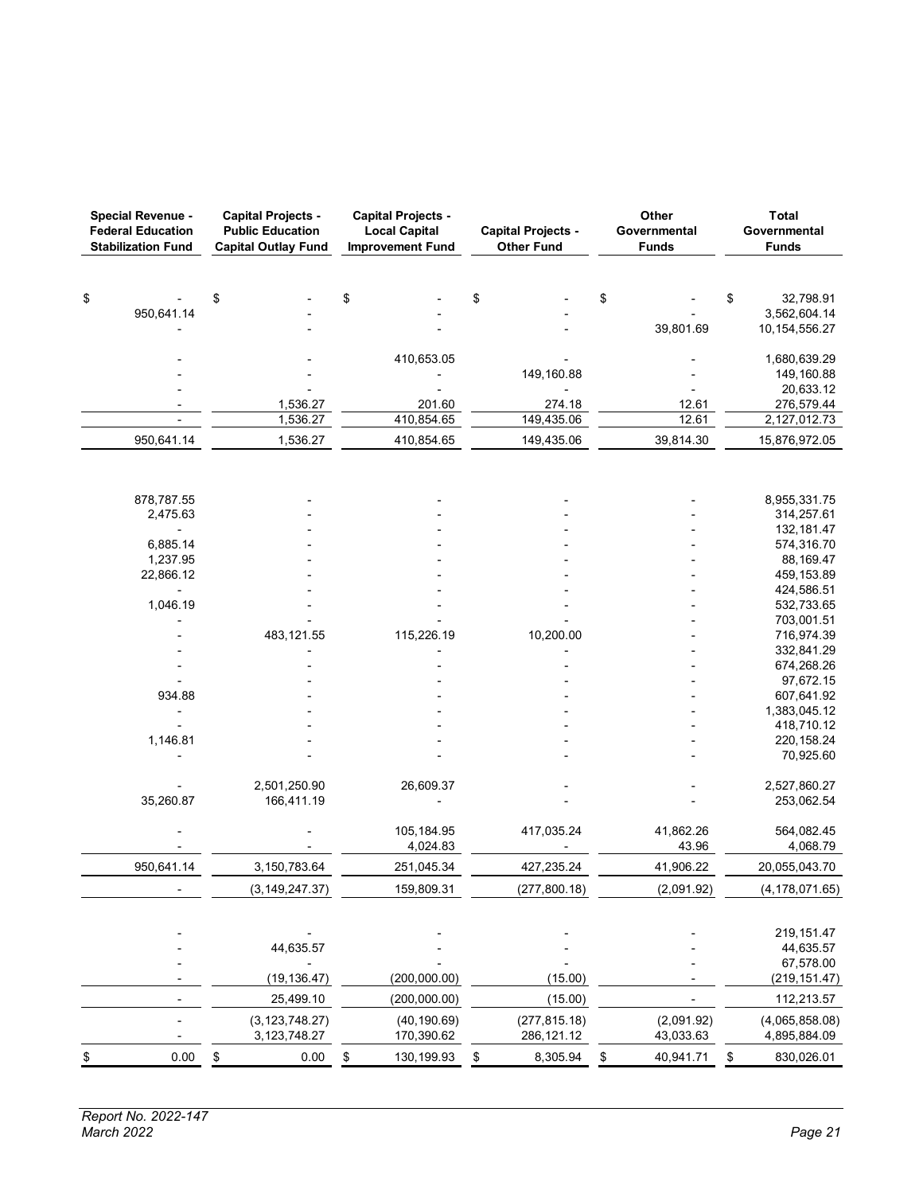| Special Revenue - Federal Education Stabilization Fund | Capital Projects - Public Education Capital Outlay Fund | Capital Projects - Local Capital Improvement Fund | Capital Projects - Other Fund | Other Governmental Funds | Total Governmental Funds |
|---|---|---|---|---|---|
| $ - | $ - | $ - | $ - | $ - | $ 32,798.91 |
| 950,641.14 | - | - | - | - | 3,562,604.14 |
| - | - | - | - | 39,801.69 | 10,154,556.27 |
| - | - | 410,653.05 | - | - | 1,680,639.29 |
| - | - | - | 149,160.88 | - | 149,160.88 |
| - | - | - | - | - | 20,633.12 |
| - | 1,536.27 | 201.60 | 274.18 | 12.61 | 276,579.44 |
| - | 1,536.27 | 410,854.65 | 149,435.06 | 12.61 | 2,127,012.73 |
| 950,641.14 | 1,536.27 | 410,854.65 | 149,435.06 | 39,814.30 | 15,876,972.05 |
| | | | | | |
| 878,787.55 | - | - | - | - | 8,955,331.75 |
| 2,475.63 | - | - | - | - | 314,257.61 |
| - | - | - | - | - | 132,181.47 |
| 6,885.14 | - | - | - | - | 574,316.70 |
| 1,237.95 | - | - | - | - | 88,169.47 |
| 22,866.12 | - | - | - | - | 459,153.89 |
| - | - | - | - | - | 424,586.51 |
| 1,046.19 | - | - | - | - | 532,733.65 |
| - | - | - | - | - | 703,001.51 |
| - | 483,121.55 | 115,226.19 | 10,200.00 | - | 716,974.39 |
| - | - | - | - | - | 332,841.29 |
| - | - | - | - | - | 674,268.26 |
| - | - | - | - | - | 97,672.15 |
| 934.88 | - | - | - | - | 607,641.92 |
| - | - | - | - | - | 1,383,045.12 |
| - | - | - | - | - | 418,710.12 |
| 1,146.81 | - | - | - | - | 220,158.24 |
| - | - | - | - | - | 70,925.60 |
| - | 2,501,250.90 | 26,609.37 | - | - | 2,527,860.27 |
| 35,260.87 | 166,411.19 | - | - | - | 253,062.54 |
| - | - | 105,184.95 | 417,035.24 | 41,862.26 | 564,082.45 |
| - | - | 4,024.83 | - | 43.96 | 4,068.79 |
| 950,641.14 | 3,150,783.64 | 251,045.34 | 427,235.24 | 41,906.22 | 20,055,043.70 |
| - | (3,149,247.37) | 159,809.31 | (277,800.18) | (2,091.92) | (4,178,071.65) |
| | | | | | |
| - | - | - | - | - | 219,151.47 |
| - | 44,635.57 | - | - | - | 44,635.57 |
| - | - | - | - | - | 67,578.00 |
| - | (19,136.47) | (200,000.00) | (15.00) | - | (219,151.47) |
| - | 25,499.10 | (200,000.00) | (15.00) | - | 112,213.57 |
| - | (3,123,748.27) | (40,190.69) | (277,815.18) | (2,091.92) | (4,065,858.08) |
| - | 3,123,748.27 | 170,390.62 | 286,121.12 | 43,033.63 | 4,895,884.09 |
| $ 0.00 | $ 0.00 | $ 130,199.93 | $ 8,305.94 | $ 40,941.71 | $ 830,026.01 |

*Report No. 2022-147*
*March 2022*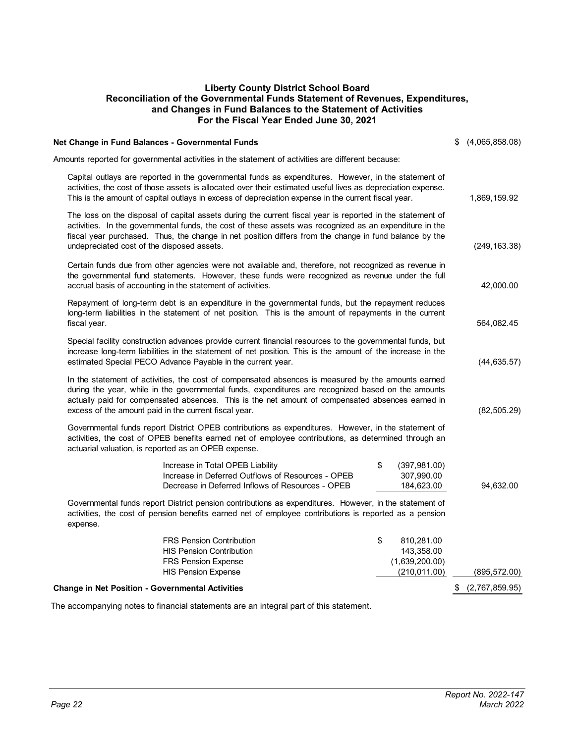# Liberty County District School Board
## Reconciliation of the Governmental Funds Statement of Revenues, Expenditures, and Changes in Fund Balances to the Statement of Activities
### For the Fiscal Year Ended June 30, 2021

| | | |
|---|---|---|
| **Net Change in Fund Balances - Governmental Funds** | | $ (4,065,858.08) |
| Amounts reported for governmental activities in the statement of activities are different because: | | |
| Capital outlays are reported in the governmental funds as expenditures. However, in the statement of activities, the cost of those assets is allocated over their estimated useful lives as depreciation expense. This is the amount of capital outlays in excess of depreciation expense in the current fiscal year. | | 1,869,159.92 |
| The loss on the disposal of capital assets during the current fiscal year is reported in the statement of activities. In the governmental funds, the cost of these assets was recognized as an expenditure in the fiscal year purchased. Thus, the change in net position differs from the change in fund balance by the undepreciated cost of the disposed assets. | | (249,163.38) |
| Certain funds due from other agencies were not available and, therefore, not recognized as revenue in the governmental fund statements. However, these funds were recognized as revenue under the full accrual basis of accounting in the statement of activities. | | 42,000.00 |
| Repayment of long-term debt is an expenditure in the governmental funds, but the repayment reduces long-term liabilities in the statement of net position. This is the amount of repayments in the current fiscal year. | | 564,082.45 |
| Special facility construction advances provide current financial resources to the governmental funds, but increase long-term liabilities in the statement of net position. This is the amount of the increase in the estimated Special PECO Advance Payable in the current year. | | (44,635.57) |
| In the statement of activities, the cost of compensated absences is measured by the amounts earned during the year, while in the governmental funds, expenditures are recognized based on the amounts actually paid for compensated absences. This is the net amount of compensated absences earned in excess of the amount paid in the current fiscal year. | | (82,505.29) |
| Governmental funds report District OPEB contributions as expenditures. However, in the statement of activities, the cost of OPEB benefits earned net of employee contributions, as determined through an actuarial valuation, is reported as an OPEB expense. | | |
| Increase in Total OPEB Liability | $ (397,981.00) | |
| Increase in Deferred Outflows of Resources - OPEB | 307,990.00 | |
| Decrease in Deferred Inflows of Resources - OPEB | 184,623.00 | 94,632.00 |
| Governmental funds report District pension contributions as expenditures. However, in the statement of activities, the cost of pension benefits earned net of employee contributions is reported as a pension expense. | | |
| FRS Pension Contribution | $ 810,281.00 | |
| HIS Pension Contribution | 143,358.00 | |
| FRS Pension Expense | (1,639,200.00) | |
| HIS Pension Expense | (210,011.00) | (895,572.00) |
| **Change in Net Position - Governmental Activities** | | $ (2,767,859.95) |

The accompanying notes to financial statements are an integral part of this statement.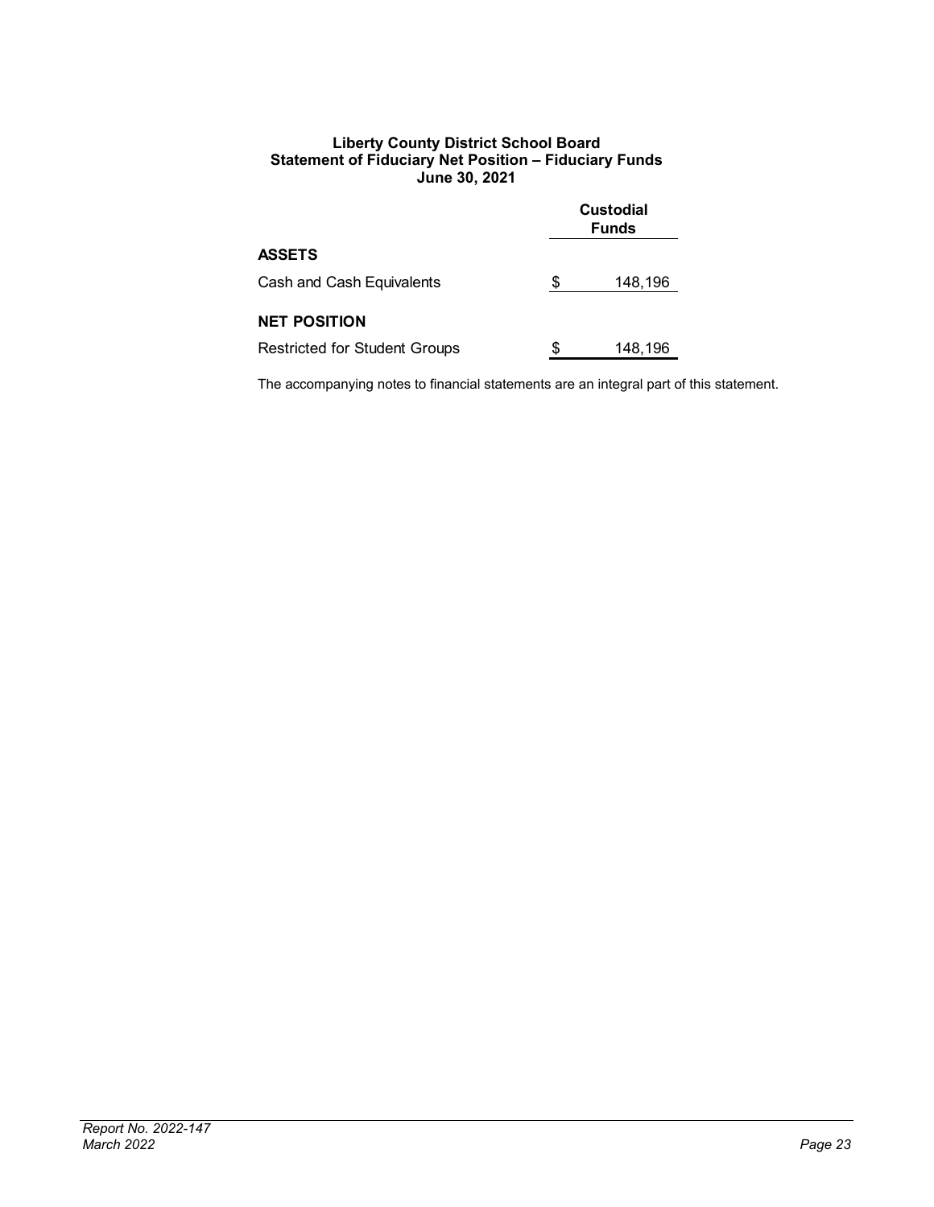**Liberty County District School Board**
**Statement of Fiduciary Net Position – Fiduciary Funds**
**June 30, 2021**

| | Custodial Funds |
|---|---|
| **ASSETS** | |
| Cash and Cash Equivalents | $ 148,196 |
| **NET POSITION** | |
| Restricted for Student Groups | $ 148,196 |

The accompanying notes to financial statements are an integral part of this statement.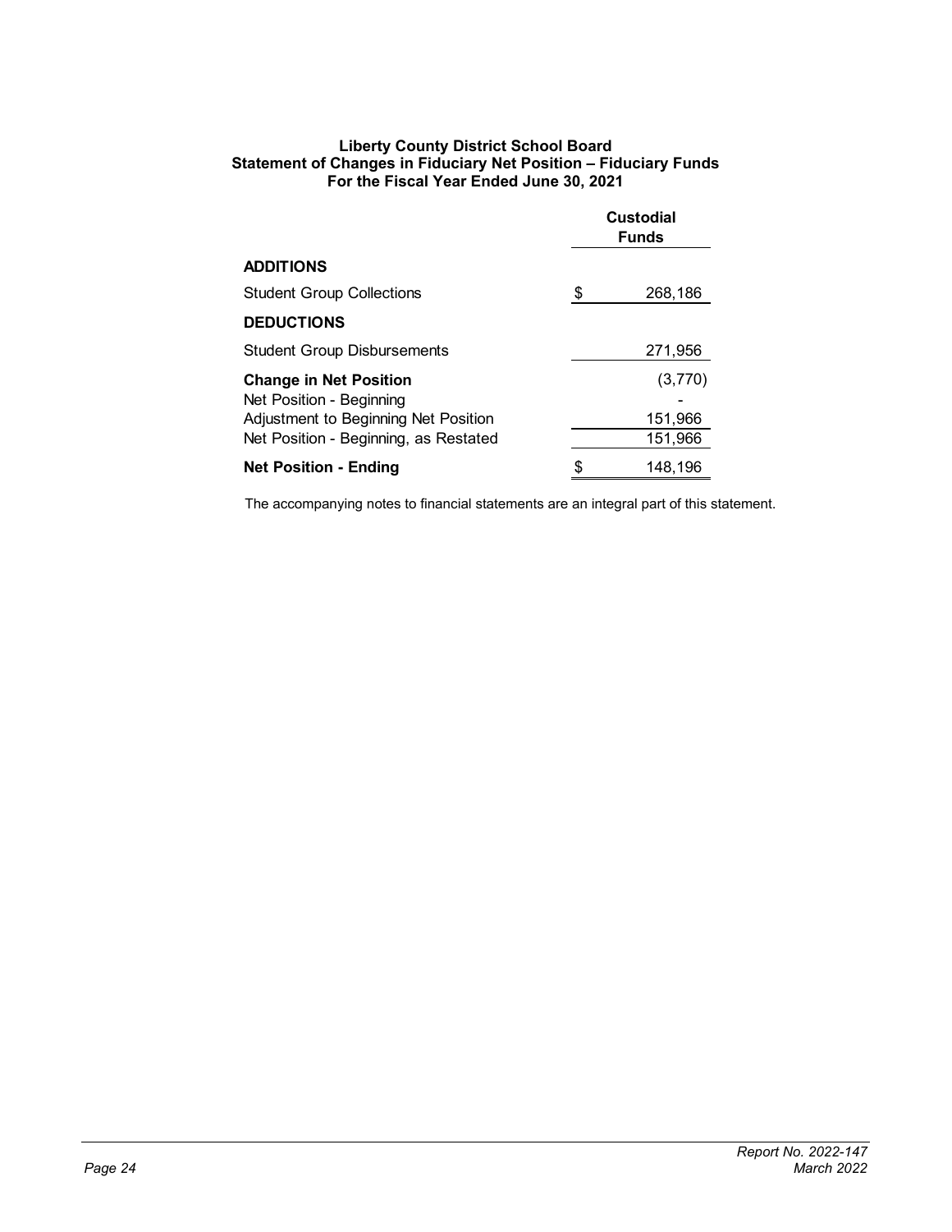**Liberty County District School Board**
**Statement of Changes in Fiduciary Net Position – Fiduciary Funds**
**For the Fiscal Year Ended June 30, 2021**

| | Custodial Funds |
|---|---|
| **ADDITIONS** | |
| Student Group Collections | $ 268,186 |
| **DEDUCTIONS** | |
| Student Group Disbursements | 271,956 |
| **Change in Net Position** | (3,770) |
| Net Position - Beginning | - |
| Adjustment to Beginning Net Position | 151,966 |
| Net Position - Beginning, as Restated | 151,966 |
| **Net Position - Ending** | $ 148,196 |

The accompanying notes to financial statements are an integral part of this statement.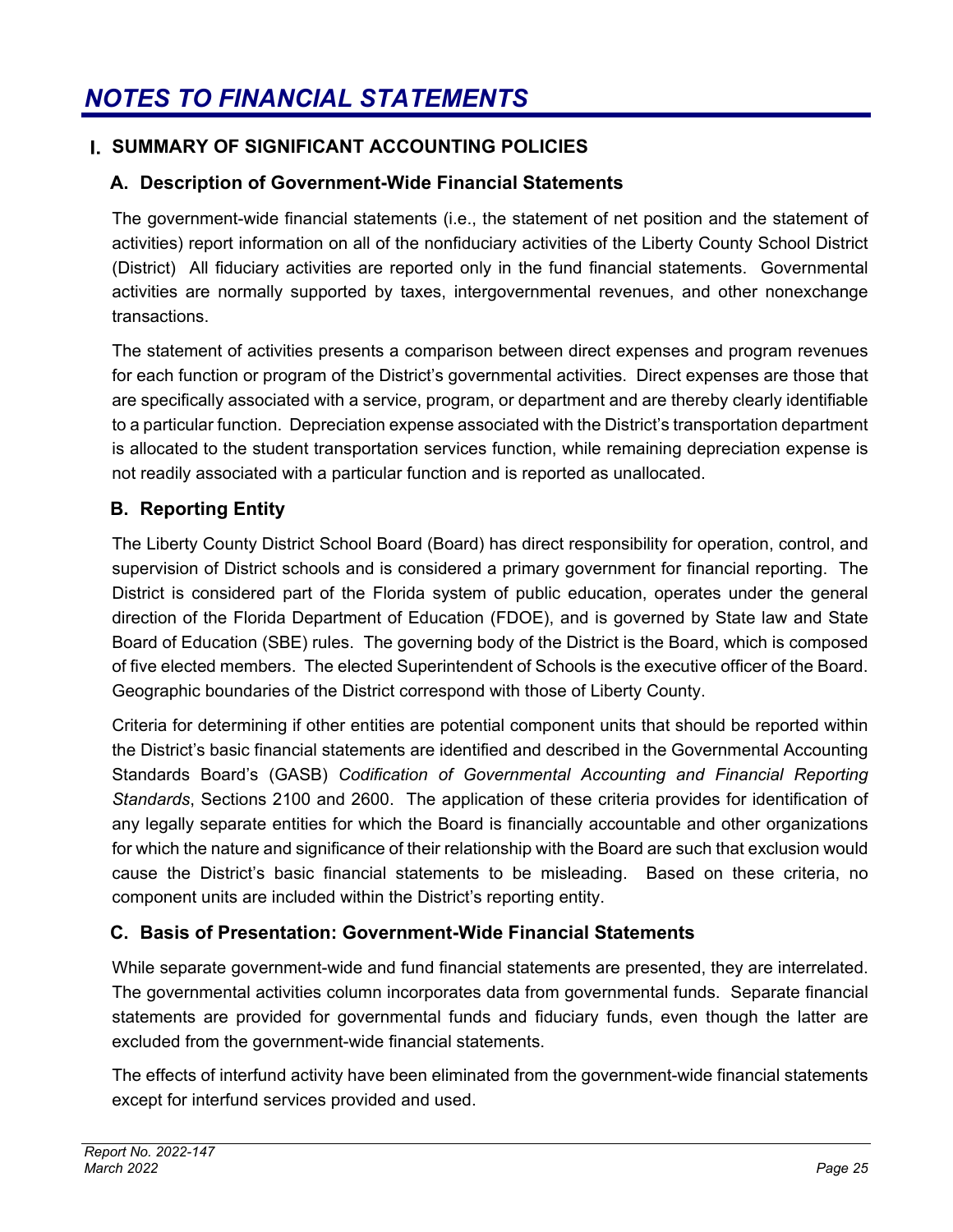# NOTES TO FINANCIAL STATEMENTS

## I. SUMMARY OF SIGNIFICANT ACCOUNTING POLICIES

### A. Description of Government-Wide Financial Statements

The government-wide financial statements (i.e., the statement of net position and the statement of activities) report information on all of the nonfiduciary activities of the Liberty County School District (District) All fiduciary activities are reported only in the fund financial statements. Governmental activities are normally supported by taxes, intergovernmental revenues, and other nonexchange transactions.

The statement of activities presents a comparison between direct expenses and program revenues for each function or program of the District's governmental activities. Direct expenses are those that are specifically associated with a service, program, or department and are thereby clearly identifiable to a particular function. Depreciation expense associated with the District's transportation department is allocated to the student transportation services function, while remaining depreciation expense is not readily associated with a particular function and is reported as unallocated.

### B. Reporting Entity

The Liberty County District School Board (Board) has direct responsibility for operation, control, and supervision of District schools and is considered a primary government for financial reporting. The District is considered part of the Florida system of public education, operates under the general direction of the Florida Department of Education (FDOE), and is governed by State law and State Board of Education (SBE) rules. The governing body of the District is the Board, which is composed of five elected members. The elected Superintendent of Schools is the executive officer of the Board. Geographic boundaries of the District correspond with those of Liberty County.

Criteria for determining if other entities are potential component units that should be reported within the District's basic financial statements are identified and described in the Governmental Accounting Standards Board's (GASB) *Codification of Governmental Accounting and Financial Reporting Standards*, Sections 2100 and 2600. The application of these criteria provides for identification of any legally separate entities for which the Board is financially accountable and other organizations for which the nature and significance of their relationship with the Board are such that exclusion would cause the District's basic financial statements to be misleading. Based on these criteria, no component units are included within the District's reporting entity.

### C. Basis of Presentation: Government-Wide Financial Statements

While separate government-wide and fund financial statements are presented, they are interrelated. The governmental activities column incorporates data from governmental funds. Separate financial statements are provided for governmental funds and fiduciary funds, even though the latter are excluded from the government-wide financial statements.

The effects of interfund activity have been eliminated from the government-wide financial statements except for interfund services provided and used.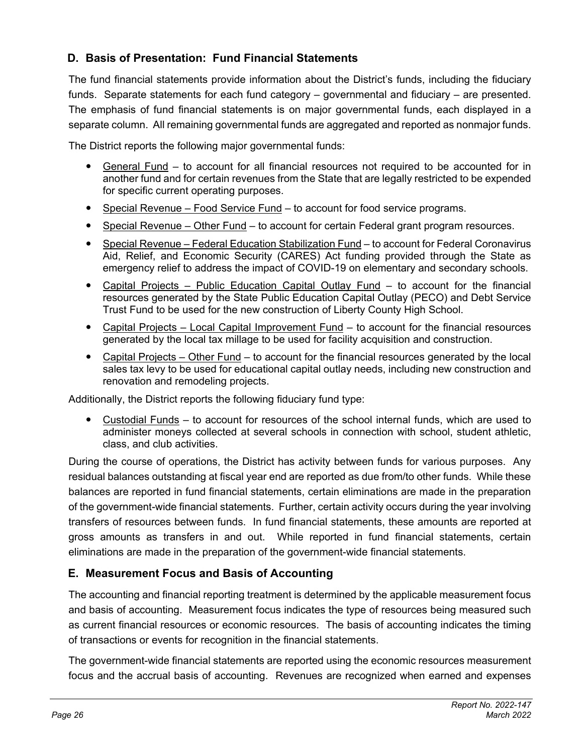## D. Basis of Presentation: Fund Financial Statements

The fund financial statements provide information about the District's funds, including the fiduciary funds. Separate statements for each fund category – governmental and fiduciary – are presented. The emphasis of fund financial statements is on major governmental funds, each displayed in a separate column. All remaining governmental funds are aggregated and reported as nonmajor funds.

The District reports the following major governmental funds:

- General Fund – to account for all financial resources not required to be accounted for in another fund and for certain revenues from the State that are legally restricted to be expended for specific current operating purposes.
- Special Revenue – Food Service Fund – to account for food service programs.
- Special Revenue – Other Fund – to account for certain Federal grant program resources.
- Special Revenue – Federal Education Stabilization Fund – to account for Federal Coronavirus Aid, Relief, and Economic Security (CARES) Act funding provided through the State as emergency relief to address the impact of COVID-19 on elementary and secondary schools.
- Capital Projects – Public Education Capital Outlay Fund – to account for the financial resources generated by the State Public Education Capital Outlay (PECO) and Debt Service Trust Fund to be used for the new construction of Liberty County High School.
- Capital Projects – Local Capital Improvement Fund – to account for the financial resources generated by the local tax millage to be used for facility acquisition and construction.
- Capital Projects – Other Fund – to account for the financial resources generated by the local sales tax levy to be used for educational capital outlay needs, including new construction and renovation and remodeling projects.

Additionally, the District reports the following fiduciary fund type:

- Custodial Funds – to account for resources of the school internal funds, which are used to administer moneys collected at several schools in connection with school, student athletic, class, and club activities.

During the course of operations, the District has activity between funds for various purposes. Any residual balances outstanding at fiscal year end are reported as due from/to other funds. While these balances are reported in fund financial statements, certain eliminations are made in the preparation of the government-wide financial statements. Further, certain activity occurs during the year involving transfers of resources between funds. In fund financial statements, these amounts are reported at gross amounts as transfers in and out. While reported in fund financial statements, certain eliminations are made in the preparation of the government-wide financial statements.

## E. Measurement Focus and Basis of Accounting

The accounting and financial reporting treatment is determined by the applicable measurement focus and basis of accounting. Measurement focus indicates the type of resources being measured such as current financial resources or economic resources. The basis of accounting indicates the timing of transactions or events for recognition in the financial statements.

The government-wide financial statements are reported using the economic resources measurement focus and the accrual basis of accounting. Revenues are recognized when earned and expenses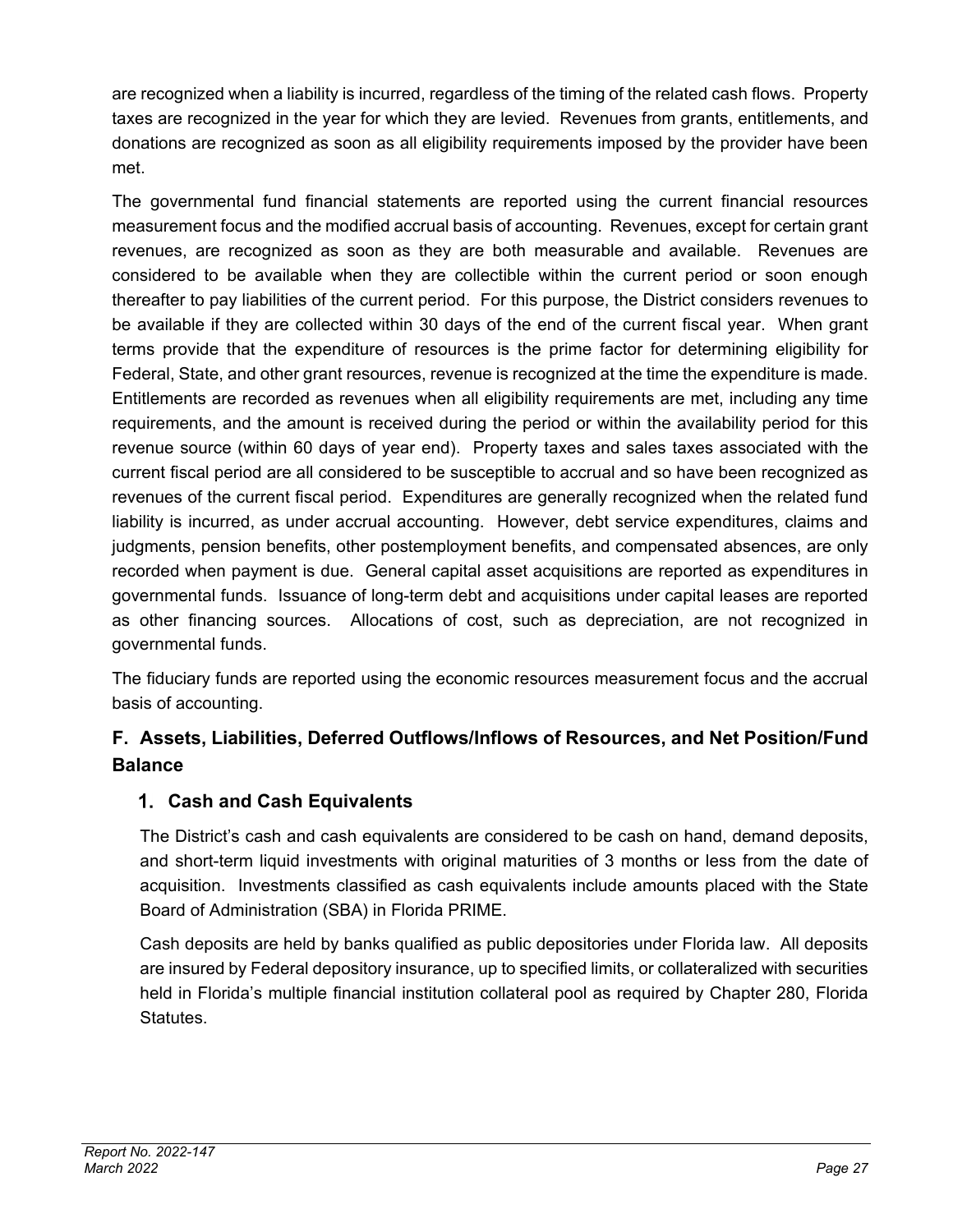are recognized when a liability is incurred, regardless of the timing of the related cash flows. Property taxes are recognized in the year for which they are levied. Revenues from grants, entitlements, and donations are recognized as soon as all eligibility requirements imposed by the provider have been met.

The governmental fund financial statements are reported using the current financial resources measurement focus and the modified accrual basis of accounting. Revenues, except for certain grant revenues, are recognized as soon as they are both measurable and available. Revenues are considered to be available when they are collectible within the current period or soon enough thereafter to pay liabilities of the current period. For this purpose, the District considers revenues to be available if they are collected within 30 days of the end of the current fiscal year. When grant terms provide that the expenditure of resources is the prime factor for determining eligibility for Federal, State, and other grant resources, revenue is recognized at the time the expenditure is made. Entitlements are recorded as revenues when all eligibility requirements are met, including any time requirements, and the amount is received during the period or within the availability period for this revenue source (within 60 days of year end). Property taxes and sales taxes associated with the current fiscal period are all considered to be susceptible to accrual and so have been recognized as revenues of the current fiscal period. Expenditures are generally recognized when the related fund liability is incurred, as under accrual accounting. However, debt service expenditures, claims and judgments, pension benefits, other postemployment benefits, and compensated absences, are only recorded when payment is due. General capital asset acquisitions are reported as expenditures in governmental funds. Issuance of long-term debt and acquisitions under capital leases are reported as other financing sources. Allocations of cost, such as depreciation, are not recognized in governmental funds.

The fiduciary funds are reported using the economic resources measurement focus and the accrual basis of accounting.

## F. Assets, Liabilities, Deferred Outflows/Inflows of Resources, and Net Position/Fund Balance

### 1. Cash and Cash Equivalents

The District's cash and cash equivalents are considered to be cash on hand, demand deposits, and short-term liquid investments with original maturities of 3 months or less from the date of acquisition. Investments classified as cash equivalents include amounts placed with the State Board of Administration (SBA) in Florida PRIME.

Cash deposits are held by banks qualified as public depositories under Florida law. All deposits are insured by Federal depository insurance, up to specified limits, or collateralized with securities held in Florida's multiple financial institution collateral pool as required by Chapter 280, Florida Statutes.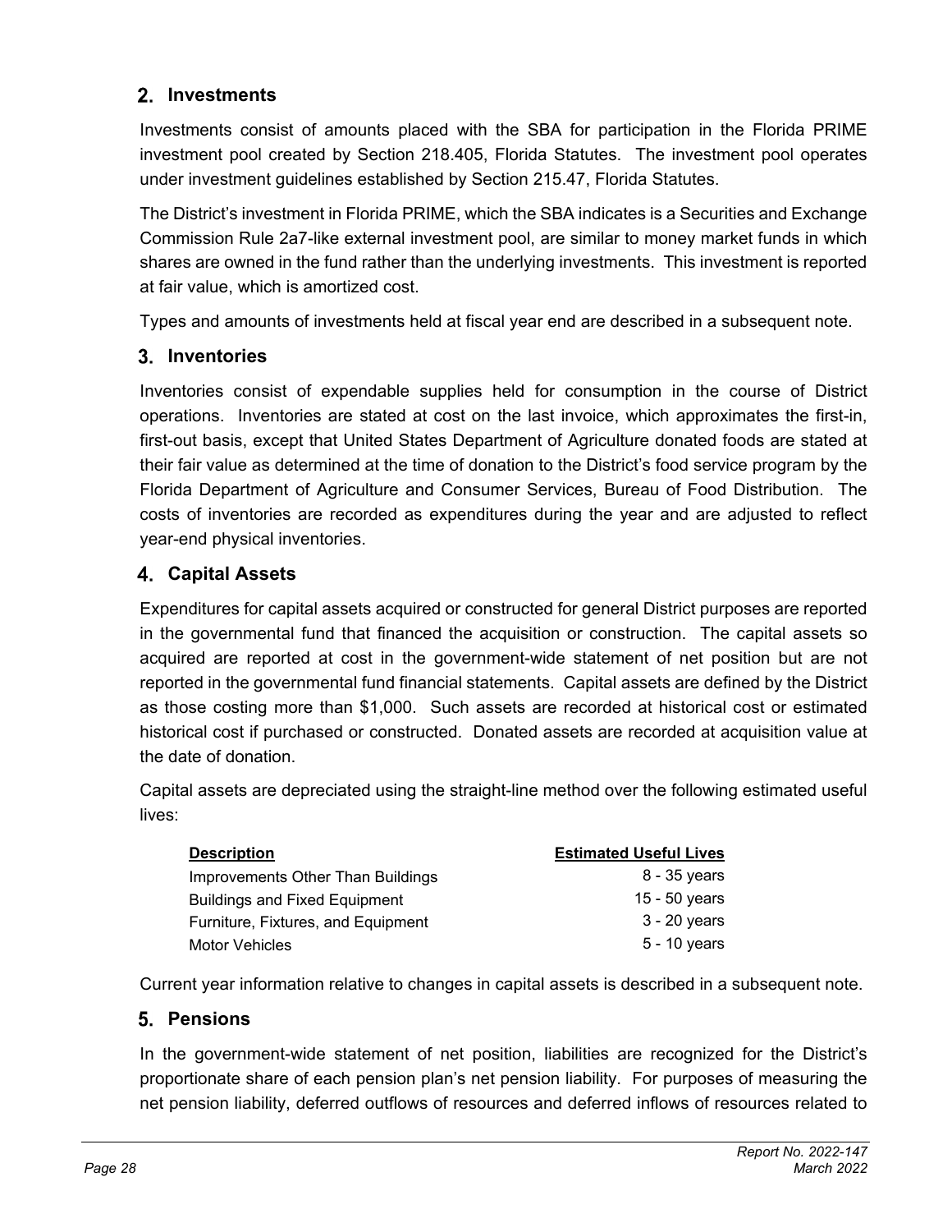## 2. Investments

Investments consist of amounts placed with the SBA for participation in the Florida PRIME investment pool created by Section 218.405, Florida Statutes. The investment pool operates under investment guidelines established by Section 215.47, Florida Statutes.

The District's investment in Florida PRIME, which the SBA indicates is a Securities and Exchange Commission Rule 2a7-like external investment pool, are similar to money market funds in which shares are owned in the fund rather than the underlying investments. This investment is reported at fair value, which is amortized cost.

Types and amounts of investments held at fiscal year end are described in a subsequent note.

## 3. Inventories

Inventories consist of expendable supplies held for consumption in the course of District operations. Inventories are stated at cost on the last invoice, which approximates the first-in, first-out basis, except that United States Department of Agriculture donated foods are stated at their fair value as determined at the time of donation to the District's food service program by the Florida Department of Agriculture and Consumer Services, Bureau of Food Distribution. The costs of inventories are recorded as expenditures during the year and are adjusted to reflect year-end physical inventories.

## 4. Capital Assets

Expenditures for capital assets acquired or constructed for general District purposes are reported in the governmental fund that financed the acquisition or construction. The capital assets so acquired are reported at cost in the government-wide statement of net position but are not reported in the governmental fund financial statements. Capital assets are defined by the District as those costing more than $1,000. Such assets are recorded at historical cost or estimated historical cost if purchased or constructed. Donated assets are recorded at acquisition value at the date of donation.

Capital assets are depreciated using the straight-line method over the following estimated useful lives:

| Description | Estimated Useful Lives |
|---|---|
| Improvements Other Than Buildings | 8 - 35 years |
| Buildings and Fixed Equipment | 15 - 50 years |
| Furniture, Fixtures, and Equipment | 3 - 20 years |
| Motor Vehicles | 5 - 10 years |

Current year information relative to changes in capital assets is described in a subsequent note.

## 5. Pensions

In the government-wide statement of net position, liabilities are recognized for the District's proportionate share of each pension plan's net pension liability. For purposes of measuring the net pension liability, deferred outflows of resources and deferred inflows of resources related to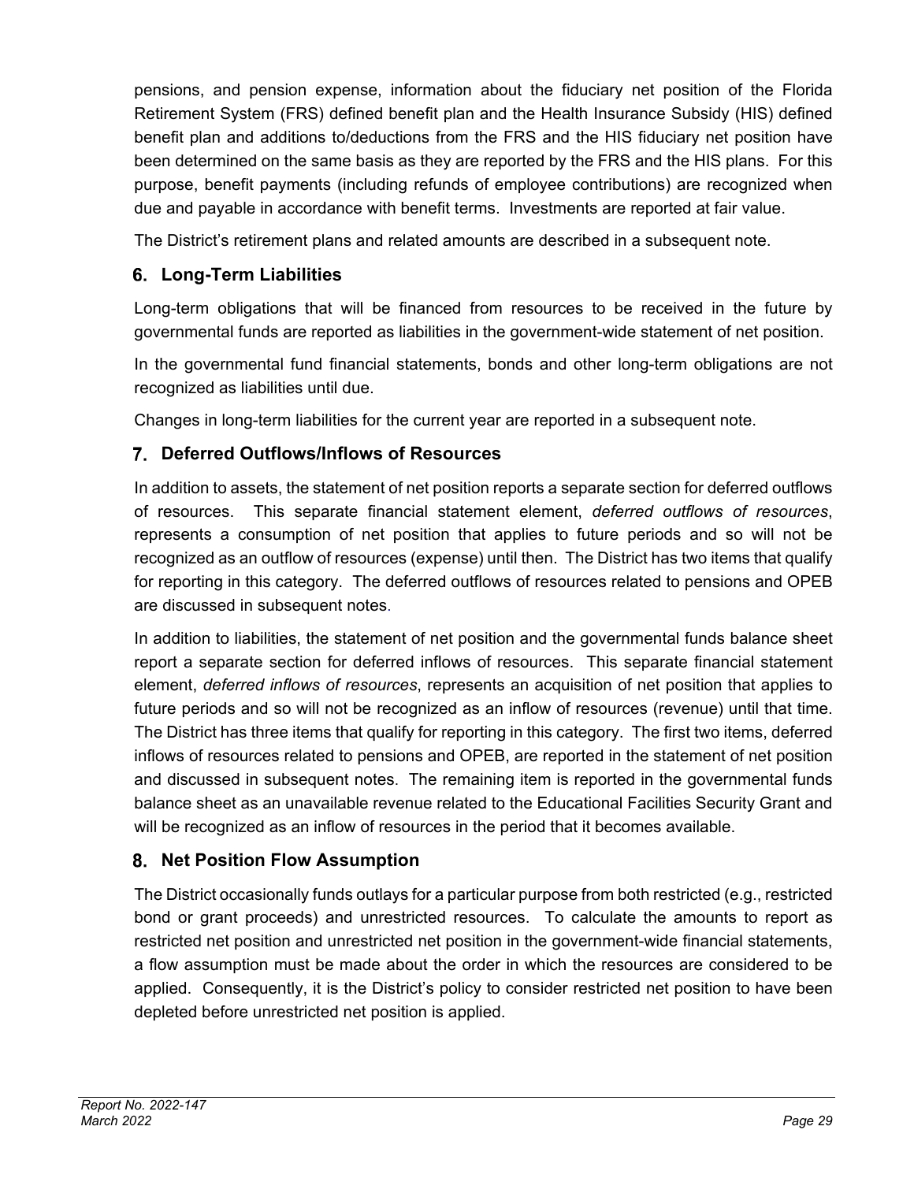pensions, and pension expense, information about the fiduciary net position of the Florida Retirement System (FRS) defined benefit plan and the Health Insurance Subsidy (HIS) defined benefit plan and additions to/deductions from the FRS and the HIS fiduciary net position have been determined on the same basis as they are reported by the FRS and the HIS plans. For this purpose, benefit payments (including refunds of employee contributions) are recognized when due and payable in accordance with benefit terms. Investments are reported at fair value.

The District's retirement plans and related amounts are described in a subsequent note.

### 6. Long-Term Liabilities

Long-term obligations that will be financed from resources to be received in the future by governmental funds are reported as liabilities in the government-wide statement of net position.

In the governmental fund financial statements, bonds and other long-term obligations are not recognized as liabilities until due.

Changes in long-term liabilities for the current year are reported in a subsequent note.

### 7. Deferred Outflows/Inflows of Resources

In addition to assets, the statement of net position reports a separate section for deferred outflows of resources. This separate financial statement element, *deferred outflows of resources*, represents a consumption of net position that applies to future periods and so will not be recognized as an outflow of resources (expense) until then. The District has two items that qualify for reporting in this category. The deferred outflows of resources related to pensions and OPEB are discussed in subsequent notes.

In addition to liabilities, the statement of net position and the governmental funds balance sheet report a separate section for deferred inflows of resources. This separate financial statement element, *deferred inflows of resources*, represents an acquisition of net position that applies to future periods and so will not be recognized as an inflow of resources (revenue) until that time. The District has three items that qualify for reporting in this category. The first two items, deferred inflows of resources related to pensions and OPEB, are reported in the statement of net position and discussed in subsequent notes. The remaining item is reported in the governmental funds balance sheet as an unavailable revenue related to the Educational Facilities Security Grant and will be recognized as an inflow of resources in the period that it becomes available.

### 8. Net Position Flow Assumption

The District occasionally funds outlays for a particular purpose from both restricted (e.g., restricted bond or grant proceeds) and unrestricted resources. To calculate the amounts to report as restricted net position and unrestricted net position in the government-wide financial statements, a flow assumption must be made about the order in which the resources are considered to be applied. Consequently, it is the District's policy to consider restricted net position to have been depleted before unrestricted net position is applied.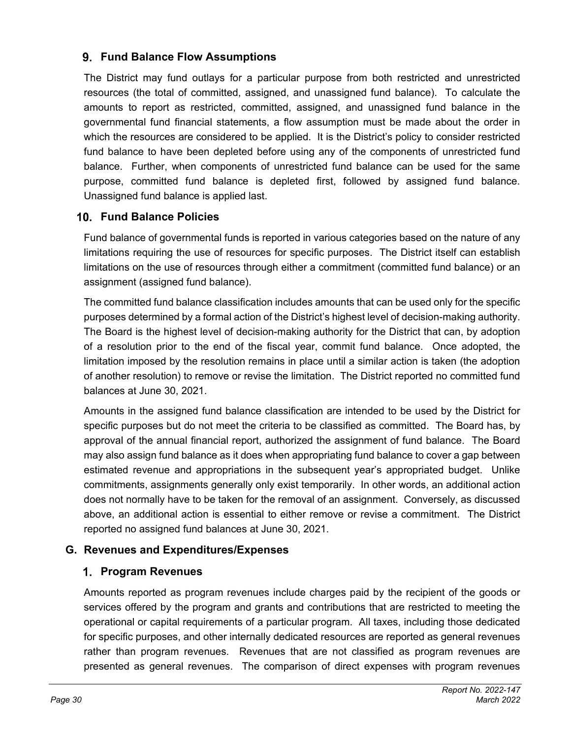### 9. Fund Balance Flow Assumptions

The District may fund outlays for a particular purpose from both restricted and unrestricted resources (the total of committed, assigned, and unassigned fund balance). To calculate the amounts to report as restricted, committed, assigned, and unassigned fund balance in the governmental fund financial statements, a flow assumption must be made about the order in which the resources are considered to be applied. It is the District's policy to consider restricted fund balance to have been depleted before using any of the components of unrestricted fund balance. Further, when components of unrestricted fund balance can be used for the same purpose, committed fund balance is depleted first, followed by assigned fund balance. Unassigned fund balance is applied last.

### 10. Fund Balance Policies

Fund balance of governmental funds is reported in various categories based on the nature of any limitations requiring the use of resources for specific purposes. The District itself can establish limitations on the use of resources through either a commitment (committed fund balance) or an assignment (assigned fund balance).

The committed fund balance classification includes amounts that can be used only for the specific purposes determined by a formal action of the District's highest level of decision-making authority. The Board is the highest level of decision-making authority for the District that can, by adoption of a resolution prior to the end of the fiscal year, commit fund balance. Once adopted, the limitation imposed by the resolution remains in place until a similar action is taken (the adoption of another resolution) to remove or revise the limitation. The District reported no committed fund balances at June 30, 2021.

Amounts in the assigned fund balance classification are intended to be used by the District for specific purposes but do not meet the criteria to be classified as committed. The Board has, by approval of the annual financial report, authorized the assignment of fund balance. The Board may also assign fund balance as it does when appropriating fund balance to cover a gap between estimated revenue and appropriations in the subsequent year's appropriated budget. Unlike commitments, assignments generally only exist temporarily. In other words, an additional action does not normally have to be taken for the removal of an assignment. Conversely, as discussed above, an additional action is essential to either remove or revise a commitment. The District reported no assigned fund balances at June 30, 2021.

## G. Revenues and Expenditures/Expenses

### 1. Program Revenues

Amounts reported as program revenues include charges paid by the recipient of the goods or services offered by the program and grants and contributions that are restricted to meeting the operational or capital requirements of a particular program. All taxes, including those dedicated for specific purposes, and other internally dedicated resources are reported as general revenues rather than program revenues. Revenues that are not classified as program revenues are presented as general revenues. The comparison of direct expenses with program revenues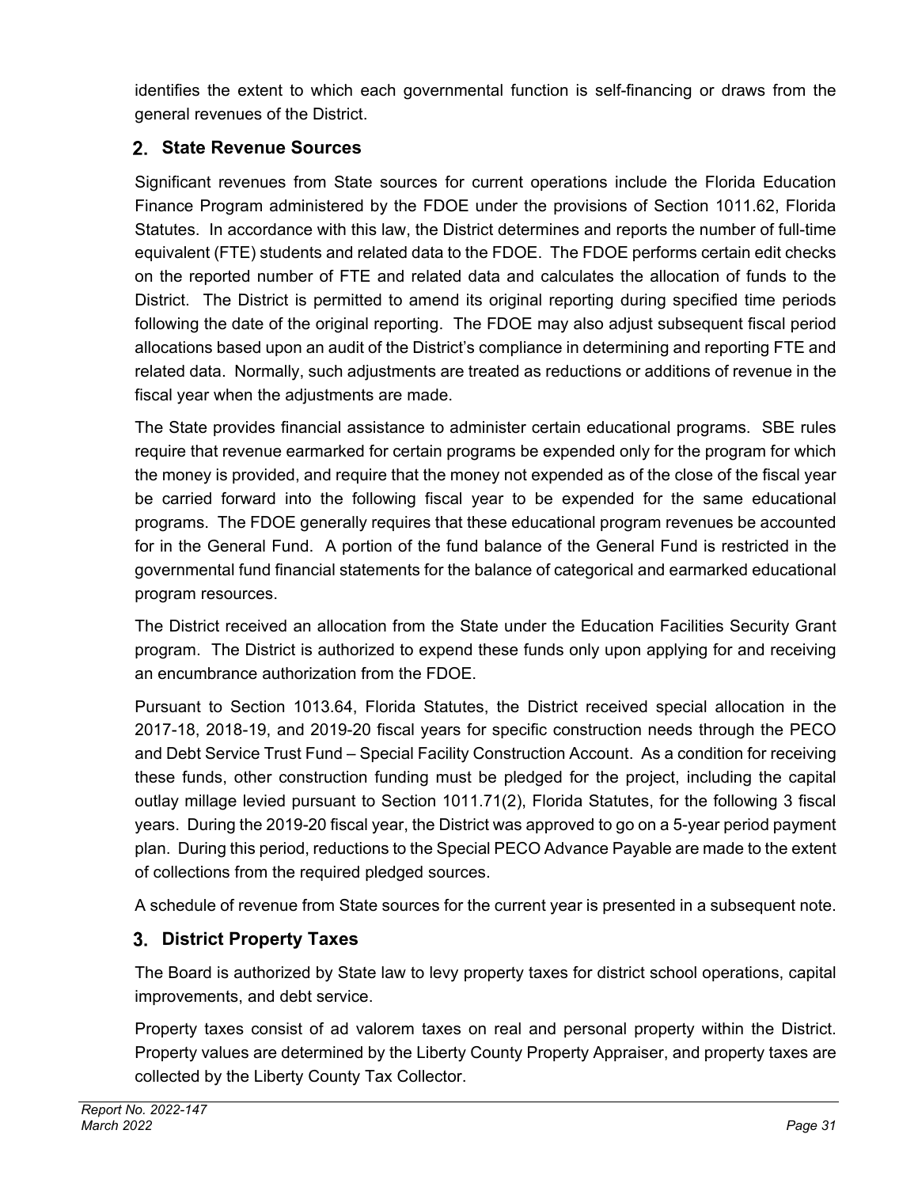identifies the extent to which each governmental function is self-financing or draws from the general revenues of the District.

## 2. State Revenue Sources

Significant revenues from State sources for current operations include the Florida Education Finance Program administered by the FDOE under the provisions of Section 1011.62, Florida Statutes. In accordance with this law, the District determines and reports the number of full-time equivalent (FTE) students and related data to the FDOE. The FDOE performs certain edit checks on the reported number of FTE and related data and calculates the allocation of funds to the District. The District is permitted to amend its original reporting during specified time periods following the date of the original reporting. The FDOE may also adjust subsequent fiscal period allocations based upon an audit of the District's compliance in determining and reporting FTE and related data. Normally, such adjustments are treated as reductions or additions of revenue in the fiscal year when the adjustments are made.

The State provides financial assistance to administer certain educational programs. SBE rules require that revenue earmarked for certain programs be expended only for the program for which the money is provided, and require that the money not expended as of the close of the fiscal year be carried forward into the following fiscal year to be expended for the same educational programs. The FDOE generally requires that these educational program revenues be accounted for in the General Fund. A portion of the fund balance of the General Fund is restricted in the governmental fund financial statements for the balance of categorical and earmarked educational program resources.

The District received an allocation from the State under the Education Facilities Security Grant program. The District is authorized to expend these funds only upon applying for and receiving an encumbrance authorization from the FDOE.

Pursuant to Section 1013.64, Florida Statutes, the District received special allocation in the 2017-18, 2018-19, and 2019-20 fiscal years for specific construction needs through the PECO and Debt Service Trust Fund – Special Facility Construction Account. As a condition for receiving these funds, other construction funding must be pledged for the project, including the capital outlay millage levied pursuant to Section 1011.71(2), Florida Statutes, for the following 3 fiscal years. During the 2019-20 fiscal year, the District was approved to go on a 5-year period payment plan. During this period, reductions to the Special PECO Advance Payable are made to the extent of collections from the required pledged sources.

A schedule of revenue from State sources for the current year is presented in a subsequent note.

## 3. District Property Taxes

The Board is authorized by State law to levy property taxes for district school operations, capital improvements, and debt service.

Property taxes consist of ad valorem taxes on real and personal property within the District. Property values are determined by the Liberty County Property Appraiser, and property taxes are collected by the Liberty County Tax Collector.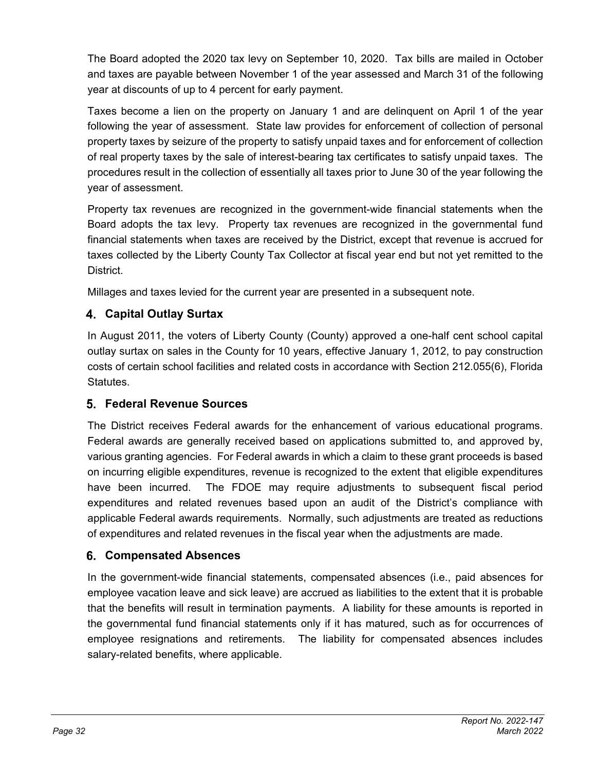The Board adopted the 2020 tax levy on September 10, 2020. Tax bills are mailed in October and taxes are payable between November 1 of the year assessed and March 31 of the following year at discounts of up to 4 percent for early payment.

Taxes become a lien on the property on January 1 and are delinquent on April 1 of the year following the year of assessment. State law provides for enforcement of collection of personal property taxes by seizure of the property to satisfy unpaid taxes and for enforcement of collection of real property taxes by the sale of interest-bearing tax certificates to satisfy unpaid taxes. The procedures result in the collection of essentially all taxes prior to June 30 of the year following the year of assessment.

Property tax revenues are recognized in the government-wide financial statements when the Board adopts the tax levy. Property tax revenues are recognized in the governmental fund financial statements when taxes are received by the District, except that revenue is accrued for taxes collected by the Liberty County Tax Collector at fiscal year end but not yet remitted to the District.

Millages and taxes levied for the current year are presented in a subsequent note.

### 4. Capital Outlay Surtax

In August 2011, the voters of Liberty County (County) approved a one-half cent school capital outlay surtax on sales in the County for 10 years, effective January 1, 2012, to pay construction costs of certain school facilities and related costs in accordance with Section 212.055(6), Florida Statutes.

### 5. Federal Revenue Sources

The District receives Federal awards for the enhancement of various educational programs. Federal awards are generally received based on applications submitted to, and approved by, various granting agencies. For Federal awards in which a claim to these grant proceeds is based on incurring eligible expenditures, revenue is recognized to the extent that eligible expenditures have been incurred. The FDOE may require adjustments to subsequent fiscal period expenditures and related revenues based upon an audit of the District's compliance with applicable Federal awards requirements. Normally, such adjustments are treated as reductions of expenditures and related revenues in the fiscal year when the adjustments are made.

### 6. Compensated Absences

In the government-wide financial statements, compensated absences (i.e., paid absences for employee vacation leave and sick leave) are accrued as liabilities to the extent that it is probable that the benefits will result in termination payments. A liability for these amounts is reported in the governmental fund financial statements only if it has matured, such as for occurrences of employee resignations and retirements. The liability for compensated absences includes salary-related benefits, where applicable.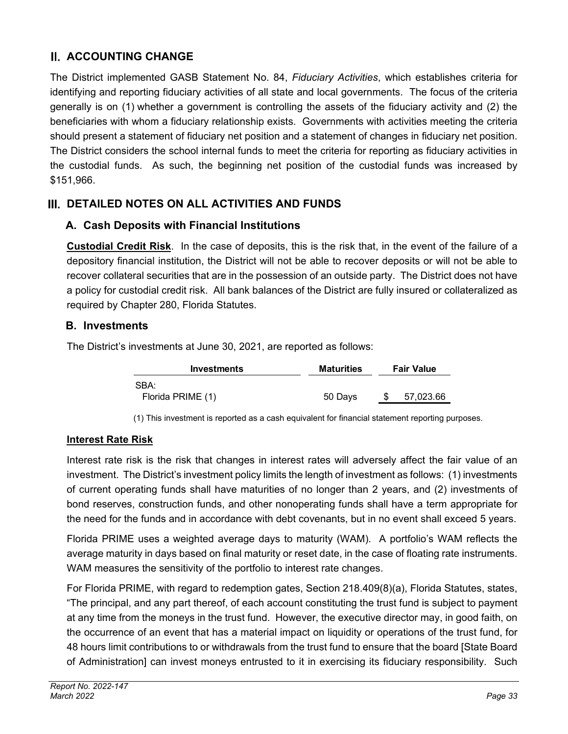## II. ACCOUNTING CHANGE

The District implemented GASB Statement No. 84, *Fiduciary Activities*, which establishes criteria for identifying and reporting fiduciary activities of all state and local governments. The focus of the criteria generally is on (1) whether a government is controlling the assets of the fiduciary activity and (2) the beneficiaries with whom a fiduciary relationship exists. Governments with activities meeting the criteria should present a statement of fiduciary net position and a statement of changes in fiduciary net position. The District considers the school internal funds to meet the criteria for reporting as fiduciary activities in the custodial funds. As such, the beginning net position of the custodial funds was increased by $151,966.

## III. DETAILED NOTES ON ALL ACTIVITIES AND FUNDS

### A. Cash Deposits with Financial Institutions

**Custodial Credit Risk**. In the case of deposits, this is the risk that, in the event of the failure of a depository financial institution, the District will not be able to recover deposits or will not be able to recover collateral securities that are in the possession of an outside party. The District does not have a policy for custodial credit risk. All bank balances of the District are fully insured or collateralized as required by Chapter 280, Florida Statutes.

### B. Investments

The District's investments at June 30, 2021, are reported as follows:

| Investments | Maturities | Fair Value |
|---|---|---|
| SBA: | | |
| Florida PRIME (1) | 50 Days | $ 57,023.66 |

(1) This investment is reported as a cash equivalent for financial statement reporting purposes.

**Interest Rate Risk**

Interest rate risk is the risk that changes in interest rates will adversely affect the fair value of an investment. The District's investment policy limits the length of investment as follows: (1) investments of current operating funds shall have maturities of no longer than 2 years, and (2) investments of bond reserves, construction funds, and other nonoperating funds shall have a term appropriate for the need for the funds and in accordance with debt covenants, but in no event shall exceed 5 years.

Florida PRIME uses a weighted average days to maturity (WAM). A portfolio's WAM reflects the average maturity in days based on final maturity or reset date, in the case of floating rate instruments. WAM measures the sensitivity of the portfolio to interest rate changes.

For Florida PRIME, with regard to redemption gates, Section 218.409(8)(a), Florida Statutes, states, "The principal, and any part thereof, of each account constituting the trust fund is subject to payment at any time from the moneys in the trust fund. However, the executive director may, in good faith, on the occurrence of an event that has a material impact on liquidity or operations of the trust fund, for 48 hours limit contributions to or withdrawals from the trust fund to ensure that the board [State Board of Administration] can invest moneys entrusted to it in exercising its fiduciary responsibility. Such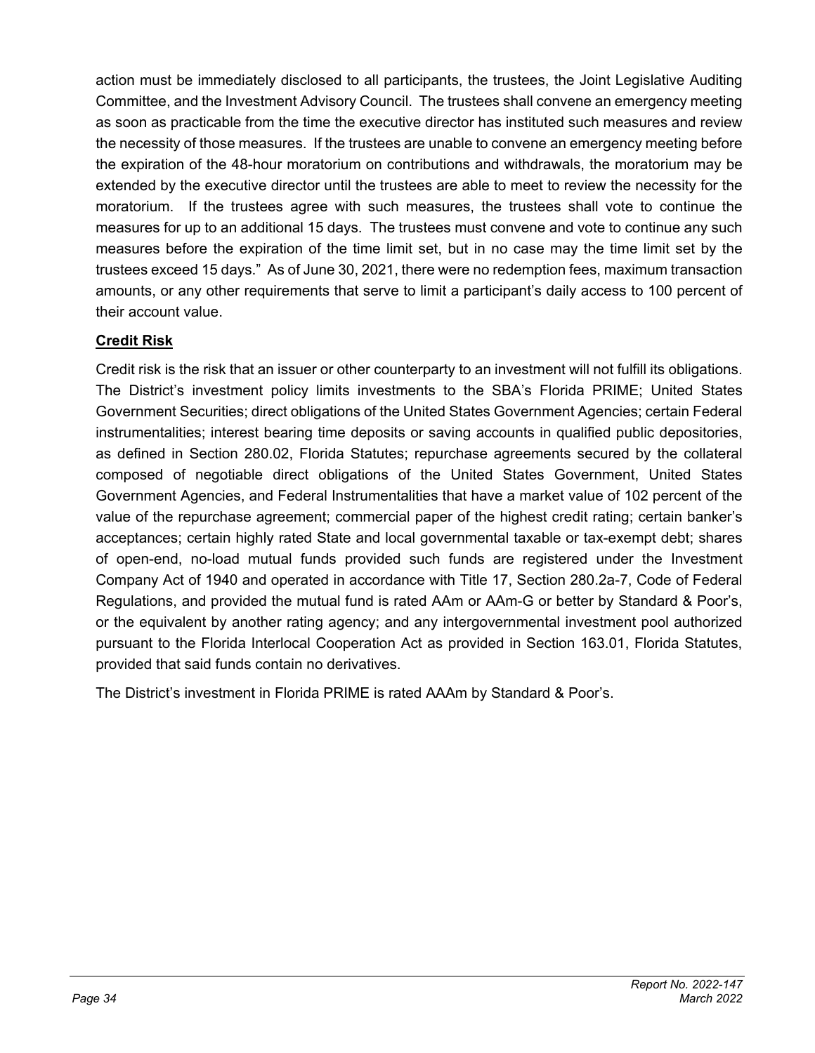action must be immediately disclosed to all participants, the trustees, the Joint Legislative Auditing Committee, and the Investment Advisory Council. The trustees shall convene an emergency meeting as soon as practicable from the time the executive director has instituted such measures and review the necessity of those measures. If the trustees are unable to convene an emergency meeting before the expiration of the 48-hour moratorium on contributions and withdrawals, the moratorium may be extended by the executive director until the trustees are able to meet to review the necessity for the moratorium. If the trustees agree with such measures, the trustees shall vote to continue the measures for up to an additional 15 days. The trustees must convene and vote to continue any such measures before the expiration of the time limit set, but in no case may the time limit set by the trustees exceed 15 days." As of June 30, 2021, there were no redemption fees, maximum transaction amounts, or any other requirements that serve to limit a participant's daily access to 100 percent of their account value.

**Credit Risk**

Credit risk is the risk that an issuer or other counterparty to an investment will not fulfill its obligations. The District's investment policy limits investments to the SBA's Florida PRIME; United States Government Securities; direct obligations of the United States Government Agencies; certain Federal instrumentalities; interest bearing time deposits or saving accounts in qualified public depositories, as defined in Section 280.02, Florida Statutes; repurchase agreements secured by the collateral composed of negotiable direct obligations of the United States Government, United States Government Agencies, and Federal Instrumentalities that have a market value of 102 percent of the value of the repurchase agreement; commercial paper of the highest credit rating; certain banker's acceptances; certain highly rated State and local governmental taxable or tax-exempt debt; shares of open-end, no-load mutual funds provided such funds are registered under the Investment Company Act of 1940 and operated in accordance with Title 17, Section 280.2a-7, Code of Federal Regulations, and provided the mutual fund is rated AAm or AAm-G or better by Standard & Poor's, or the equivalent by another rating agency; and any intergovernmental investment pool authorized pursuant to the Florida Interlocal Cooperation Act as provided in Section 163.01, Florida Statutes, provided that said funds contain no derivatives.

The District's investment in Florida PRIME is rated AAAm by Standard & Poor's.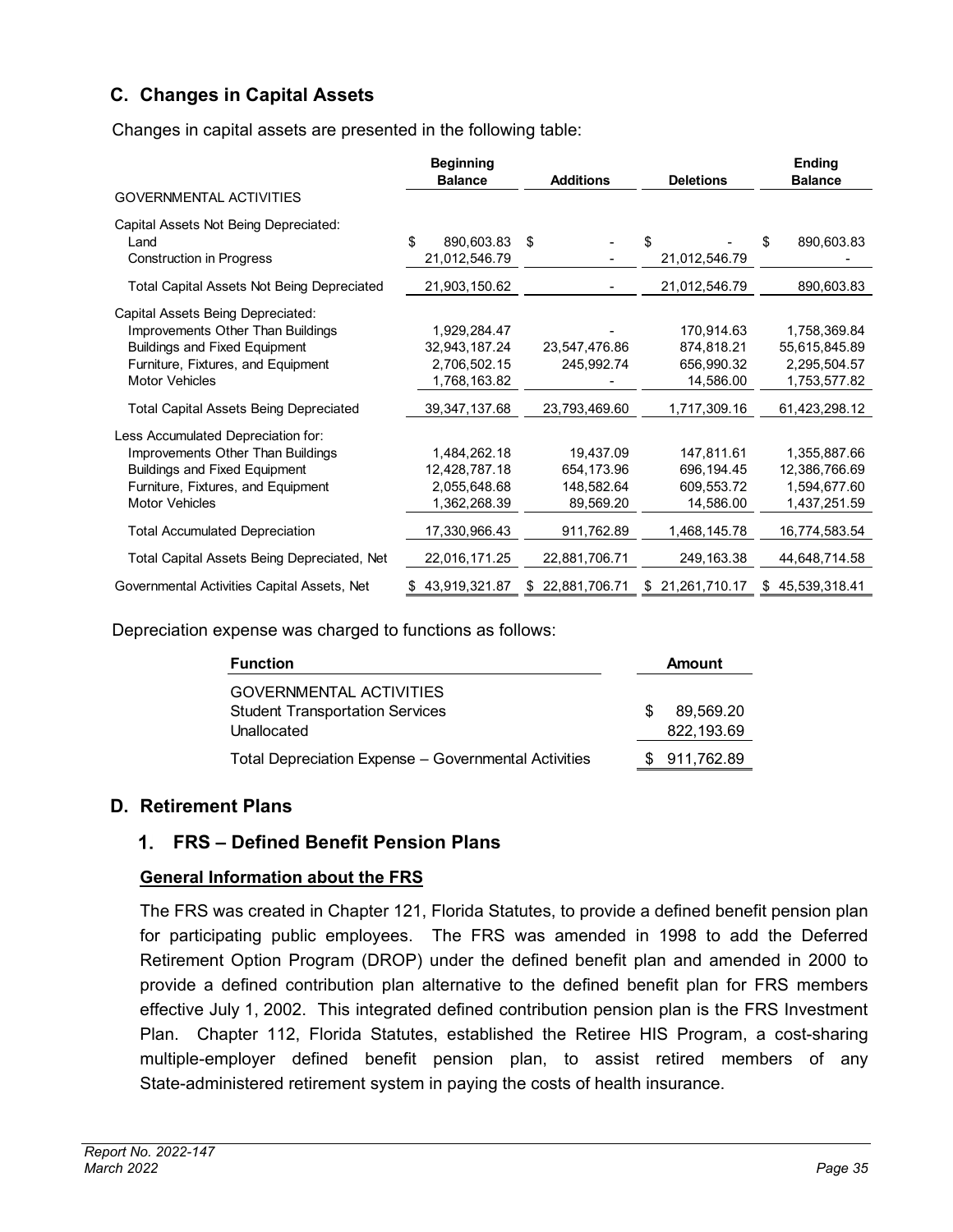## C. Changes in Capital Assets

Changes in capital assets are presented in the following table:

| | Beginning Balance | Additions | Deletions | Ending Balance |
|---|---|---|---|---|
| GOVERNMENTAL ACTIVITIES | | | | |
| Capital Assets Not Being Depreciated: | | | | |
| Land | $ 890,603.83 | $ - | $ - | $ 890,603.83 |
| Construction in Progress | 21,012,546.79 | - | 21,012,546.79 | - |
| Total Capital Assets Not Being Depreciated | 21,903,150.62 | - | 21,012,546.79 | 890,603.83 |
| Capital Assets Being Depreciated: | | | | |
| Improvements Other Than Buildings | 1,929,284.47 | - | 170,914.63 | 1,758,369.84 |
| Buildings and Fixed Equipment | 32,943,187.24 | 23,547,476.86 | 874,818.21 | 55,615,845.89 |
| Furniture, Fixtures, and Equipment | 2,706,502.15 | 245,992.74 | 656,990.32 | 2,295,504.57 |
| Motor Vehicles | 1,768,163.82 | - | 14,586.00 | 1,753,577.82 |
| Total Capital Assets Being Depreciated | 39,347,137.68 | 23,793,469.60 | 1,717,309.16 | 61,423,298.12 |
| Less Accumulated Depreciation for: | | | | |
| Improvements Other Than Buildings | 1,484,262.18 | 19,437.09 | 147,811.61 | 1,355,887.66 |
| Buildings and Fixed Equipment | 12,428,787.18 | 654,173.96 | 696,194.45 | 12,386,766.69 |
| Furniture, Fixtures, and Equipment | 2,055,648.68 | 148,582.64 | 609,553.72 | 1,594,677.60 |
| Motor Vehicles | 1,362,268.39 | 89,569.20 | 14,586.00 | 1,437,251.59 |
| Total Accumulated Depreciation | 17,330,966.43 | 911,762.89 | 1,468,145.78 | 16,774,583.54 |
| Total Capital Assets Being Depreciated, Net | 22,016,171.25 | 22,881,706.71 | 249,163.38 | 44,648,714.58 |
| Governmental Activities Capital Assets, Net | $ 43,919,321.87 | $ 22,881,706.71 | $ 21,261,710.17 | $ 45,539,318.41 |

Depreciation expense was charged to functions as follows:

| Function | Amount |
|---|---|
| GOVERNMENTAL ACTIVITIES | |
| Student Transportation Services | $ 89,569.20 |
| Unallocated | 822,193.69 |
| Total Depreciation Expense – Governmental Activities | $ 911,762.89 |

## D. Retirement Plans

### 1. FRS – Defined Benefit Pension Plans

**General Information about the FRS**

The FRS was created in Chapter 121, Florida Statutes, to provide a defined benefit pension plan for participating public employees. The FRS was amended in 1998 to add the Deferred Retirement Option Program (DROP) under the defined benefit plan and amended in 2000 to provide a defined contribution plan alternative to the defined benefit plan for FRS members effective July 1, 2002. This integrated defined contribution pension plan is the FRS Investment Plan. Chapter 112, Florida Statutes, established the Retiree HIS Program, a cost-sharing multiple-employer defined benefit pension plan, to assist retired members of any State-administered retirement system in paying the costs of health insurance.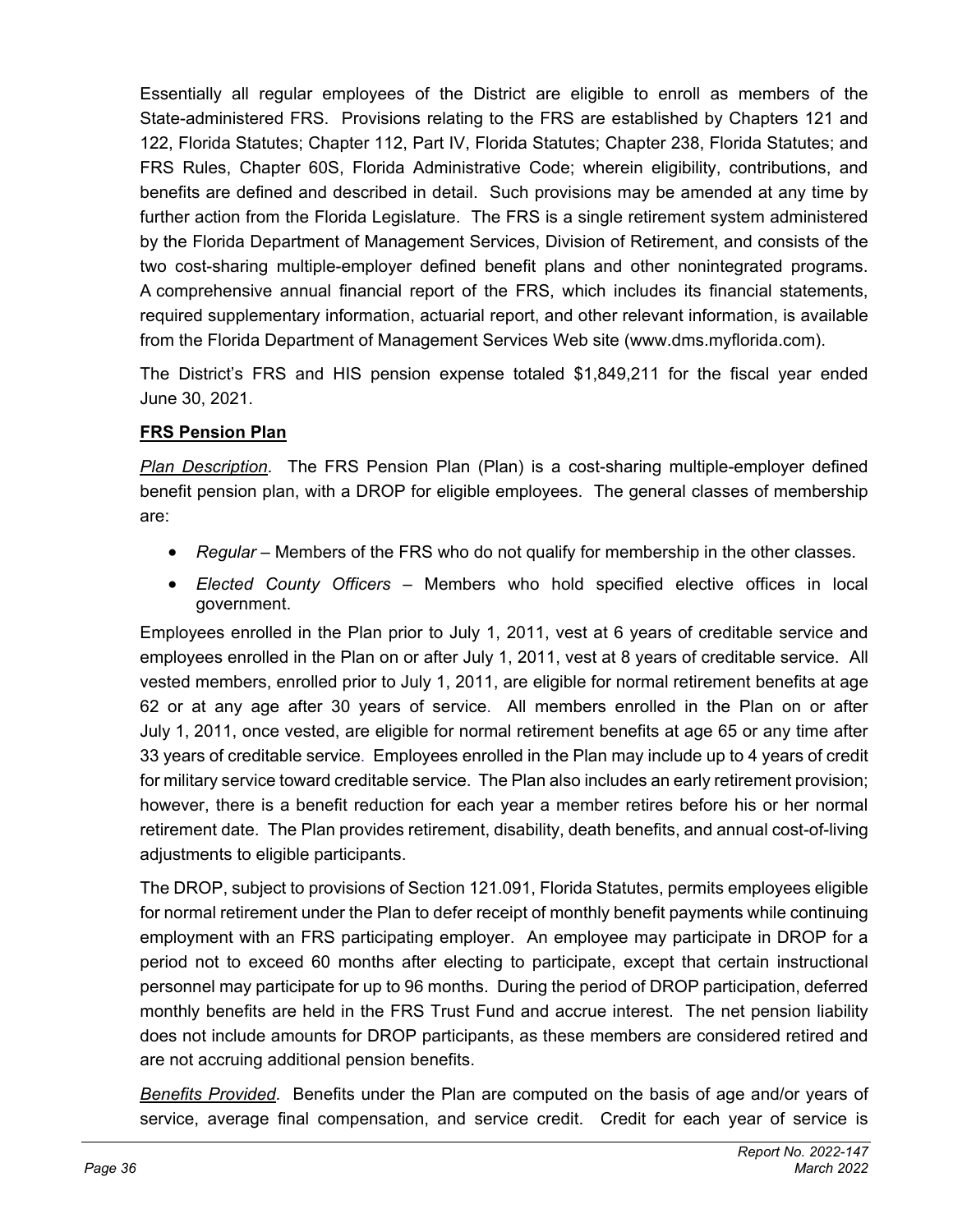Essentially all regular employees of the District are eligible to enroll as members of the State-administered FRS. Provisions relating to the FRS are established by Chapters 121 and 122, Florida Statutes; Chapter 112, Part IV, Florida Statutes; Chapter 238, Florida Statutes; and FRS Rules, Chapter 60S, Florida Administrative Code; wherein eligibility, contributions, and benefits are defined and described in detail. Such provisions may be amended at any time by further action from the Florida Legislature. The FRS is a single retirement system administered by the Florida Department of Management Services, Division of Retirement, and consists of the two cost-sharing multiple-employer defined benefit plans and other nonintegrated programs. A comprehensive annual financial report of the FRS, which includes its financial statements, required supplementary information, actuarial report, and other relevant information, is available from the Florida Department of Management Services Web site (www.dms.myflorida.com).

The District's FRS and HIS pension expense totaled $1,849,211 for the fiscal year ended June 30, 2021.

**FRS Pension Plan**

*Plan Description*. The FRS Pension Plan (Plan) is a cost-sharing multiple-employer defined benefit pension plan, with a DROP for eligible employees. The general classes of membership are:

- *Regular* – Members of the FRS who do not qualify for membership in the other classes.
- *Elected County Officers* – Members who hold specified elective offices in local government.

Employees enrolled in the Plan prior to July 1, 2011, vest at 6 years of creditable service and employees enrolled in the Plan on or after July 1, 2011, vest at 8 years of creditable service. All vested members, enrolled prior to July 1, 2011, are eligible for normal retirement benefits at age 62 or at any age after 30 years of service. All members enrolled in the Plan on or after July 1, 2011, once vested, are eligible for normal retirement benefits at age 65 or any time after 33 years of creditable service. Employees enrolled in the Plan may include up to 4 years of credit for military service toward creditable service. The Plan also includes an early retirement provision; however, there is a benefit reduction for each year a member retires before his or her normal retirement date. The Plan provides retirement, disability, death benefits, and annual cost-of-living adjustments to eligible participants.

The DROP, subject to provisions of Section 121.091, Florida Statutes, permits employees eligible for normal retirement under the Plan to defer receipt of monthly benefit payments while continuing employment with an FRS participating employer. An employee may participate in DROP for a period not to exceed 60 months after electing to participate, except that certain instructional personnel may participate for up to 96 months. During the period of DROP participation, deferred monthly benefits are held in the FRS Trust Fund and accrue interest. The net pension liability does not include amounts for DROP participants, as these members are considered retired and are not accruing additional pension benefits.

*Benefits Provided*. Benefits under the Plan are computed on the basis of age and/or years of service, average final compensation, and service credit. Credit for each year of service is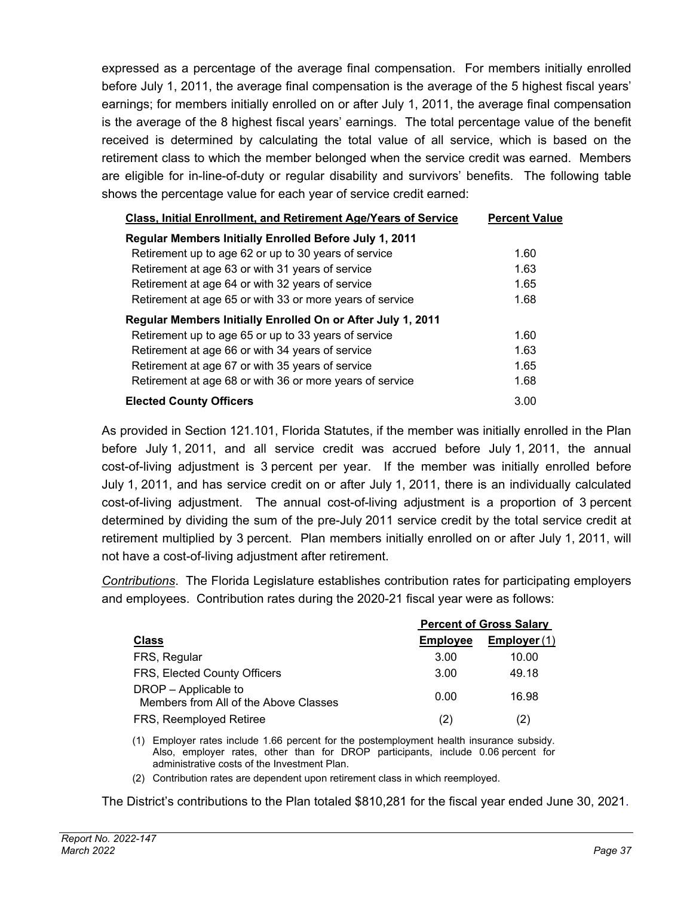expressed as a percentage of the average final compensation. For members initially enrolled before July 1, 2011, the average final compensation is the average of the 5 highest fiscal years' earnings; for members initially enrolled on or after July 1, 2011, the average final compensation is the average of the 8 highest fiscal years' earnings. The total percentage value of the benefit received is determined by calculating the total value of all service, which is based on the retirement class to which the member belonged when the service credit was earned. Members are eligible for in-line-of-duty or regular disability and survivors' benefits. The following table shows the percentage value for each year of service credit earned:

| Class, Initial Enrollment, and Retirement Age/Years of Service | Percent Value |
|---|---|
| **Regular Members Initially Enrolled Before July 1, 2011** | |
| Retirement up to age 62 or up to 30 years of service | 1.60 |
| Retirement at age 63 or with 31 years of service | 1.63 |
| Retirement at age 64 or with 32 years of service | 1.65 |
| Retirement at age 65 or with 33 or more years of service | 1.68 |
| **Regular Members Initially Enrolled On or After July 1, 2011** | |
| Retirement up to age 65 or up to 33 years of service | 1.60 |
| Retirement at age 66 or with 34 years of service | 1.63 |
| Retirement at age 67 or with 35 years of service | 1.65 |
| Retirement at age 68 or with 36 or more years of service | 1.68 |
| **Elected County Officers** | 3.00 |

As provided in Section 121.101, Florida Statutes, if the member was initially enrolled in the Plan before July 1, 2011, and all service credit was accrued before July 1, 2011, the annual cost-of-living adjustment is 3 percent per year. If the member was initially enrolled before July 1, 2011, and has service credit on or after July 1, 2011, there is an individually calculated cost-of-living adjustment. The annual cost-of-living adjustment is a proportion of 3 percent determined by dividing the sum of the pre-July 2011 service credit by the total service credit at retirement multiplied by 3 percent. Plan members initially enrolled on or after July 1, 2011, will not have a cost-of-living adjustment after retirement.

*Contributions*. The Florida Legislature establishes contribution rates for participating employers and employees. Contribution rates during the 2020-21 fiscal year were as follows:

| | Percent of Gross Salary | |
|---|---|---|
| **Class** | **Employee** | **Employer (1)** |
| FRS, Regular | 3.00 | 10.00 |
| FRS, Elected County Officers | 3.00 | 49.18 |
| DROP – Applicable to Members from All of the Above Classes | 0.00 | 16.98 |
| FRS, Reemployed Retiree | (2) | (2) |

(1) Employer rates include 1.66 percent for the postemployment health insurance subsidy. Also, employer rates, other than for DROP participants, include 0.06 percent for administrative costs of the Investment Plan.

(2) Contribution rates are dependent upon retirement class in which reemployed.

The District's contributions to the Plan totaled $810,281 for the fiscal year ended June 30, 2021.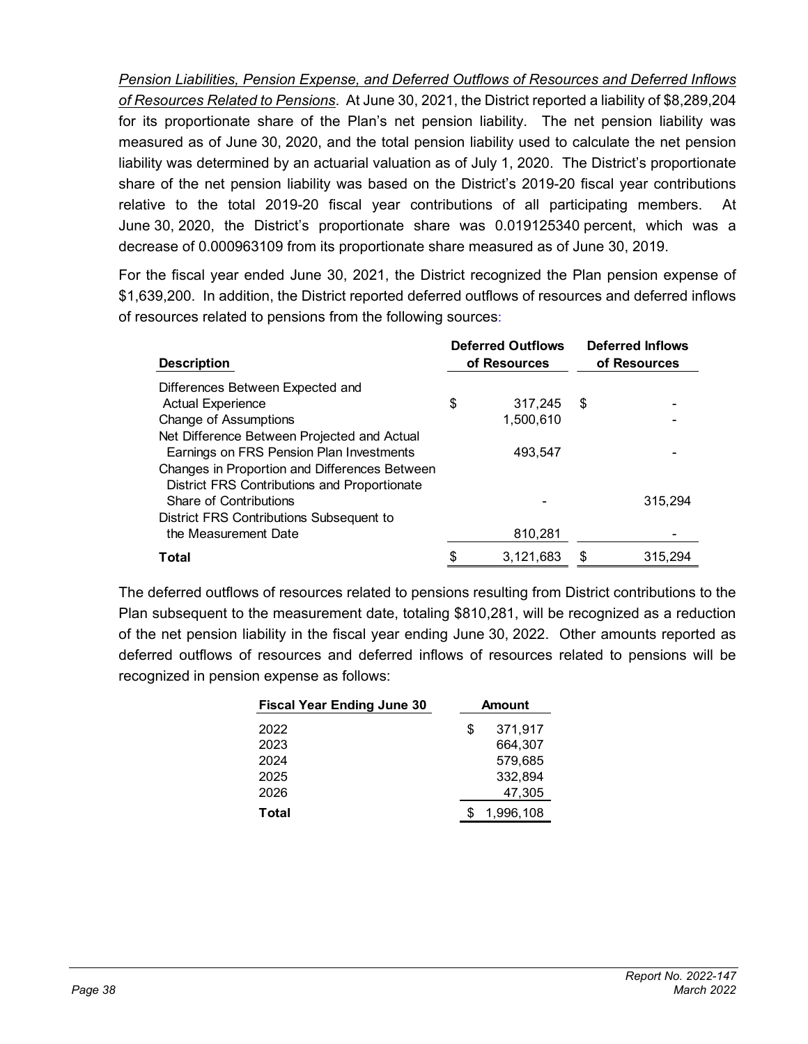*Pension Liabilities, Pension Expense, and Deferred Outflows of Resources and Deferred Inflows of Resources Related to Pensions*. At June 30, 2021, the District reported a liability of $8,289,204 for its proportionate share of the Plan's net pension liability. The net pension liability was measured as of June 30, 2020, and the total pension liability used to calculate the net pension liability was determined by an actuarial valuation as of July 1, 2020. The District's proportionate share of the net pension liability was based on the District's 2019-20 fiscal year contributions relative to the total 2019-20 fiscal year contributions of all participating members. At June 30, 2020, the District's proportionate share was 0.019125340 percent, which was a decrease of 0.000963109 from its proportionate share measured as of June 30, 2019.

For the fiscal year ended June 30, 2021, the District recognized the Plan pension expense of $1,639,200. In addition, the District reported deferred outflows of resources and deferred inflows of resources related to pensions from the following sources:

| Description | Deferred Outflows of Resources | Deferred Inflows of Resources |
|---|---|---|
| Differences Between Expected and Actual Experience | $ 317,245 | $ - |
| Change of Assumptions | 1,500,610 | - |
| Net Difference Between Projected and Actual Earnings on FRS Pension Plan Investments | 493,547 | - |
| Changes in Proportion and Differences Between District FRS Contributions and Proportionate Share of Contributions | - | 315,294 |
| District FRS Contributions Subsequent to the Measurement Date | 810,281 | - |
| **Total** | $ 3,121,683 | $ 315,294 |

The deferred outflows of resources related to pensions resulting from District contributions to the Plan subsequent to the measurement date, totaling $810,281, will be recognized as a reduction of the net pension liability in the fiscal year ending June 30, 2022. Other amounts reported as deferred outflows of resources and deferred inflows of resources related to pensions will be recognized in pension expense as follows:

| Fiscal Year Ending June 30 | Amount |
|---|---|
| 2022 | $ 371,917 |
| 2023 | 664,307 |
| 2024 | 579,685 |
| 2025 | 332,894 |
| 2026 | 47,305 |
| **Total** | $ 1,996,108 |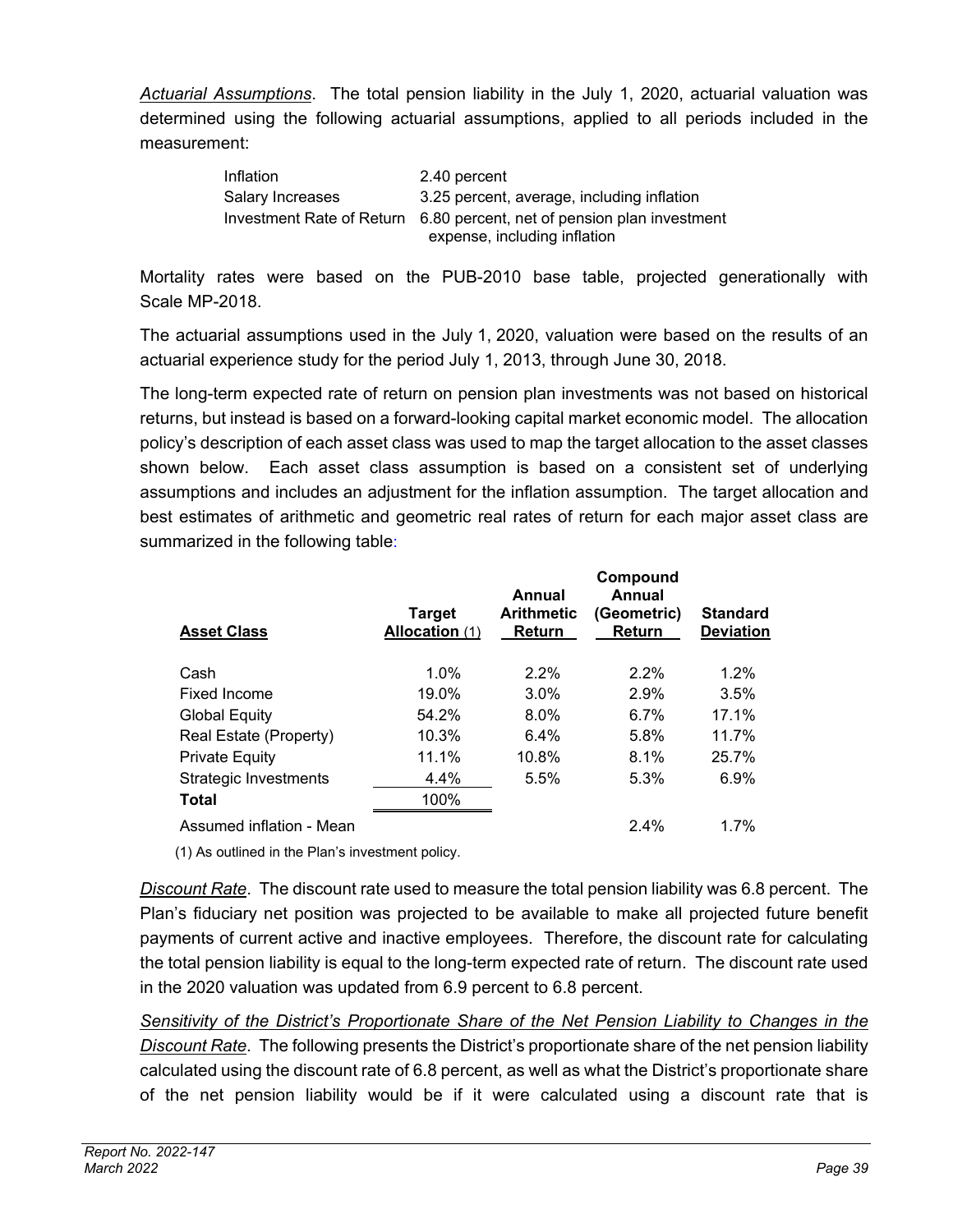*Actuarial Assumptions*. The total pension liability in the July 1, 2020, actuarial valuation was determined using the following actuarial assumptions, applied to all periods included in the measurement:

| | |
|---|---|
| Inflation | 2.40 percent |
| Salary Increases | 3.25 percent, average, including inflation |
| Investment Rate of Return | 6.80 percent, net of pension plan investment expense, including inflation |

Mortality rates were based on the PUB-2010 base table, projected generationally with Scale MP-2018.

The actuarial assumptions used in the July 1, 2020, valuation were based on the results of an actuarial experience study for the period July 1, 2013, through June 30, 2018.

The long-term expected rate of return on pension plan investments was not based on historical returns, but instead is based on a forward-looking capital market economic model. The allocation policy's description of each asset class was used to map the target allocation to the asset classes shown below. Each asset class assumption is based on a consistent set of underlying assumptions and includes an adjustment for the inflation assumption. The target allocation and best estimates of arithmetic and geometric real rates of return for each major asset class are summarized in the following table:

| Asset Class | Target Allocation (1) | Annual Arithmetic Return | Compound Annual (Geometric) Return | Standard Deviation |
|---|---|---|---|---|
| Cash | 1.0% | 2.2% | 2.2% | 1.2% |
| Fixed Income | 19.0% | 3.0% | 2.9% | 3.5% |
| Global Equity | 54.2% | 8.0% | 6.7% | 17.1% |
| Real Estate (Property) | 10.3% | 6.4% | 5.8% | 11.7% |
| Private Equity | 11.1% | 10.8% | 8.1% | 25.7% |
| Strategic Investments | 4.4% | 5.5% | 5.3% | 6.9% |
| **Total** | 100% | | | |
| Assumed inflation - Mean | | | 2.4% | 1.7% |

(1) As outlined in the Plan's investment policy.

*Discount Rate*. The discount rate used to measure the total pension liability was 6.8 percent. The Plan's fiduciary net position was projected to be available to make all projected future benefit payments of current active and inactive employees. Therefore, the discount rate for calculating the total pension liability is equal to the long-term expected rate of return. The discount rate used in the 2020 valuation was updated from 6.9 percent to 6.8 percent.

*Sensitivity of the District's Proportionate Share of the Net Pension Liability to Changes in the Discount Rate*. The following presents the District's proportionate share of the net pension liability calculated using the discount rate of 6.8 percent, as well as what the District's proportionate share of the net pension liability would be if it were calculated using a discount rate that is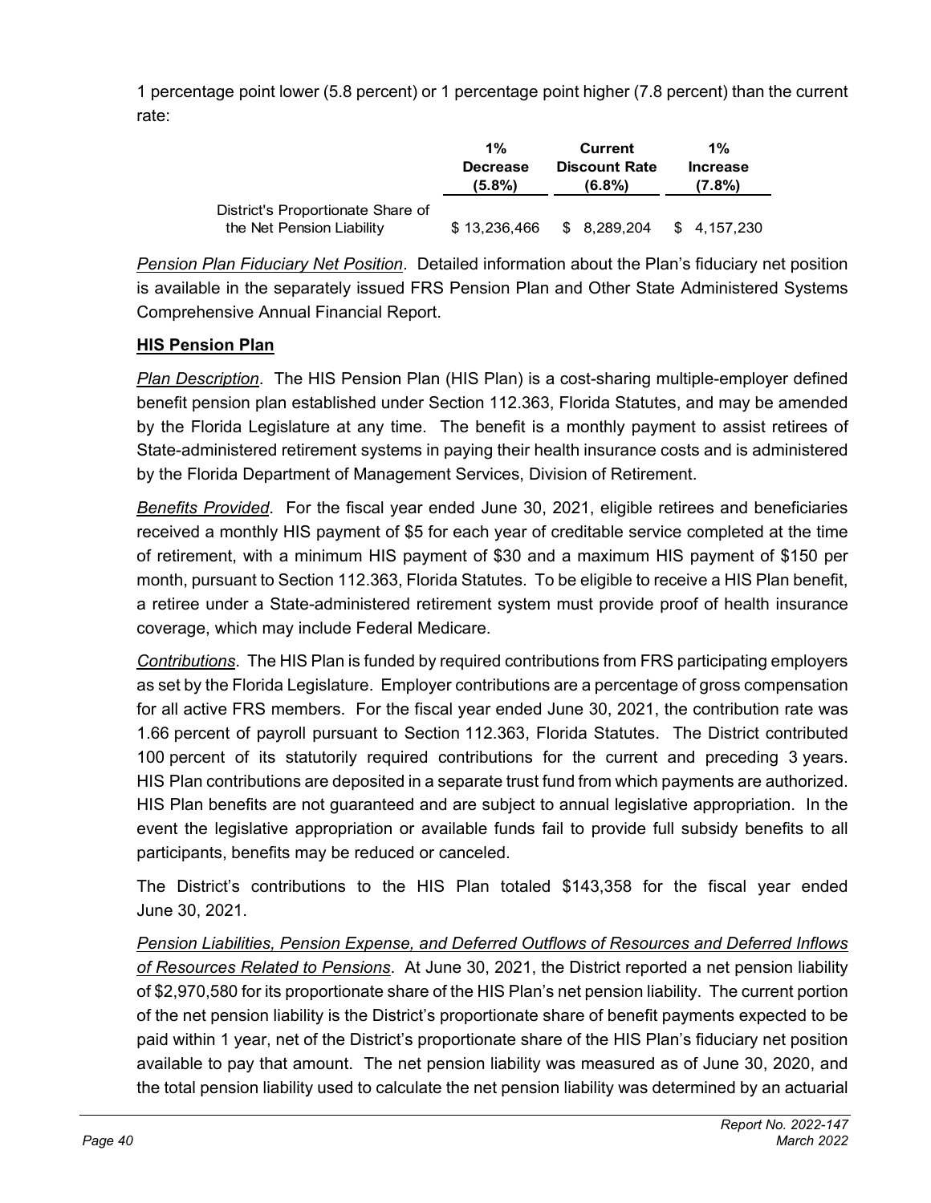1 percentage point lower (5.8 percent) or 1 percentage point higher (7.8 percent) than the current rate:

| | 1% Decrease (5.8%) | Current Discount Rate (6.8%) | 1% Increase (7.8%) |
|---|---|---|---|
| District's Proportionate Share of the Net Pension Liability | $ 13,236,466 | $ 8,289,204 | $ 4,157,230 |

*Pension Plan Fiduciary Net Position*. Detailed information about the Plan's fiduciary net position is available in the separately issued FRS Pension Plan and Other State Administered Systems Comprehensive Annual Financial Report.

**HIS Pension Plan**

*Plan Description*. The HIS Pension Plan (HIS Plan) is a cost-sharing multiple-employer defined benefit pension plan established under Section 112.363, Florida Statutes, and may be amended by the Florida Legislature at any time. The benefit is a monthly payment to assist retirees of State-administered retirement systems in paying their health insurance costs and is administered by the Florida Department of Management Services, Division of Retirement.

*Benefits Provided*. For the fiscal year ended June 30, 2021, eligible retirees and beneficiaries received a monthly HIS payment of $5 for each year of creditable service completed at the time of retirement, with a minimum HIS payment of $30 and a maximum HIS payment of $150 per month, pursuant to Section 112.363, Florida Statutes. To be eligible to receive a HIS Plan benefit, a retiree under a State-administered retirement system must provide proof of health insurance coverage, which may include Federal Medicare.

*Contributions*. The HIS Plan is funded by required contributions from FRS participating employers as set by the Florida Legislature. Employer contributions are a percentage of gross compensation for all active FRS members. For the fiscal year ended June 30, 2021, the contribution rate was 1.66 percent of payroll pursuant to Section 112.363, Florida Statutes. The District contributed 100 percent of its statutorily required contributions for the current and preceding 3 years. HIS Plan contributions are deposited in a separate trust fund from which payments are authorized. HIS Plan benefits are not guaranteed and are subject to annual legislative appropriation. In the event the legislative appropriation or available funds fail to provide full subsidy benefits to all participants, benefits may be reduced or canceled.

The District's contributions to the HIS Plan totaled $143,358 for the fiscal year ended June 30, 2021.

*Pension Liabilities, Pension Expense, and Deferred Outflows of Resources and Deferred Inflows of Resources Related to Pensions*. At June 30, 2021, the District reported a net pension liability of $2,970,580 for its proportionate share of the HIS Plan's net pension liability. The current portion of the net pension liability is the District's proportionate share of benefit payments expected to be paid within 1 year, net of the District's proportionate share of the HIS Plan's fiduciary net position available to pay that amount. The net pension liability was measured as of June 30, 2020, and the total pension liability used to calculate the net pension liability was determined by an actuarial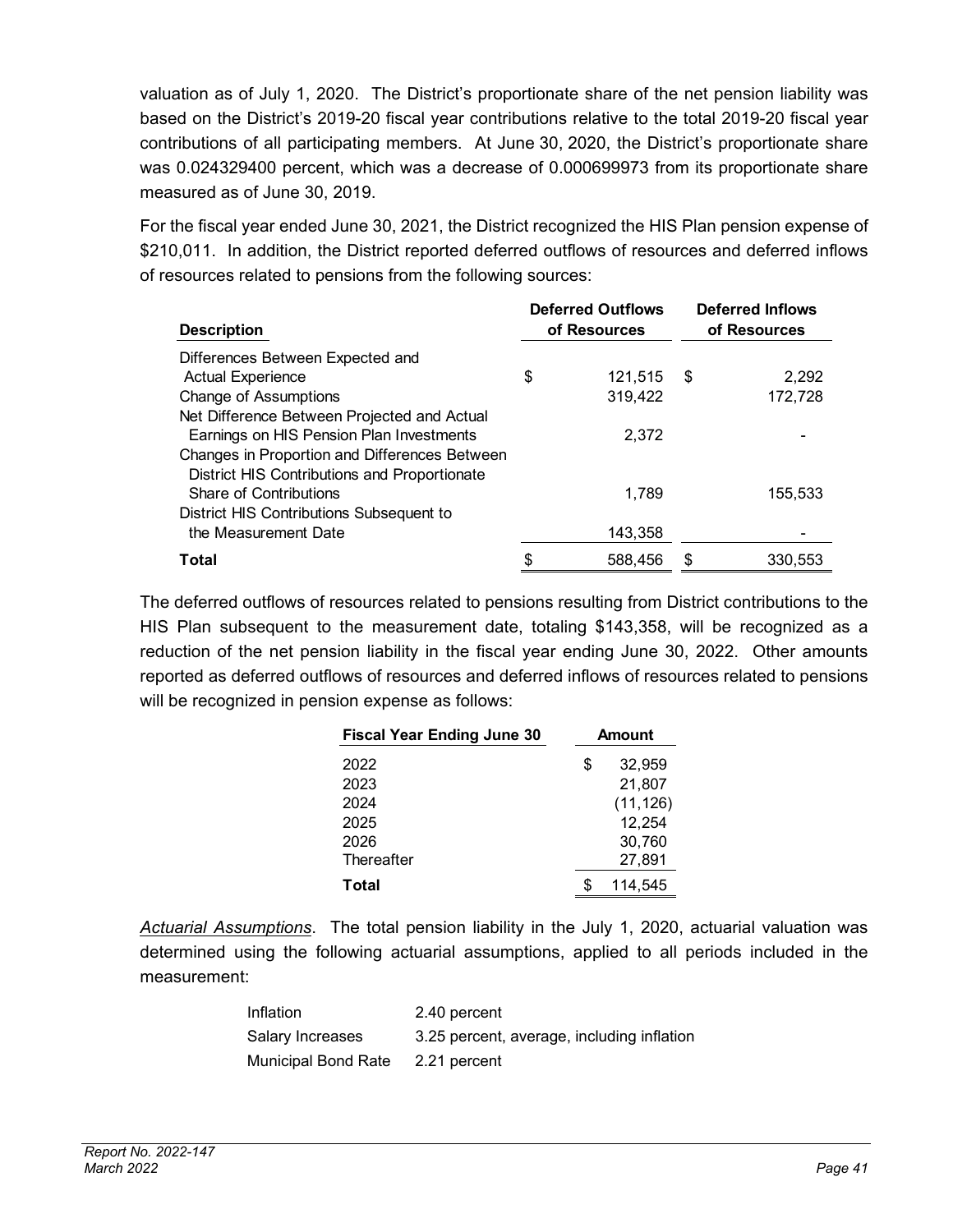valuation as of July 1, 2020. The District's proportionate share of the net pension liability was based on the District's 2019-20 fiscal year contributions relative to the total 2019-20 fiscal year contributions of all participating members. At June 30, 2020, the District's proportionate share was 0.024329400 percent, which was a decrease of 0.000699973 from its proportionate share measured as of June 30, 2019.

For the fiscal year ended June 30, 2021, the District recognized the HIS Plan pension expense of $210,011. In addition, the District reported deferred outflows of resources and deferred inflows of resources related to pensions from the following sources:

| Description | Deferred Outflows of Resources | Deferred Inflows of Resources |
|---|---|---|
| Differences Between Expected and Actual Experience | $ 121,515 | $ 2,292 |
| Change of Assumptions | 319,422 | 172,728 |
| Net Difference Between Projected and Actual Earnings on HIS Pension Plan Investments | 2,372 | - |
| Changes in Proportion and Differences Between District HIS Contributions and Proportionate Share of Contributions | 1,789 | 155,533 |
| District HIS Contributions Subsequent to the Measurement Date | 143,358 | - |
| **Total** | $ 588,456 | $ 330,553 |

The deferred outflows of resources related to pensions resulting from District contributions to the HIS Plan subsequent to the measurement date, totaling $143,358, will be recognized as a reduction of the net pension liability in the fiscal year ending June 30, 2022. Other amounts reported as deferred outflows of resources and deferred inflows of resources related to pensions will be recognized in pension expense as follows:

| Fiscal Year Ending June 30 | Amount |
|---|---|
| 2022 | $ 32,959 |
| 2023 | 21,807 |
| 2024 | (11,126) |
| 2025 | 12,254 |
| 2026 | 30,760 |
| Thereafter | 27,891 |
| **Total** | $ 114,545 |

*Actuarial Assumptions*. The total pension liability in the July 1, 2020, actuarial valuation was determined using the following actuarial assumptions, applied to all periods included in the measurement:

| | |
|---|---|
| Inflation | 2.40 percent |
| Salary Increases | 3.25 percent, average, including inflation |
| Municipal Bond Rate | 2.21 percent |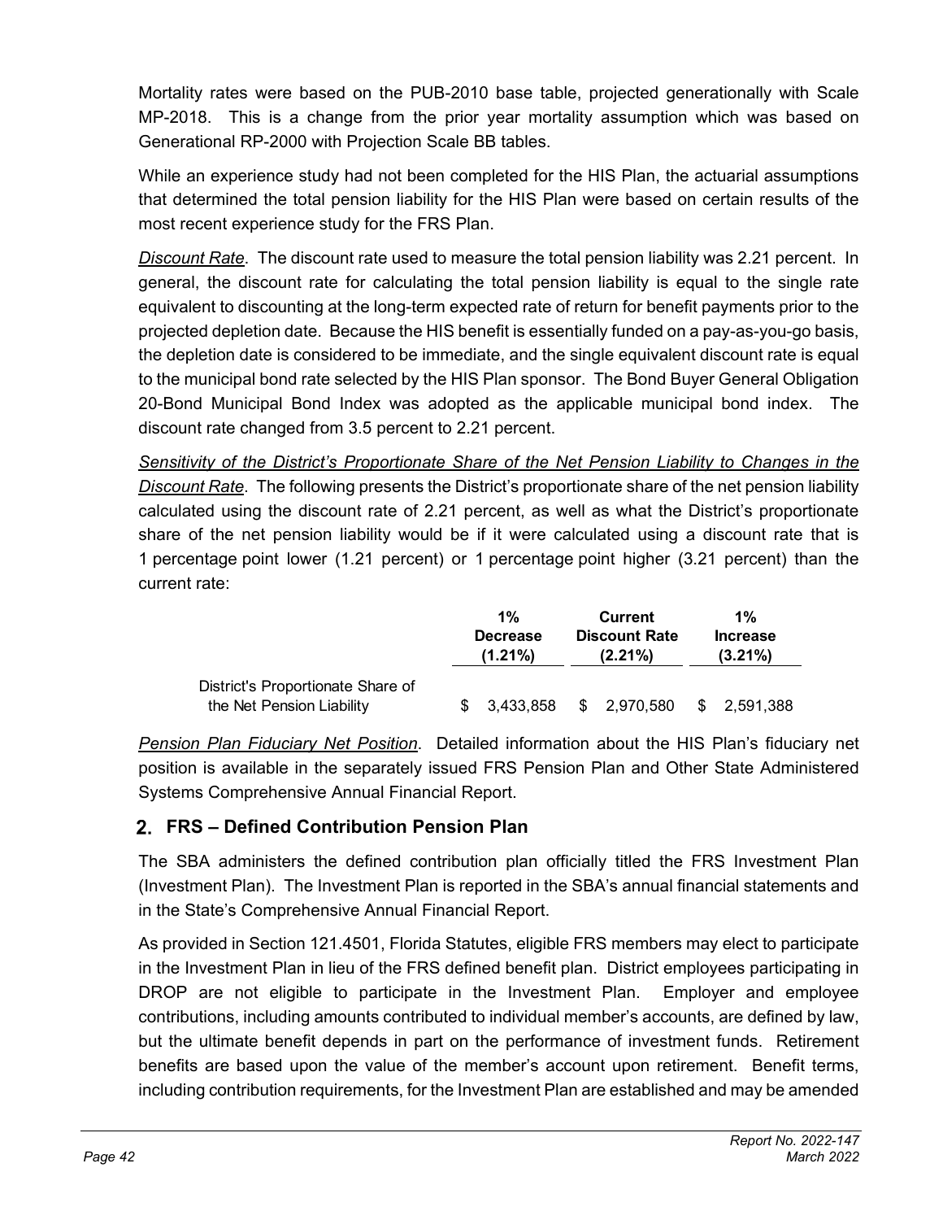Mortality rates were based on the PUB-2010 base table, projected generationally with Scale MP-2018. This is a change from the prior year mortality assumption which was based on Generational RP-2000 with Projection Scale BB tables.

While an experience study had not been completed for the HIS Plan, the actuarial assumptions that determined the total pension liability for the HIS Plan were based on certain results of the most recent experience study for the FRS Plan.

*Discount Rate*. The discount rate used to measure the total pension liability was 2.21 percent. In general, the discount rate for calculating the total pension liability is equal to the single rate equivalent to discounting at the long-term expected rate of return for benefit payments prior to the projected depletion date. Because the HIS benefit is essentially funded on a pay-as-you-go basis, the depletion date is considered to be immediate, and the single equivalent discount rate is equal to the municipal bond rate selected by the HIS Plan sponsor. The Bond Buyer General Obligation 20-Bond Municipal Bond Index was adopted as the applicable municipal bond index. The discount rate changed from 3.5 percent to 2.21 percent.

*Sensitivity of the District's Proportionate Share of the Net Pension Liability to Changes in the Discount Rate*. The following presents the District's proportionate share of the net pension liability calculated using the discount rate of 2.21 percent, as well as what the District's proportionate share of the net pension liability would be if it were calculated using a discount rate that is 1 percentage point lower (1.21 percent) or 1 percentage point higher (3.21 percent) than the current rate:

| | 1% Decrease (1.21%) | Current Discount Rate (2.21%) | 1% Increase (3.21%) |
|---|---|---|---|
| District's Proportionate Share of the Net Pension Liability | $ 3,433,858 | $ 2,970,580 | $ 2,591,388 |

*Pension Plan Fiduciary Net Position*. Detailed information about the HIS Plan's fiduciary net position is available in the separately issued FRS Pension Plan and Other State Administered Systems Comprehensive Annual Financial Report.

## 2. FRS – Defined Contribution Pension Plan

The SBA administers the defined contribution plan officially titled the FRS Investment Plan (Investment Plan). The Investment Plan is reported in the SBA's annual financial statements and in the State's Comprehensive Annual Financial Report.

As provided in Section 121.4501, Florida Statutes, eligible FRS members may elect to participate in the Investment Plan in lieu of the FRS defined benefit plan. District employees participating in DROP are not eligible to participate in the Investment Plan. Employer and employee contributions, including amounts contributed to individual member's accounts, are defined by law, but the ultimate benefit depends in part on the performance of investment funds. Retirement benefits are based upon the value of the member's account upon retirement. Benefit terms, including contribution requirements, for the Investment Plan are established and may be amended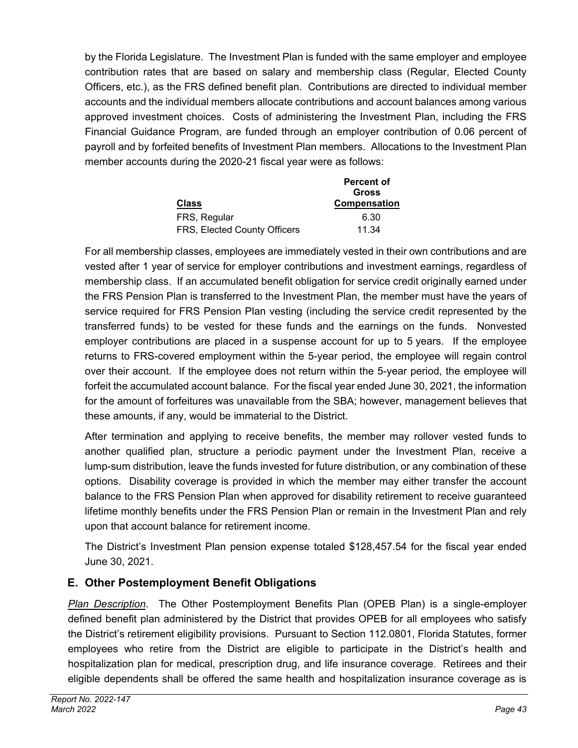by the Florida Legislature. The Investment Plan is funded with the same employer and employee contribution rates that are based on salary and membership class (Regular, Elected County Officers, etc.), as the FRS defined benefit plan. Contributions are directed to individual member accounts and the individual members allocate contributions and account balances among various approved investment choices. Costs of administering the Investment Plan, including the FRS Financial Guidance Program, are funded through an employer contribution of 0.06 percent of payroll and by forfeited benefits of Investment Plan members. Allocations to the Investment Plan member accounts during the 2020-21 fiscal year were as follows:

| Class | Percent of Gross Compensation |
|---|---|
| FRS, Regular | 6.30 |
| FRS, Elected County Officers | 11.34 |

For all membership classes, employees are immediately vested in their own contributions and are vested after 1 year of service for employer contributions and investment earnings, regardless of membership class. If an accumulated benefit obligation for service credit originally earned under the FRS Pension Plan is transferred to the Investment Plan, the member must have the years of service required for FRS Pension Plan vesting (including the service credit represented by the transferred funds) to be vested for these funds and the earnings on the funds. Nonvested employer contributions are placed in a suspense account for up to 5 years. If the employee returns to FRS-covered employment within the 5-year period, the employee will regain control over their account. If the employee does not return within the 5-year period, the employee will forfeit the accumulated account balance. For the fiscal year ended June 30, 2021, the information for the amount of forfeitures was unavailable from the SBA; however, management believes that these amounts, if any, would be immaterial to the District.

After termination and applying to receive benefits, the member may rollover vested funds to another qualified plan, structure a periodic payment under the Investment Plan, receive a lump-sum distribution, leave the funds invested for future distribution, or any combination of these options. Disability coverage is provided in which the member may either transfer the account balance to the FRS Pension Plan when approved for disability retirement to receive guaranteed lifetime monthly benefits under the FRS Pension Plan or remain in the Investment Plan and rely upon that account balance for retirement income.

The District's Investment Plan pension expense totaled $128,457.54 for the fiscal year ended June 30, 2021.

## E. Other Postemployment Benefit Obligations

*Plan Description*. The Other Postemployment Benefits Plan (OPEB Plan) is a single-employer defined benefit plan administered by the District that provides OPEB for all employees who satisfy the District's retirement eligibility provisions. Pursuant to Section 112.0801, Florida Statutes, former employees who retire from the District are eligible to participate in the District's health and hospitalization plan for medical, prescription drug, and life insurance coverage. Retirees and their eligible dependents shall be offered the same health and hospitalization insurance coverage as is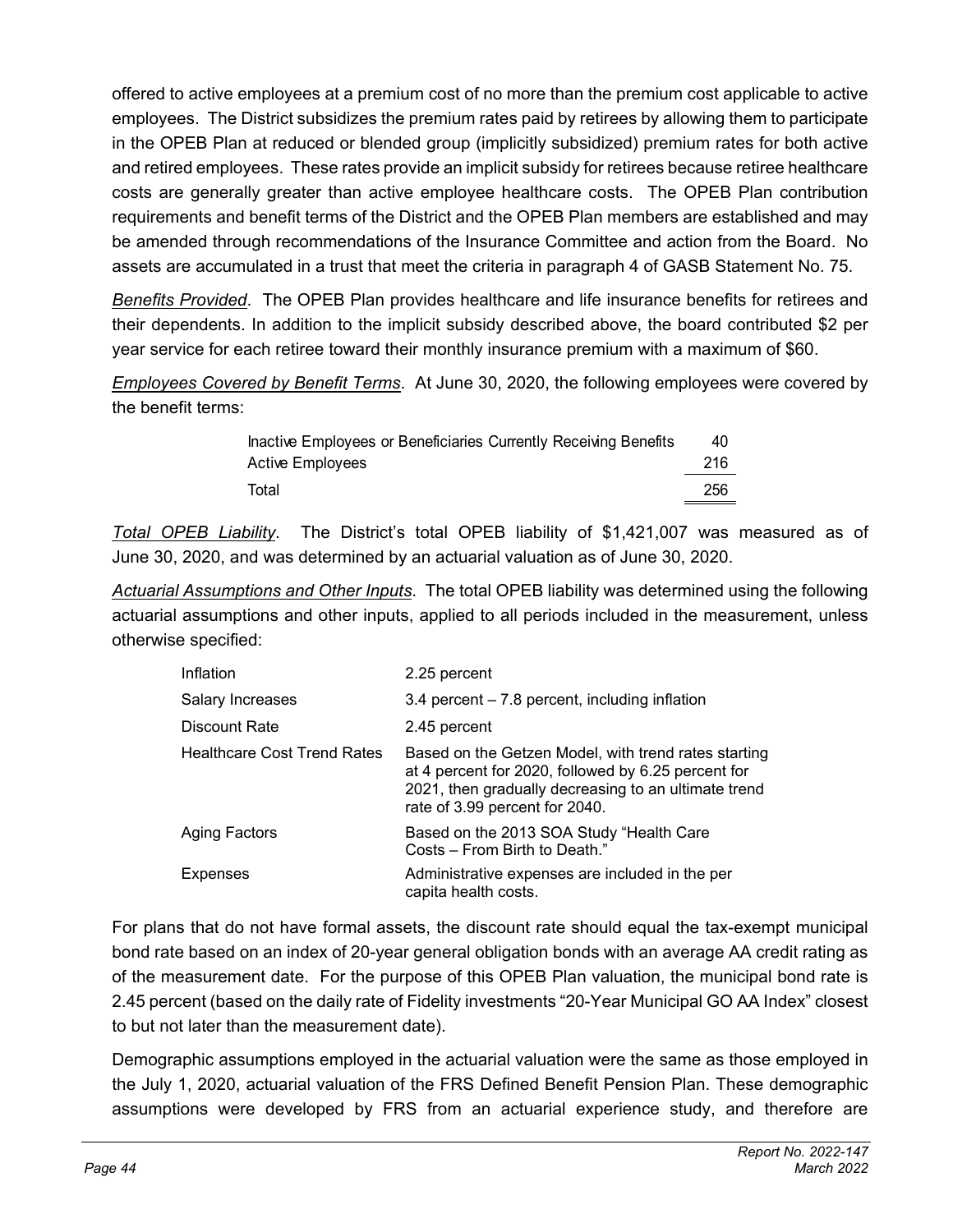offered to active employees at a premium cost of no more than the premium cost applicable to active employees. The District subsidizes the premium rates paid by retirees by allowing them to participate in the OPEB Plan at reduced or blended group (implicitly subsidized) premium rates for both active and retired employees. These rates provide an implicit subsidy for retirees because retiree healthcare costs are generally greater than active employee healthcare costs. The OPEB Plan contribution requirements and benefit terms of the District and the OPEB Plan members are established and may be amended through recommendations of the Insurance Committee and action from the Board. No assets are accumulated in a trust that meet the criteria in paragraph 4 of GASB Statement No. 75.

*Benefits Provided*. The OPEB Plan provides healthcare and life insurance benefits for retirees and their dependents. In addition to the implicit subsidy described above, the board contributed $2 per year service for each retiree toward their monthly insurance premium with a maximum of $60.

*Employees Covered by Benefit Terms*. At June 30, 2020, the following employees were covered by the benefit terms:

| | |
|---|---|
| Inactive Employees or Beneficiaries Currently Receiving Benefits | 40 |
| Active Employees | 216 |
| Total | 256 |

*Total OPEB Liability*. The District's total OPEB liability of $1,421,007 was measured as of June 30, 2020, and was determined by an actuarial valuation as of June 30, 2020.

*Actuarial Assumptions and Other Inputs*. The total OPEB liability was determined using the following actuarial assumptions and other inputs, applied to all periods included in the measurement, unless otherwise specified:

| | |
|---|---|
| Inflation | 2.25 percent |
| Salary Increases | 3.4 percent – 7.8 percent, including inflation |
| Discount Rate | 2.45 percent |
| Healthcare Cost Trend Rates | Based on the Getzen Model, with trend rates starting at 4 percent for 2020, followed by 6.25 percent for 2021, then gradually decreasing to an ultimate trend rate of 3.99 percent for 2040. |
| Aging Factors | Based on the 2013 SOA Study "Health Care Costs – From Birth to Death." |
| Expenses | Administrative expenses are included in the per capita health costs. |

For plans that do not have formal assets, the discount rate should equal the tax-exempt municipal bond rate based on an index of 20-year general obligation bonds with an average AA credit rating as of the measurement date. For the purpose of this OPEB Plan valuation, the municipal bond rate is 2.45 percent (based on the daily rate of Fidelity investments "20-Year Municipal GO AA Index" closest to but not later than the measurement date).

Demographic assumptions employed in the actuarial valuation were the same as those employed in the July 1, 2020, actuarial valuation of the FRS Defined Benefit Pension Plan. These demographic assumptions were developed by FRS from an actuarial experience study, and therefore are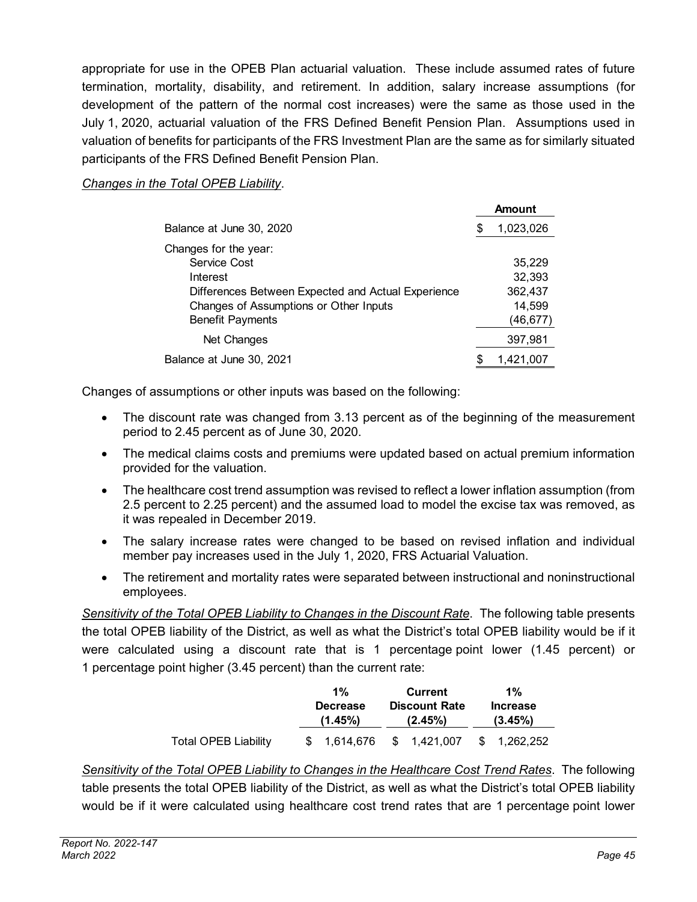appropriate for use in the OPEB Plan actuarial valuation. These include assumed rates of future termination, mortality, disability, and retirement. In addition, salary increase assumptions (for development of the pattern of the normal cost increases) were the same as those used in the July 1, 2020, actuarial valuation of the FRS Defined Benefit Pension Plan. Assumptions used in valuation of benefits for participants of the FRS Investment Plan are the same as for similarly situated participants of the FRS Defined Benefit Pension Plan.

*Changes in the Total OPEB Liability*.

| | Amount |
|---|---|
| Balance at June 30, 2020 | $ 1,023,026 |
| Changes for the year: | |
| Service Cost | 35,229 |
| Interest | 32,393 |
| Differences Between Expected and Actual Experience | 362,437 |
| Changes of Assumptions or Other Inputs | 14,599 |
| Benefit Payments | (46,677) |
| Net Changes | 397,981 |
| Balance at June 30, 2021 | $ 1,421,007 |

Changes of assumptions or other inputs was based on the following:

- The discount rate was changed from 3.13 percent as of the beginning of the measurement period to 2.45 percent as of June 30, 2020.
- The medical claims costs and premiums were updated based on actual premium information provided for the valuation.
- The healthcare cost trend assumption was revised to reflect a lower inflation assumption (from 2.5 percent to 2.25 percent) and the assumed load to model the excise tax was removed, as it was repealed in December 2019.
- The salary increase rates were changed to be based on revised inflation and individual member pay increases used in the July 1, 2020, FRS Actuarial Valuation.
- The retirement and mortality rates were separated between instructional and noninstructional employees.

*Sensitivity of the Total OPEB Liability to Changes in the Discount Rate*. The following table presents the total OPEB liability of the District, as well as what the District's total OPEB liability would be if it were calculated using a discount rate that is 1 percentage point lower (1.45 percent) or 1 percentage point higher (3.45 percent) than the current rate:

| | 1% Decrease (1.45%) | Current Discount Rate (2.45%) | 1% Increase (3.45%) |
|---|---|---|---|
| Total OPEB Liability | $ 1,614,676 | $ 1,421,007 | $ 1,262,252 |

*Sensitivity of the Total OPEB Liability to Changes in the Healthcare Cost Trend Rates*. The following table presents the total OPEB liability of the District, as well as what the District's total OPEB liability would be if it were calculated using healthcare cost trend rates that are 1 percentage point lower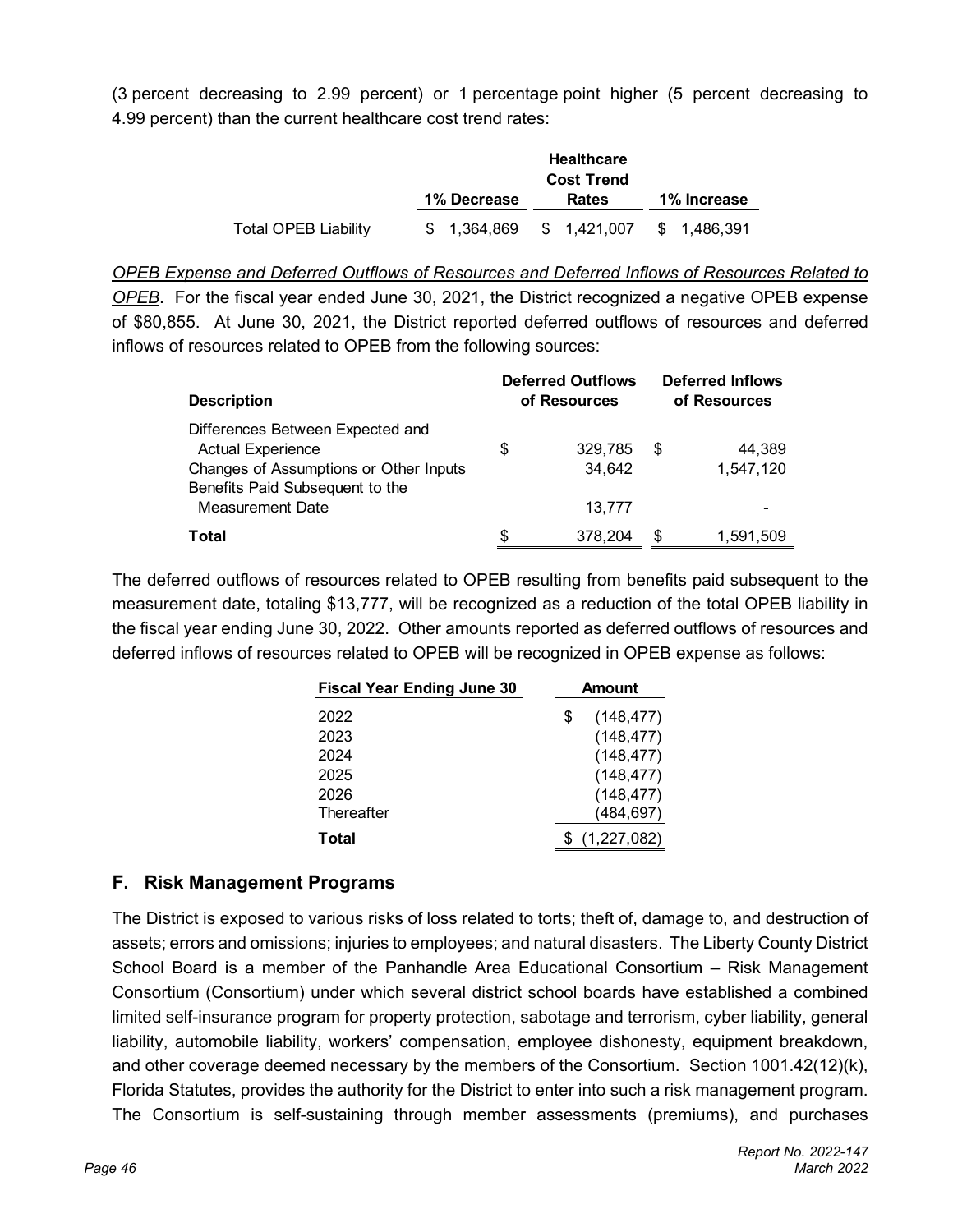(3 percent decreasing to 2.99 percent) or 1 percentage point higher (5 percent decreasing to 4.99 percent) than the current healthcare cost trend rates:

| | 1% Decrease | Healthcare Cost Trend Rates | 1% Increase |
|---|---|---|---|
| Total OPEB Liability | $ 1,364,869 | $ 1,421,007 | $ 1,486,391 |

*OPEB Expense and Deferred Outflows of Resources and Deferred Inflows of Resources Related to OPEB*. For the fiscal year ended June 30, 2021, the District recognized a negative OPEB expense of $80,855. At June 30, 2021, the District reported deferred outflows of resources and deferred inflows of resources related to OPEB from the following sources:

| Description | Deferred Outflows of Resources | Deferred Inflows of Resources |
|---|---|---|
| Differences Between Expected and Actual Experience | $ 329,785 | $ 44,389 |
| Changes of Assumptions or Other Inputs | 34,642 | 1,547,120 |
| Benefits Paid Subsequent to the Measurement Date | 13,777 | - |
| **Total** | $ 378,204 | $ 1,591,509 |

The deferred outflows of resources related to OPEB resulting from benefits paid subsequent to the measurement date, totaling $13,777, will be recognized as a reduction of the total OPEB liability in the fiscal year ending June 30, 2022. Other amounts reported as deferred outflows of resources and deferred inflows of resources related to OPEB will be recognized in OPEB expense as follows:

| Fiscal Year Ending June 30 | Amount |
|---|---|
| 2022 | $ (148,477) |
| 2023 | (148,477) |
| 2024 | (148,477) |
| 2025 | (148,477) |
| 2026 | (148,477) |
| Thereafter | (484,697) |
| **Total** | $ (1,227,082) |

## F. Risk Management Programs

The District is exposed to various risks of loss related to torts; theft of, damage to, and destruction of assets; errors and omissions; injuries to employees; and natural disasters. The Liberty County District School Board is a member of the Panhandle Area Educational Consortium – Risk Management Consortium (Consortium) under which several district school boards have established a combined limited self-insurance program for property protection, sabotage and terrorism, cyber liability, general liability, automobile liability, workers' compensation, employee dishonesty, equipment breakdown, and other coverage deemed necessary by the members of the Consortium. Section 1001.42(12)(k), Florida Statutes, provides the authority for the District to enter into such a risk management program. The Consortium is self-sustaining through member assessments (premiums), and purchases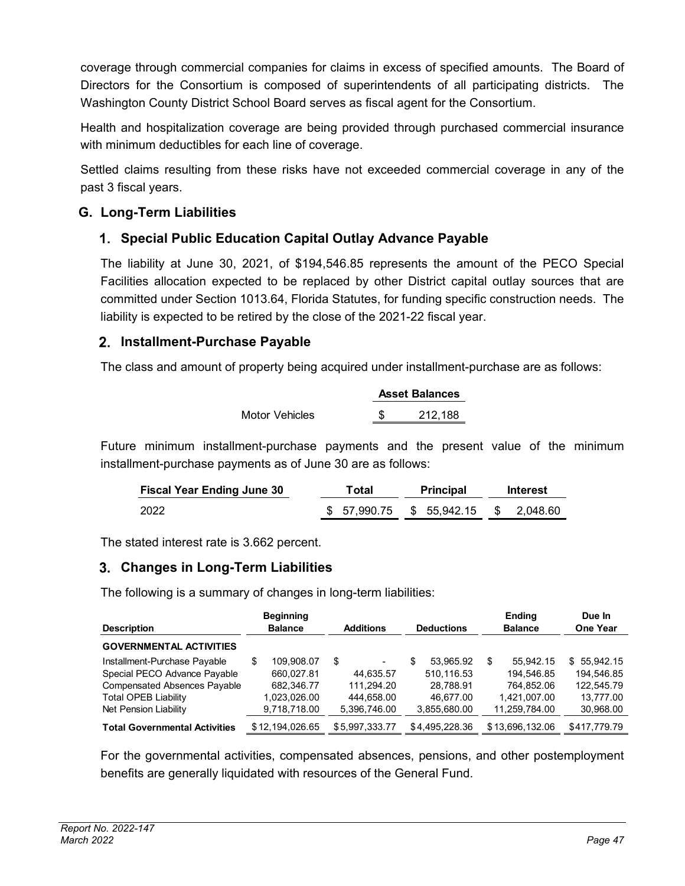coverage through commercial companies for claims in excess of specified amounts. The Board of Directors for the Consortium is composed of superintendents of all participating districts. The Washington County District School Board serves as fiscal agent for the Consortium.

Health and hospitalization coverage are being provided through purchased commercial insurance with minimum deductibles for each line of coverage.

Settled claims resulting from these risks have not exceeded commercial coverage in any of the past 3 fiscal years.

## G. Long-Term Liabilities

### 1. Special Public Education Capital Outlay Advance Payable

The liability at June 30, 2021, of $194,546.85 represents the amount of the PECO Special Facilities allocation expected to be replaced by other District capital outlay sources that are committed under Section 1013.64, Florida Statutes, for funding specific construction needs. The liability is expected to be retired by the close of the 2021-22 fiscal year.

### 2. Installment-Purchase Payable

The class and amount of property being acquired under installment-purchase are as follows:

| | Asset Balances |
|---|---|
| Motor Vehicles | $ 212,188 |

Future minimum installment-purchase payments and the present value of the minimum installment-purchase payments as of June 30 are as follows:

| Fiscal Year Ending June 30 | Total | Principal | Interest |
|---|---|---|---|
| 2022 | $ 57,990.75 | $ 55,942.15 | $ 2,048.60 |

The stated interest rate is 3.662 percent.

### 3. Changes in Long-Term Liabilities

The following is a summary of changes in long-term liabilities:

| Description | Beginning Balance | Additions | Deductions | Ending Balance | Due In One Year |
|---|---|---|---|---|---|
| **GOVERNMENTAL ACTIVITIES** | | | | | |
| Installment-Purchase Payable | $ 109,908.07 | $ - | $ 53,965.92 | $ 55,942.15 | $ 55,942.15 |
| Special PECO Advance Payable | 660,027.81 | 44,635.57 | 510,116.53 | 194,546.85 | 194,546.85 |
| Compensated Absences Payable | 682,346.77 | 111,294.20 | 28,788.91 | 764,852.06 | 122,545.79 |
| Total OPEB Liability | 1,023,026.00 | 444,658.00 | 46,677.00 | 1,421,007.00 | 13,777.00 |
| Net Pension Liability | 9,718,718.00 | 5,396,746.00 | 3,855,680.00 | 11,259,784.00 | 30,968.00 |
| **Total Governmental Activities** | $ 12,194,026.65 | $ 5,997,333.77 | $ 4,495,228.36 | $ 13,696,132.06 | $ 417,779.79 |

For the governmental activities, compensated absences, pensions, and other postemployment benefits are generally liquidated with resources of the General Fund.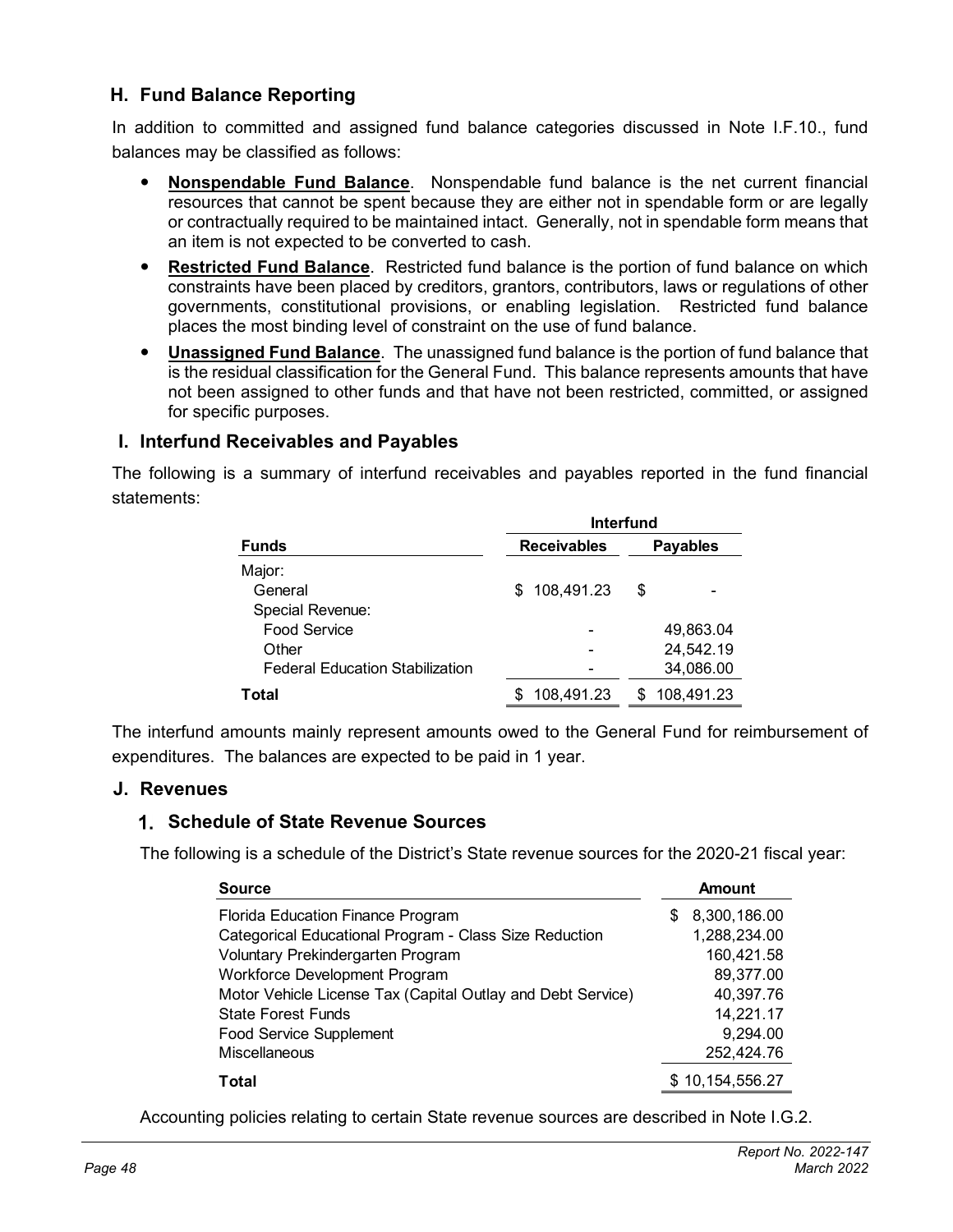## H. Fund Balance Reporting

In addition to committed and assigned fund balance categories discussed in Note I.F.10., fund balances may be classified as follows:

- **Nonspendable Fund Balance**. Nonspendable fund balance is the net current financial resources that cannot be spent because they are either not in spendable form or are legally or contractually required to be maintained intact. Generally, not in spendable form means that an item is not expected to be converted to cash.
- **Restricted Fund Balance**. Restricted fund balance is the portion of fund balance on which constraints have been placed by creditors, grantors, contributors, laws or regulations of other governments, constitutional provisions, or enabling legislation. Restricted fund balance places the most binding level of constraint on the use of fund balance.
- **Unassigned Fund Balance**. The unassigned fund balance is the portion of fund balance that is the residual classification for the General Fund. This balance represents amounts that have not been assigned to other funds and that have not been restricted, committed, or assigned for specific purposes.

## I. Interfund Receivables and Payables

The following is a summary of interfund receivables and payables reported in the fund financial statements:

| | Interfund | |
|---|---|---|
| **Funds** | **Receivables** | **Payables** |
| Major: | | |
| General | $ 108,491.23 | $ - |
| Special Revenue: | | |
| Food Service | - | 49,863.04 |
| Other | - | 24,542.19 |
| Federal Education Stabilization | - | 34,086.00 |
| **Total** | $ 108,491.23 | $ 108,491.23 |

The interfund amounts mainly represent amounts owed to the General Fund for reimbursement of expenditures. The balances are expected to be paid in 1 year.

## J. Revenues

### 1. Schedule of State Revenue Sources

The following is a schedule of the District's State revenue sources for the 2020-21 fiscal year:

| Source | Amount |
|---|---|
| Florida Education Finance Program | $ 8,300,186.00 |
| Categorical Educational Program - Class Size Reduction | 1,288,234.00 |
| Voluntary Prekindergarten Program | 160,421.58 |
| Workforce Development Program | 89,377.00 |
| Motor Vehicle License Tax (Capital Outlay and Debt Service) | 40,397.76 |
| State Forest Funds | 14,221.17 |
| Food Service Supplement | 9,294.00 |
| Miscellaneous | 252,424.76 |
| **Total** | $ 10,154,556.27 |

Accounting policies relating to certain State revenue sources are described in Note I.G.2.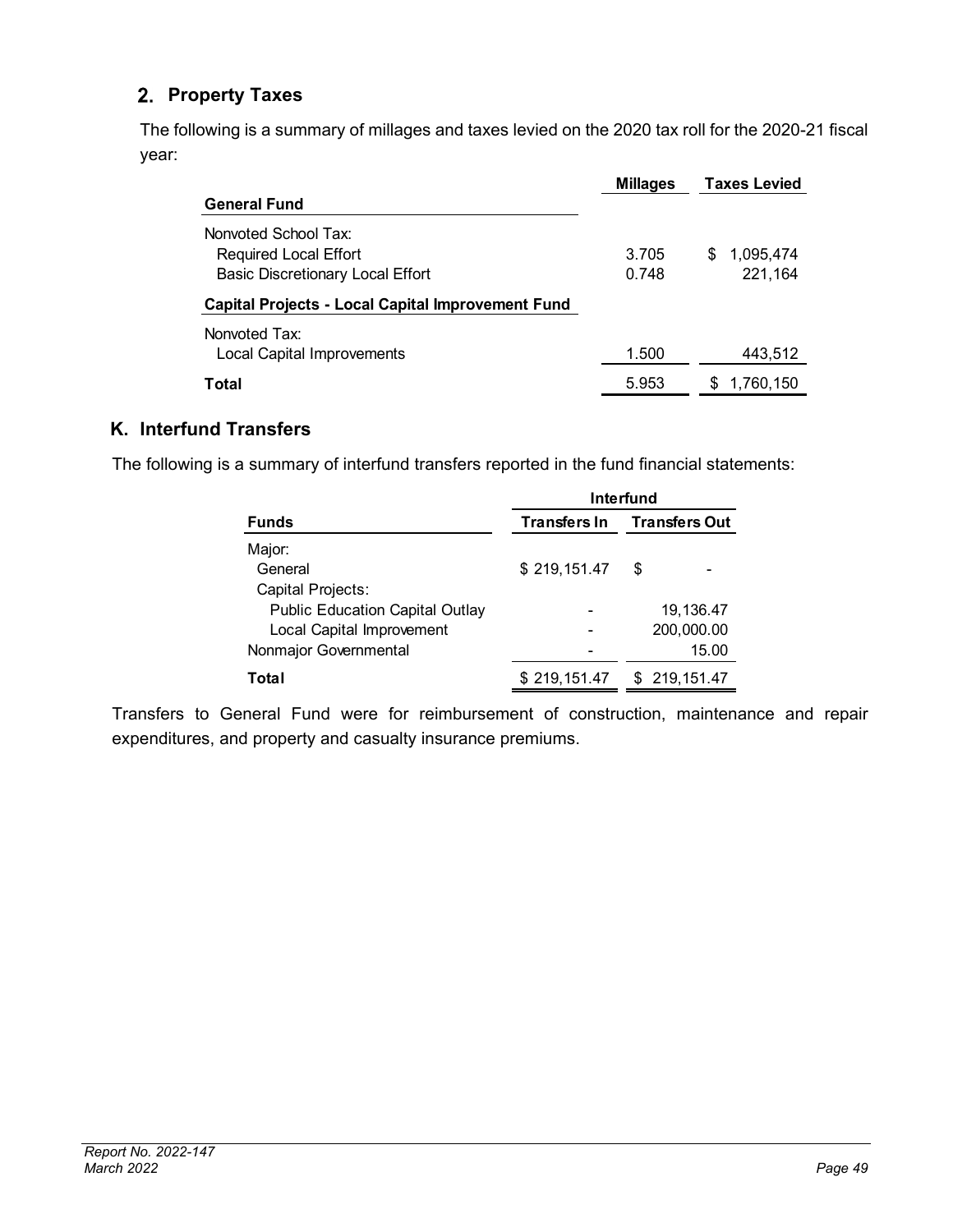## 2. Property Taxes

The following is a summary of millages and taxes levied on the 2020 tax roll for the 2020-21 fiscal year:

| | Millages | Taxes Levied |
|---|---|---|
| **General Fund** | | |
| Nonvoted School Tax: | | |
| Required Local Effort | 3.705 | $ 1,095,474 |
| Basic Discretionary Local Effort | 0.748 | 221,164 |
| **Capital Projects - Local Capital Improvement Fund** | | |
| Nonvoted Tax: | | |
| Local Capital Improvements | 1.500 | 443,512 |
| **Total** | 5.953 | $ 1,760,150 |

## K. Interfund Transfers

The following is a summary of interfund transfers reported in the fund financial statements:

| | Interfund | |
|---|---|---|
| **Funds** | **Transfers In** | **Transfers Out** |
| Major: | | |
| General | $ 219,151.47 | $ - |
| Capital Projects: | | |
| Public Education Capital Outlay | - | 19,136.47 |
| Local Capital Improvement | - | 200,000.00 |
| Nonmajor Governmental | - | 15.00 |
| **Total** | $ 219,151.47 | $ 219,151.47 |

Transfers to General Fund were for reimbursement of construction, maintenance and repair expenditures, and property and casualty insurance premiums.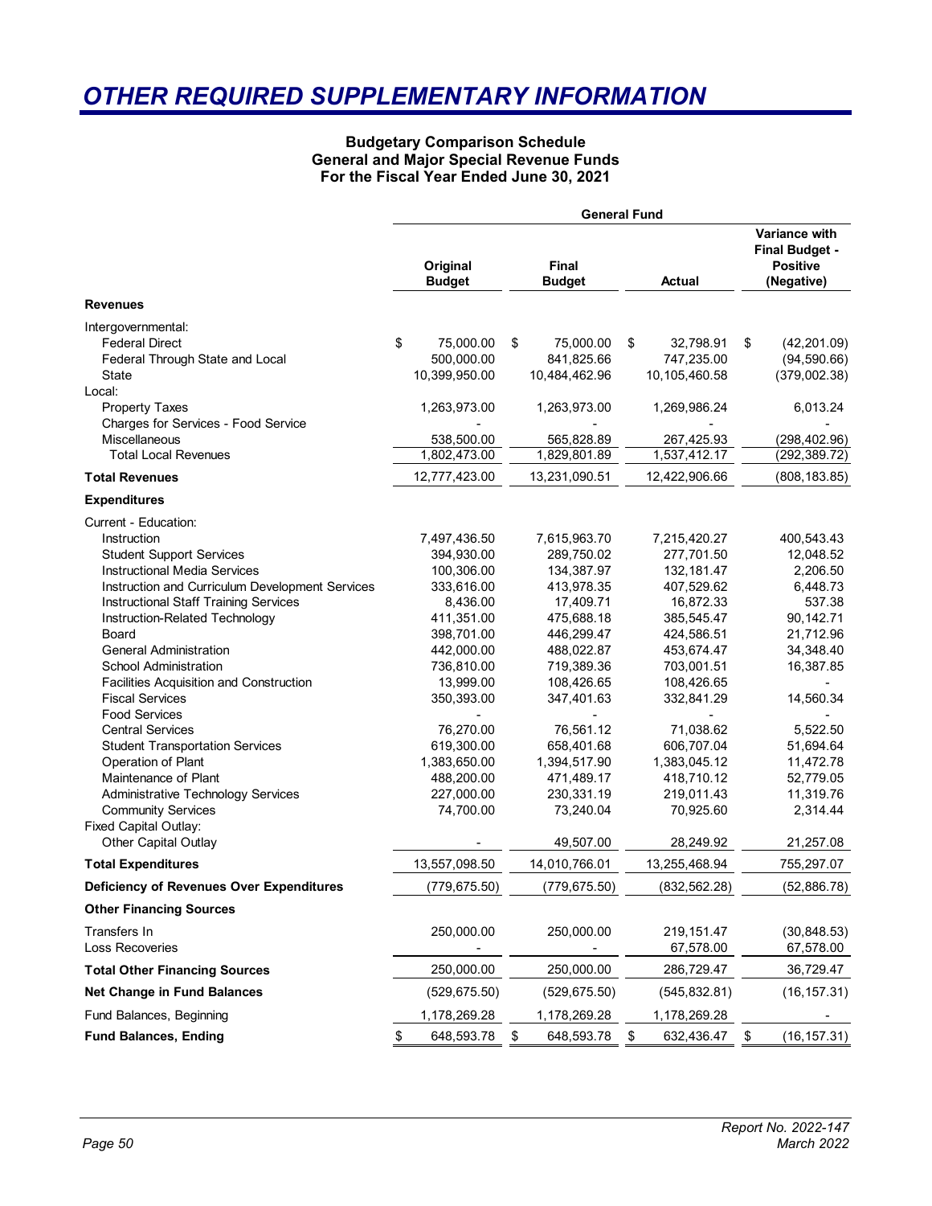# OTHER REQUIRED SUPPLEMENTARY INFORMATION

**Budgetary Comparison Schedule**
**General and Major Special Revenue Funds**
**For the Fiscal Year Ended June 30, 2021**

| | General Fund | | | |
|---|---|---|---|---|
| | **Original Budget** | **Final Budget** | **Actual** | **Variance with Final Budget - Positive (Negative)** |
| **Revenues** | | | | |
| Intergovernmental: | | | | |
| Federal Direct | $ 75,000.00 | $ 75,000.00 | $ 32,798.91 | $ (42,201.09) |
| Federal Through State and Local | 500,000.00 | 841,825.66 | 747,235.00 | (94,590.66) |
| State | 10,399,950.00 | 10,484,462.96 | 10,105,460.58 | (379,002.38) |
| Local: | | | | |
| Property Taxes | 1,263,973.00 | 1,263,973.00 | 1,269,986.24 | 6,013.24 |
| Charges for Services - Food Service | - | - | - | - |
| Miscellaneous | 538,500.00 | 565,828.89 | 267,425.93 | (298,402.96) |
| Total Local Revenues | 1,802,473.00 | 1,829,801.89 | 1,537,412.17 | (292,389.72) |
| **Total Revenues** | 12,777,423.00 | 13,231,090.51 | 12,422,906.66 | (808,183.85) |
| **Expenditures** | | | | |
| Current - Education: | | | | |
| Instruction | 7,497,436.50 | 7,615,963.70 | 7,215,420.27 | 400,543.43 |
| Student Support Services | 394,930.00 | 289,750.02 | 277,701.50 | 12,048.52 |
| Instructional Media Services | 100,306.00 | 134,387.97 | 132,181.47 | 2,206.50 |
| Instruction and Curriculum Development Services | 333,616.00 | 413,978.35 | 407,529.62 | 6,448.73 |
| Instructional Staff Training Services | 8,436.00 | 17,409.71 | 16,872.33 | 537.38 |
| Instruction-Related Technology | 411,351.00 | 475,688.18 | 385,545.47 | 90,142.71 |
| Board | 398,701.00 | 446,299.47 | 424,586.51 | 21,712.96 |
| General Administration | 442,000.00 | 488,022.87 | 453,674.47 | 34,348.40 |
| School Administration | 736,810.00 | 719,389.36 | 703,001.51 | 16,387.85 |
| Facilities Acquisition and Construction | 13,999.00 | 108,426.65 | 108,426.65 | - |
| Fiscal Services | 350,393.00 | 347,401.63 | 332,841.29 | 14,560.34 |
| Food Services | - | - | - | - |
| Central Services | 76,270.00 | 76,561.12 | 71,038.62 | 5,522.50 |
| Student Transportation Services | 619,300.00 | 658,401.68 | 606,707.04 | 51,694.64 |
| Operation of Plant | 1,383,650.00 | 1,394,517.90 | 1,383,045.12 | 11,472.78 |
| Maintenance of Plant | 488,200.00 | 471,489.17 | 418,710.12 | 52,779.05 |
| Administrative Technology Services | 227,000.00 | 230,331.19 | 219,011.43 | 11,319.76 |
| Community Services | 74,700.00 | 73,240.04 | 70,925.60 | 2,314.44 |
| Fixed Capital Outlay: | | | | |
| Other Capital Outlay | - | 49,507.00 | 28,249.92 | 21,257.08 |
| **Total Expenditures** | 13,557,098.50 | 14,010,766.01 | 13,255,468.94 | 755,297.07 |
| **Deficiency of Revenues Over Expenditures** | (779,675.50) | (779,675.50) | (832,562.28) | (52,886.78) |
| **Other Financing Sources** | | | | |
| Transfers In | 250,000.00 | 250,000.00 | 219,151.47 | (30,848.53) |
| Loss Recoveries | - | - | 67,578.00 | 67,578.00 |
| **Total Other Financing Sources** | 250,000.00 | 250,000.00 | 286,729.47 | 36,729.47 |
| **Net Change in Fund Balances** | (529,675.50) | (529,675.50) | (545,832.81) | (16,157.31) |
| Fund Balances, Beginning | 1,178,269.28 | 1,178,269.28 | 1,178,269.28 | - |
| **Fund Balances, Ending** | $ 648,593.78 | $ 648,593.78 | $ 632,436.47 | $ (16,157.31) |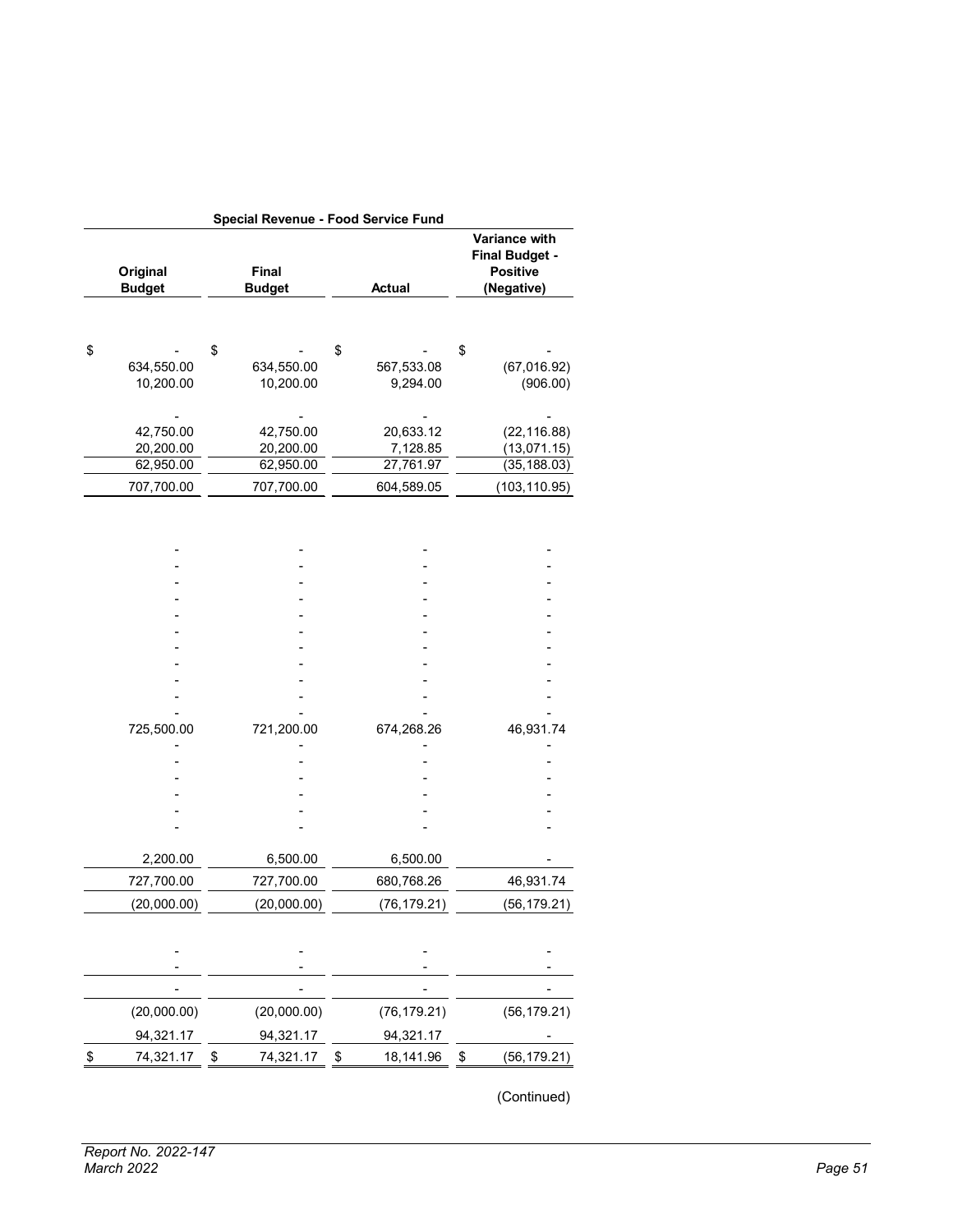| Special Revenue - Food Service Fund | | | |
|---|---|---|---|
| Original Budget | Final Budget | Actual | Variance with Final Budget - Positive (Negative) |
| | | | |
| $ - | $ - | $ - | $ - |
| 634,550.00 | 634,550.00 | 567,533.08 | (67,016.92) |
| 10,200.00 | 10,200.00 | 9,294.00 | (906.00) |
| | | | |
| - | - | - | - |
| 42,750.00 | 42,750.00 | 20,633.12 | (22,116.88) |
| 20,200.00 | 20,200.00 | 7,128.85 | (13,071.15) |
| 62,950.00 | 62,950.00 | 27,761.97 | (35,188.03) |
| 707,700.00 | 707,700.00 | 604,589.05 | (103,110.95) |
| | | | |
| - | - | - | - |
| - | - | - | - |
| - | - | - | - |
| - | - | - | - |
| - | - | - | - |
| - | - | - | - |
| - | - | - | - |
| - | - | - | - |
| - | - | - | - |
| - | - | - | - |
| - | - | - | - |
| 725,500.00 | 721,200.00 | 674,268.26 | 46,931.74 |
| - | - | - | - |
| - | - | - | - |
| - | - | - | - |
| - | - | - | - |
| - | - | - | - |
| - | - | - | - |
| | | | |
| 2,200.00 | 6,500.00 | 6,500.00 | - |
| 727,700.00 | 727,700.00 | 680,768.26 | 46,931.74 |
| (20,000.00) | (20,000.00) | (76,179.21) | (56,179.21) |
| | | | |
| - | - | - | - |
| - | - | - | - |
| - | - | - | - |
| (20,000.00) | (20,000.00) | (76,179.21) | (56,179.21) |
| 94,321.17 | 94,321.17 | 94,321.17 | - |
| $ 74,321.17 | $ 74,321.17 | $ 18,141.96 | $ (56,179.21) |

(Continued)

*Report No. 2022-147*
*March 2022*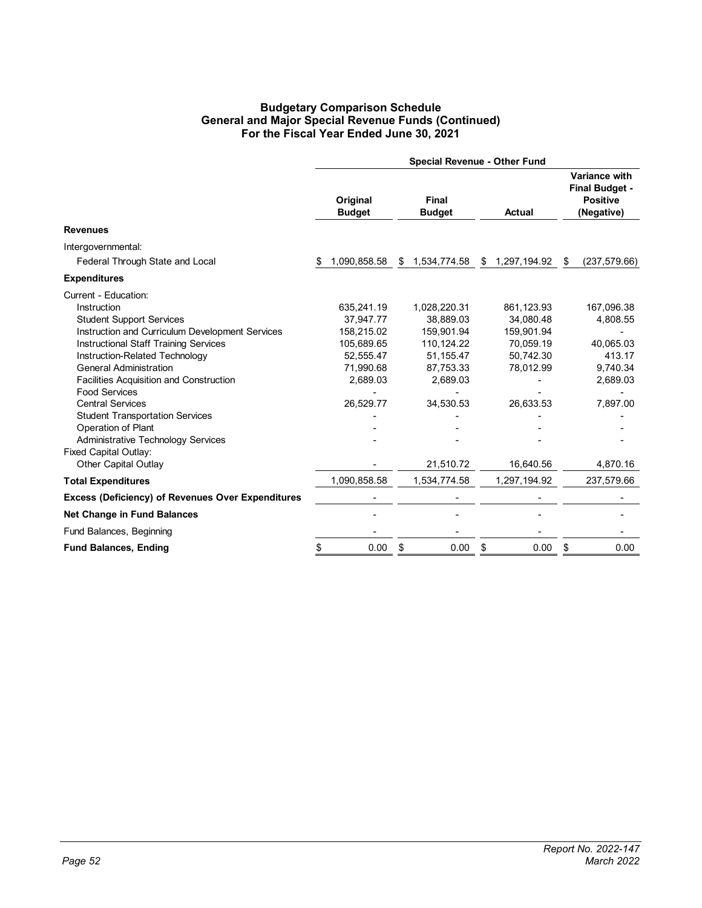# Budgetary Comparison Schedule
## General and Major Special Revenue Funds (Continued)
## For the Fiscal Year Ended June 30, 2021

| | Special Revenue - Other Fund | | | |
|---|---|---|---|---|
| | Original Budget | Final Budget | Actual | Variance with Final Budget - Positive (Negative) |
| **Revenues** | | | | |
| Intergovernmental: | | | | |
| Federal Through State and Local | $ 1,090,858.58 | $ 1,534,774.58 | $ 1,297,194.92 | $ (237,579.66) |
| **Expenditures** | | | | |
| Current - Education: | | | | |
| Instruction | 635,241.19 | 1,028,220.31 | 861,123.93 | 167,096.38 |
| Student Support Services | 37,947.77 | 38,889.03 | 34,080.48 | 4,808.55 |
| Instruction and Curriculum Development Services | 158,215.02 | 159,901.94 | 159,901.94 | - |
| Instructional Staff Training Services | 105,689.65 | 110,124.22 | 70,059.19 | 40,065.03 |
| Instruction-Related Technology | 52,555.47 | 51,155.47 | 50,742.30 | 413.17 |
| General Administration | 71,990.68 | 87,753.33 | 78,012.99 | 9,740.34 |
| Facilities Acquisition and Construction | 2,689.03 | 2,689.03 | - | 2,689.03 |
| Food Services | - | - | - | - |
| Central Services | 26,529.77 | 34,530.53 | 26,633.53 | 7,897.00 |
| Student Transportation Services | - | - | - | - |
| Operation of Plant | - | - | - | - |
| Administrative Technology Services | - | - | - | - |
| Fixed Capital Outlay: | | | | |
| Other Capital Outlay | - | 21,510.72 | 16,640.56 | 4,870.16 |
| **Total Expenditures** | 1,090,858.58 | 1,534,774.58 | 1,297,194.92 | 237,579.66 |
| **Excess (Deficiency) of Revenues Over Expenditures** | - | - | - | - |
| **Net Change in Fund Balances** | - | - | - | - |
| Fund Balances, Beginning | - | - | - | - |
| **Fund Balances, Ending** | $ 0.00 | $ 0.00 | $ 0.00 | $ 0.00 |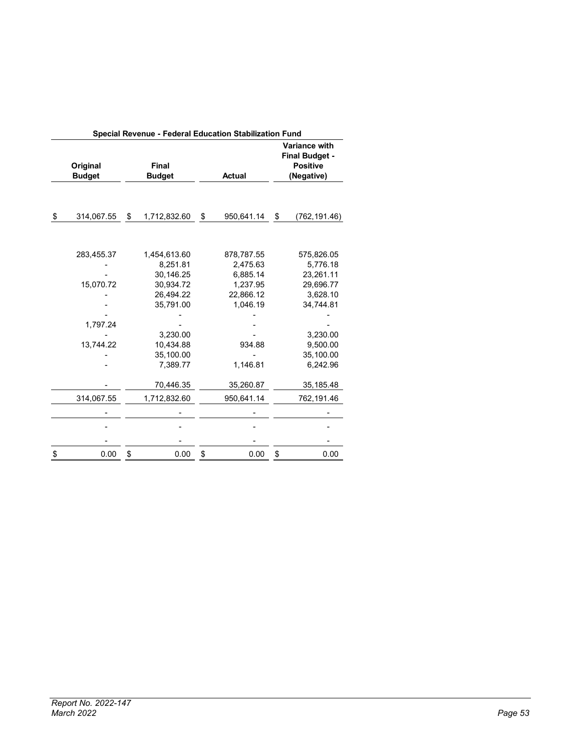| Special Revenue - Federal Education Stabilization Fund | | | |
|---|---|---|---|
| **Original Budget** | **Final Budget** | **Actual** | **Variance with Final Budget - Positive (Negative)** |
| $ 314,067.55 | $ 1,712,832.60 | $ 950,641.14 | $ (762,191.46) |
| | | | |
| 283,455.37 | 1,454,613.60 | 878,787.55 | 575,826.05 |
| - | 8,251.81 | 2,475.63 | 5,776.18 |
| - | 30,146.25 | 6,885.14 | 23,261.11 |
| 15,070.72 | 30,934.72 | 1,237.95 | 29,696.77 |
| - | 26,494.22 | 22,866.12 | 3,628.10 |
| - | 35,791.00 | 1,046.19 | 34,744.81 |
| - | - | - | - |
| 1,797.24 | - | - | - |
| - | 3,230.00 | - | 3,230.00 |
| 13,744.22 | 10,434.88 | 934.88 | 9,500.00 |
| - | 35,100.00 | - | 35,100.00 |
| - | 7,389.77 | 1,146.81 | 6,242.96 |
| - | 70,446.35 | 35,260.87 | 35,185.48 |
| 314,067.55 | 1,712,832.60 | 950,641.14 | 762,191.46 |
| - | - | - | - |
| - | - | - | - |
| - | - | - | - |
| $ 0.00 | $ 0.00 | $ 0.00 | $ 0.00 |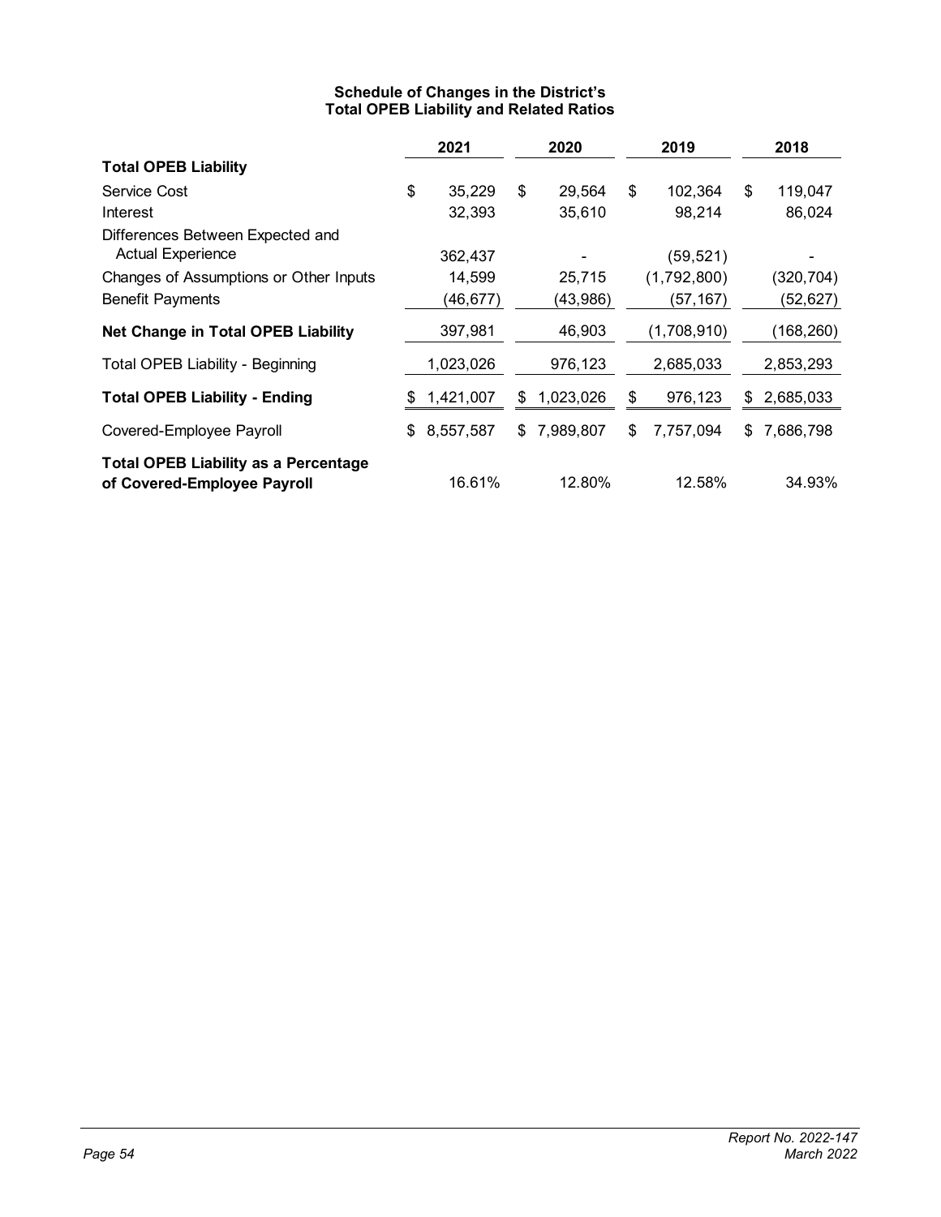### Schedule of Changes in the District's Total OPEB Liability and Related Ratios

| | 2021 | 2020 | 2019 | 2018 |
|---|---|---|---|---|
| **Total OPEB Liability** | | | | |
| Service Cost | $ 35,229 | $ 29,564 | $ 102,364 | $ 119,047 |
| Interest | 32,393 | 35,610 | 98,214 | 86,024 |
| Differences Between Expected and Actual Experience | 362,437 | - | (59,521) | - |
| Changes of Assumptions or Other Inputs | 14,599 | 25,715 | (1,792,800) | (320,704) |
| Benefit Payments | (46,677) | (43,986) | (57,167) | (52,627) |
| **Net Change in Total OPEB Liability** | 397,981 | 46,903 | (1,708,910) | (168,260) |
| Total OPEB Liability - Beginning | 1,023,026 | 976,123 | 2,685,033 | 2,853,293 |
| **Total OPEB Liability - Ending** | $ 1,421,007 | $ 1,023,026 | $ 976,123 | $ 2,685,033 |
| Covered-Employee Payroll | $ 8,557,587 | $ 7,989,807 | $ 7,757,094 | $ 7,686,798 |
| **Total OPEB Liability as a Percentage of Covered-Employee Payroll** | 16.61% | 12.80% | 12.58% | 34.93% |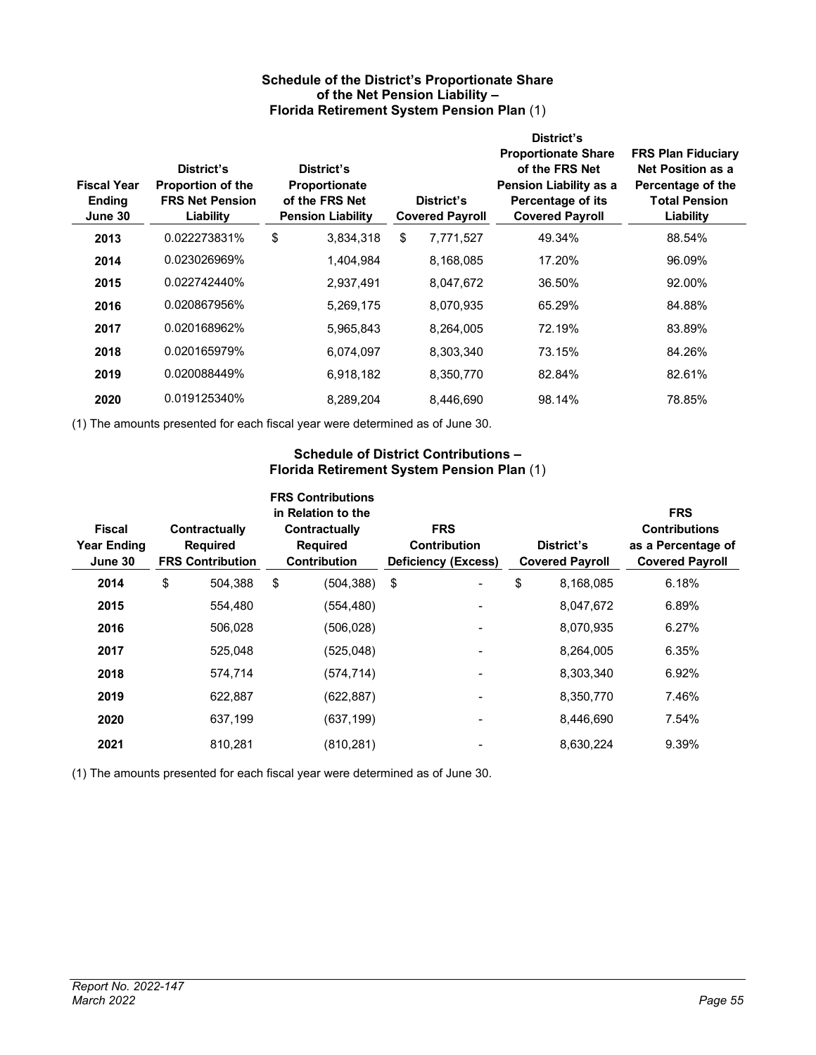### Schedule of the District's Proportionate Share of the Net Pension Liability – Florida Retirement System Pension Plan (1)

| Fiscal Year Ending June 30 | District's Proportion of the FRS Net Pension Liability | District's Proportionate Share of the FRS Net Pension Liability | District's Covered Payroll | District's Proportionate Share of the FRS Net Pension Liability as a Percentage of its Covered Payroll | FRS Plan Fiduciary Net Position as a Percentage of the Total Pension Liability |
|---|---|---|---|---|---|
| **2013** | 0.022273831% | $ 3,834,318 | $ 7,771,527 | 49.34% | 88.54% |
| **2014** | 0.023026969% | 1,404,984 | 8,168,085 | 17.20% | 96.09% |
| **2015** | 0.022742440% | 2,937,491 | 8,047,672 | 36.50% | 92.00% |
| **2016** | 0.020867956% | 5,269,175 | 8,070,935 | 65.29% | 84.88% |
| **2017** | 0.020168962% | 5,965,843 | 8,264,005 | 72.19% | 83.89% |
| **2018** | 0.020165979% | 6,074,097 | 8,303,340 | 73.15% | 84.26% |
| **2019** | 0.020088449% | 6,918,182 | 8,350,770 | 82.84% | 82.61% |
| **2020** | 0.019125340% | 8,289,204 | 8,446,690 | 98.14% | 78.85% |

(1) The amounts presented for each fiscal year were determined as of June 30.

### Schedule of District Contributions – Florida Retirement System Pension Plan (1)

| Fiscal Year Ending June 30 | Contractually Required FRS Contribution | FRS Contributions in Relation to the Contractually Required Contribution | FRS Contribution Deficiency (Excess) | District's Covered Payroll | FRS Contributions as a Percentage of Covered Payroll |
|---|---|---|---|---|---|
| **2014** | $ 504,388 | $ (504,388) | $ - | $ 8,168,085 | 6.18% |
| **2015** | 554,480 | (554,480) | - | 8,047,672 | 6.89% |
| **2016** | 506,028 | (506,028) | - | 8,070,935 | 6.27% |
| **2017** | 525,048 | (525,048) | - | 8,264,005 | 6.35% |
| **2018** | 574,714 | (574,714) | - | 8,303,340 | 6.92% |
| **2019** | 622,887 | (622,887) | - | 8,350,770 | 7.46% |
| **2020** | 637,199 | (637,199) | - | 8,446,690 | 7.54% |
| **2021** | 810,281 | (810,281) | - | 8,630,224 | 9.39% |

(1) The amounts presented for each fiscal year were determined as of June 30.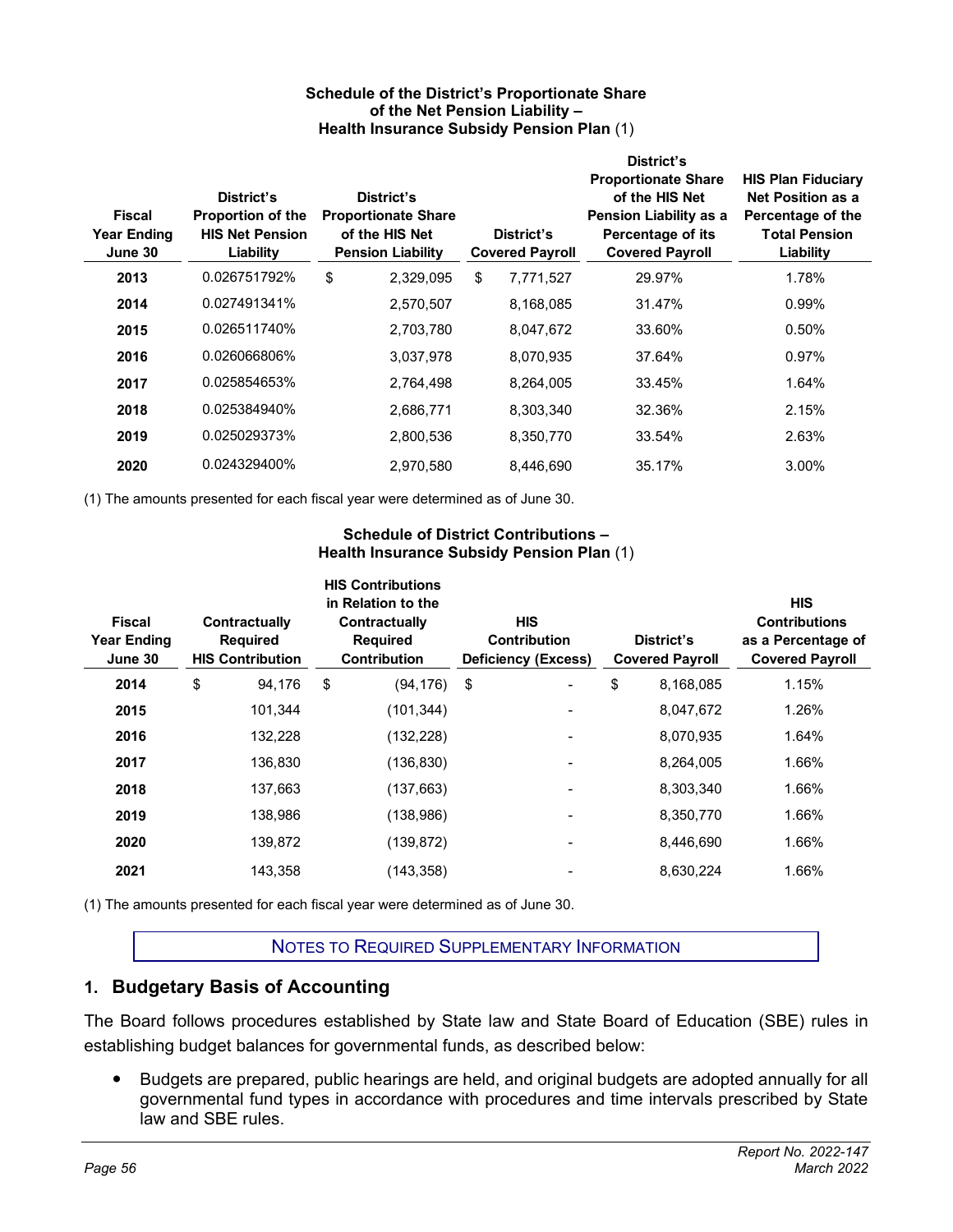**Schedule of the District's Proportionate Share of the Net Pension Liability – Health Insurance Subsidy Pension Plan** (1)

| Fiscal Year Ending June 30 | District's Proportion of the HIS Net Pension Liability | District's Proportionate Share of the HIS Net Pension Liability | District's Covered Payroll | District's Proportionate Share of the HIS Net Pension Liability as a Percentage of its Covered Payroll | HIS Plan Fiduciary Net Position as a Percentage of the Total Pension Liability |
|---|---|---|---|---|---|
| 2013 | 0.026751792% | $ 2,329,095 | $ 7,771,527 | 29.97% | 1.78% |
| 2014 | 0.027491341% | 2,570,507 | 8,168,085 | 31.47% | 0.99% |
| 2015 | 0.026511740% | 2,703,780 | 8,047,672 | 33.60% | 0.50% |
| 2016 | 0.026066806% | 3,037,978 | 8,070,935 | 37.64% | 0.97% |
| 2017 | 0.025854653% | 2,764,498 | 8,264,005 | 33.45% | 1.64% |
| 2018 | 0.025384940% | 2,686,771 | 8,303,340 | 32.36% | 2.15% |
| 2019 | 0.025029373% | 2,800,536 | 8,350,770 | 33.54% | 2.63% |
| 2020 | 0.024329400% | 2,970,580 | 8,446,690 | 35.17% | 3.00% |

(1) The amounts presented for each fiscal year were determined as of June 30.

**Schedule of District Contributions – Health Insurance Subsidy Pension Plan** (1)

| Fiscal Year Ending June 30 | Contractually Required HIS Contribution | HIS Contributions in Relation to the Contractually Required Contribution | HIS Contribution Deficiency (Excess) | District's Covered Payroll | HIS Contributions as a Percentage of Covered Payroll |
|---|---|---|---|---|---|
| 2014 | $ 94,176 | $ (94,176) | $ - | $ 8,168,085 | 1.15% |
| 2015 | 101,344 | (101,344) | - | 8,047,672 | 1.26% |
| 2016 | 132,228 | (132,228) | - | 8,070,935 | 1.64% |
| 2017 | 136,830 | (136,830) | - | 8,264,005 | 1.66% |
| 2018 | 137,663 | (137,663) | - | 8,303,340 | 1.66% |
| 2019 | 138,986 | (138,986) | - | 8,350,770 | 1.66% |
| 2020 | 139,872 | (139,872) | - | 8,446,690 | 1.66% |
| 2021 | 143,358 | (143,358) | - | 8,630,224 | 1.66% |

(1) The amounts presented for each fiscal year were determined as of June 30.

# NOTES TO REQUIRED SUPPLEMENTARY INFORMATION

## 1. Budgetary Basis of Accounting

The Board follows procedures established by State law and State Board of Education (SBE) rules in establishing budget balances for governmental funds, as described below:

- Budgets are prepared, public hearings are held, and original budgets are adopted annually for all governmental fund types in accordance with procedures and time intervals prescribed by State law and SBE rules.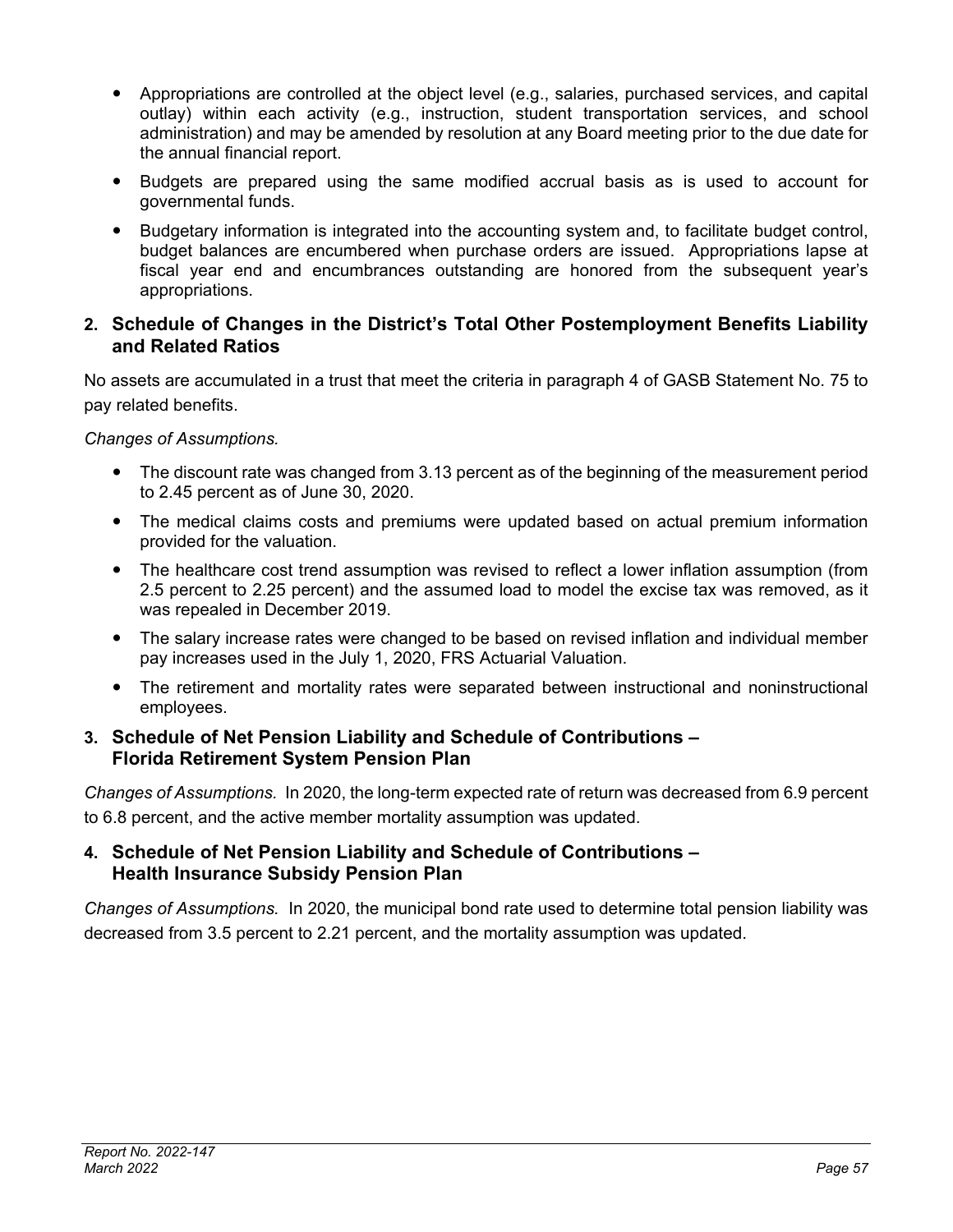- Appropriations are controlled at the object level (e.g., salaries, purchased services, and capital outlay) within each activity (e.g., instruction, student transportation services, and school administration) and may be amended by resolution at any Board meeting prior to the due date for the annual financial report.
- Budgets are prepared using the same modified accrual basis as is used to account for governmental funds.
- Budgetary information is integrated into the accounting system and, to facilitate budget control, budget balances are encumbered when purchase orders are issued. Appropriations lapse at fiscal year end and encumbrances outstanding are honored from the subsequent year's appropriations.

## 2. Schedule of Changes in the District's Total Other Postemployment Benefits Liability and Related Ratios

No assets are accumulated in a trust that meet the criteria in paragraph 4 of GASB Statement No. 75 to pay related benefits.

*Changes of Assumptions.*

- The discount rate was changed from 3.13 percent as of the beginning of the measurement period to 2.45 percent as of June 30, 2020.
- The medical claims costs and premiums were updated based on actual premium information provided for the valuation.
- The healthcare cost trend assumption was revised to reflect a lower inflation assumption (from 2.5 percent to 2.25 percent) and the assumed load to model the excise tax was removed, as it was repealed in December 2019.
- The salary increase rates were changed to be based on revised inflation and individual member pay increases used in the July 1, 2020, FRS Actuarial Valuation.
- The retirement and mortality rates were separated between instructional and noninstructional employees.

## 3. Schedule of Net Pension Liability and Schedule of Contributions – Florida Retirement System Pension Plan

*Changes of Assumptions.* In 2020, the long-term expected rate of return was decreased from 6.9 percent to 6.8 percent, and the active member mortality assumption was updated.

## 4. Schedule of Net Pension Liability and Schedule of Contributions – Health Insurance Subsidy Pension Plan

*Changes of Assumptions.* In 2020, the municipal bond rate used to determine total pension liability was decreased from 3.5 percent to 2.21 percent, and the mortality assumption was updated.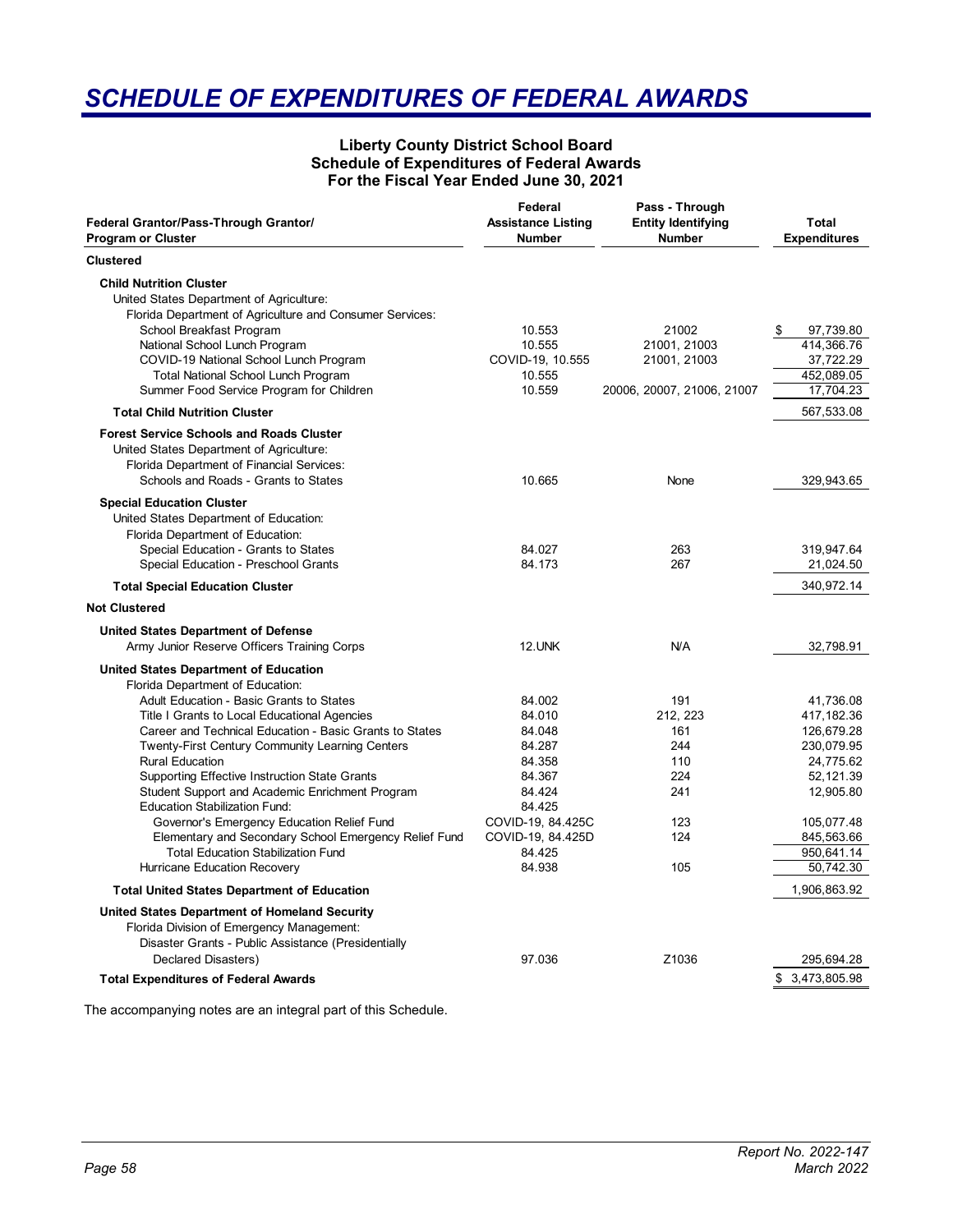# *SCHEDULE OF EXPENDITURES OF FEDERAL AWARDS*

**Liberty County District School Board**
**Schedule of Expenditures of Federal Awards**
**For the Fiscal Year Ended June 30, 2021**

| Federal Grantor/Pass-Through Grantor/ Program or Cluster | Federal Assistance Listing Number | Pass - Through Entity Identifying Number | Total Expenditures |
|---|---|---|---|
| **Clustered** | | | |
| **Child Nutrition Cluster** | | | |
| United States Department of Agriculture: | | | |
| Florida Department of Agriculture and Consumer Services: | | | |
| School Breakfast Program | 10.553 | 21002 | $ 97,739.80 |
| National School Lunch Program | 10.555 | 21001, 21003 | 414,366.76 |
| COVID-19 National School Lunch Program | COVID-19, 10.555 | 21001, 21003 | 37,722.29 |
| Total National School Lunch Program | 10.555 | | 452,089.05 |
| Summer Food Service Program for Children | 10.559 | 20006, 20007, 21006, 21007 | 17,704.23 |
| **Total Child Nutrition Cluster** | | | 567,533.08 |
| **Forest Service Schools and Roads Cluster** | | | |
| United States Department of Agriculture: | | | |
| Florida Department of Financial Services: | | | |
| Schools and Roads - Grants to States | 10.665 | None | 329,943.65 |
| **Special Education Cluster** | | | |
| United States Department of Education: | | | |
| Florida Department of Education: | | | |
| Special Education - Grants to States | 84.027 | 263 | 319,947.64 |
| Special Education - Preschool Grants | 84.173 | 267 | 21,024.50 |
| **Total Special Education Cluster** | | | 340,972.14 |
| **Not Clustered** | | | |
| **United States Department of Defense** | | | |
| Army Junior Reserve Officers Training Corps | 12.UNK | N/A | 32,798.91 |
| **United States Department of Education** | | | |
| Florida Department of Education: | | | |
| Adult Education - Basic Grants to States | 84.002 | 191 | 41,736.08 |
| Title I Grants to Local Educational Agencies | 84.010 | 212, 223 | 417,182.36 |
| Career and Technical Education - Basic Grants to States | 84.048 | 161 | 126,679.28 |
| Twenty-First Century Community Learning Centers | 84.287 | 244 | 230,079.95 |
| Rural Education | 84.358 | 110 | 24,775.62 |
| Supporting Effective Instruction State Grants | 84.367 | 224 | 52,121.39 |
| Student Support and Academic Enrichment Program | 84.424 | 241 | 12,905.80 |
| Education Stabilization Fund: | 84.425 | | |
| Governor's Emergency Education Relief Fund | COVID-19, 84.425C | 123 | 105,077.48 |
| Elementary and Secondary School Emergency Relief Fund | COVID-19, 84.425D | 124 | 845,563.66 |
| Total Education Stabilization Fund | 84.425 | | 950,641.14 |
| Hurricane Education Recovery | 84.938 | 105 | 50,742.30 |
| **Total United States Department of Education** | | | 1,906,863.92 |
| **United States Department of Homeland Security** | | | |
| Florida Division of Emergency Management: | | | |
| Disaster Grants - Public Assistance (Presidentially Declared Disasters) | 97.036 | Z1036 | 295,694.28 |
| **Total Expenditures of Federal Awards** | | | $ 3,473,805.98 |

The accompanying notes are an integral part of this Schedule.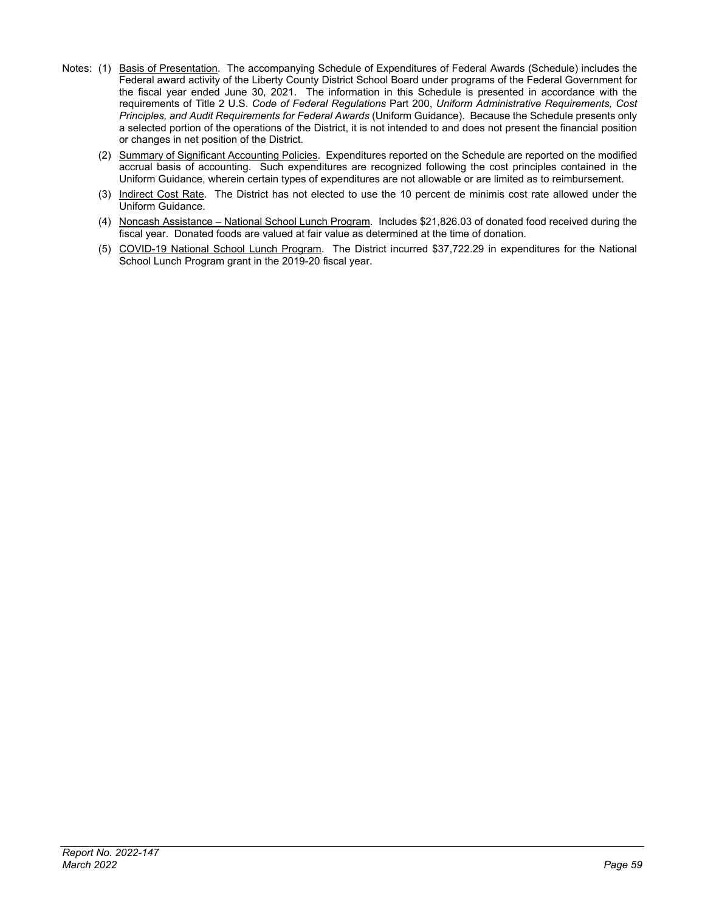Notes: (1) Basis of Presentation. The accompanying Schedule of Expenditures of Federal Awards (Schedule) includes the Federal award activity of the Liberty County District School Board under programs of the Federal Government for the fiscal year ended June 30, 2021. The information in this Schedule is presented in accordance with the requirements of Title 2 U.S. *Code of Federal Regulations* Part 200, *Uniform Administrative Requirements, Cost Principles, and Audit Requirements for Federal Awards* (Uniform Guidance). Because the Schedule presents only a selected portion of the operations of the District, it is not intended to and does not present the financial position or changes in net position of the District.

(2) Summary of Significant Accounting Policies. Expenditures reported on the Schedule are reported on the modified accrual basis of accounting. Such expenditures are recognized following the cost principles contained in the Uniform Guidance, wherein certain types of expenditures are not allowable or are limited as to reimbursement.

(3) Indirect Cost Rate. The District has not elected to use the 10 percent de minimis cost rate allowed under the Uniform Guidance.

(4) Noncash Assistance – National School Lunch Program. Includes $21,826.03 of donated food received during the fiscal year. Donated foods are valued at fair value as determined at the time of donation.

(5) COVID-19 National School Lunch Program. The District incurred $37,722.29 in expenditures for the National School Lunch Program grant in the 2019-20 fiscal year.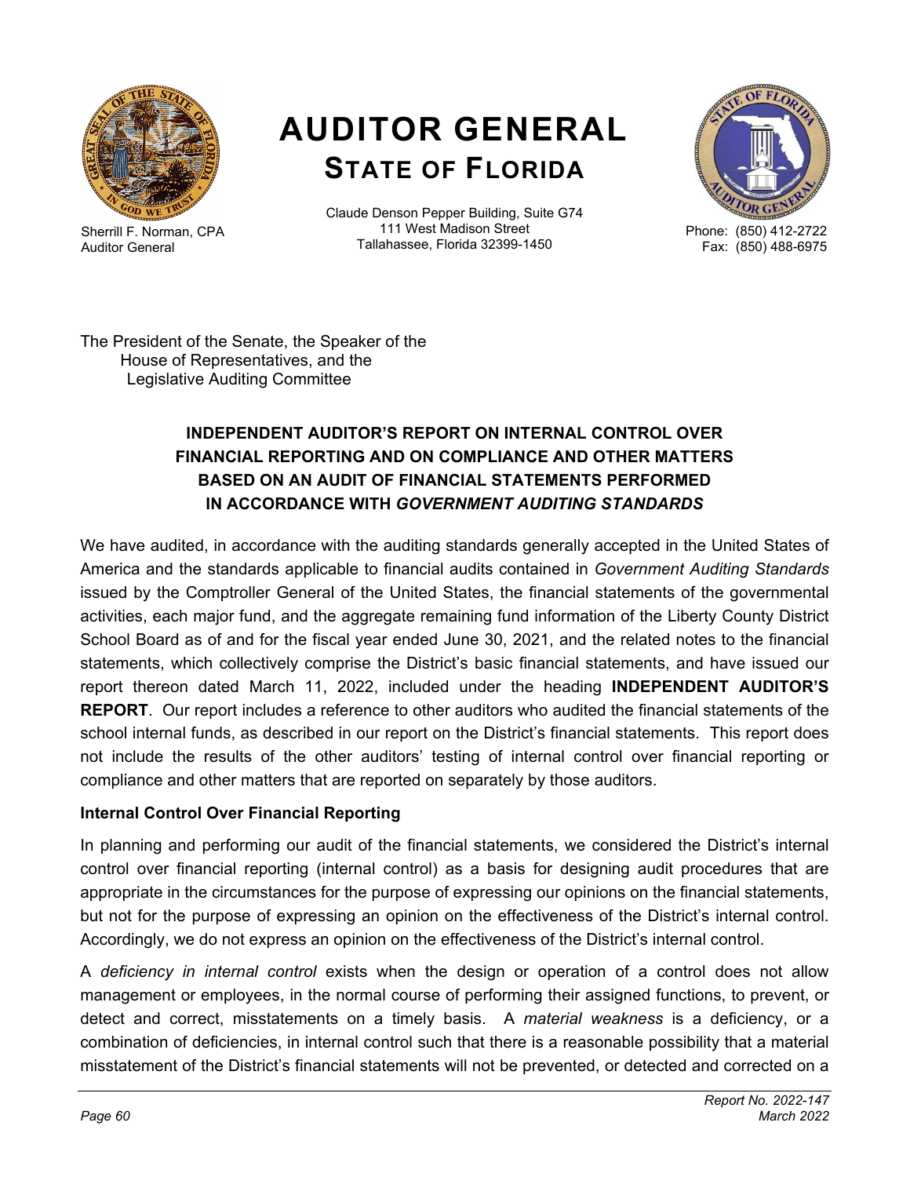# AUDITOR GENERAL
## STATE OF FLORIDA

Sherrill F. Norman, CPA
Auditor General

Claude Denson Pepper Building, Suite G74
111 West Madison Street
Tallahassee, Florida 32399-1450

Phone: (850) 412-2722
Fax: (850) 488-6975

The President of the Senate, the Speaker of the
House of Representatives, and the
Legislative Auditing Committee

### INDEPENDENT AUDITOR'S REPORT ON INTERNAL CONTROL OVER FINANCIAL REPORTING AND ON COMPLIANCE AND OTHER MATTERS BASED ON AN AUDIT OF FINANCIAL STATEMENTS PERFORMED IN ACCORDANCE WITH *GOVERNMENT AUDITING STANDARDS*

We have audited, in accordance with the auditing standards generally accepted in the United States of America and the standards applicable to financial audits contained in *Government Auditing Standards* issued by the Comptroller General of the United States, the financial statements of the governmental activities, each major fund, and the aggregate remaining fund information of the Liberty County District School Board as of and for the fiscal year ended June 30, 2021, and the related notes to the financial statements, which collectively comprise the District's basic financial statements, and have issued our report thereon dated March 11, 2022, included under the heading **INDEPENDENT AUDITOR'S REPORT**. Our report includes a reference to other auditors who audited the financial statements of the school internal funds, as described in our report on the District's financial statements. This report does not include the results of the other auditors' testing of internal control over financial reporting or compliance and other matters that are reported on separately by those auditors.

**Internal Control Over Financial Reporting**

In planning and performing our audit of the financial statements, we considered the District's internal control over financial reporting (internal control) as a basis for designing audit procedures that are appropriate in the circumstances for the purpose of expressing our opinions on the financial statements, but not for the purpose of expressing an opinion on the effectiveness of the District's internal control. Accordingly, we do not express an opinion on the effectiveness of the District's internal control.

A *deficiency in internal control* exists when the design or operation of a control does not allow management or employees, in the normal course of performing their assigned functions, to prevent, or detect and correct, misstatements on a timely basis. A *material weakness* is a deficiency, or a combination of deficiencies, in internal control such that there is a reasonable possibility that a material misstatement of the District's financial statements will not be prevented, or detected and corrected on a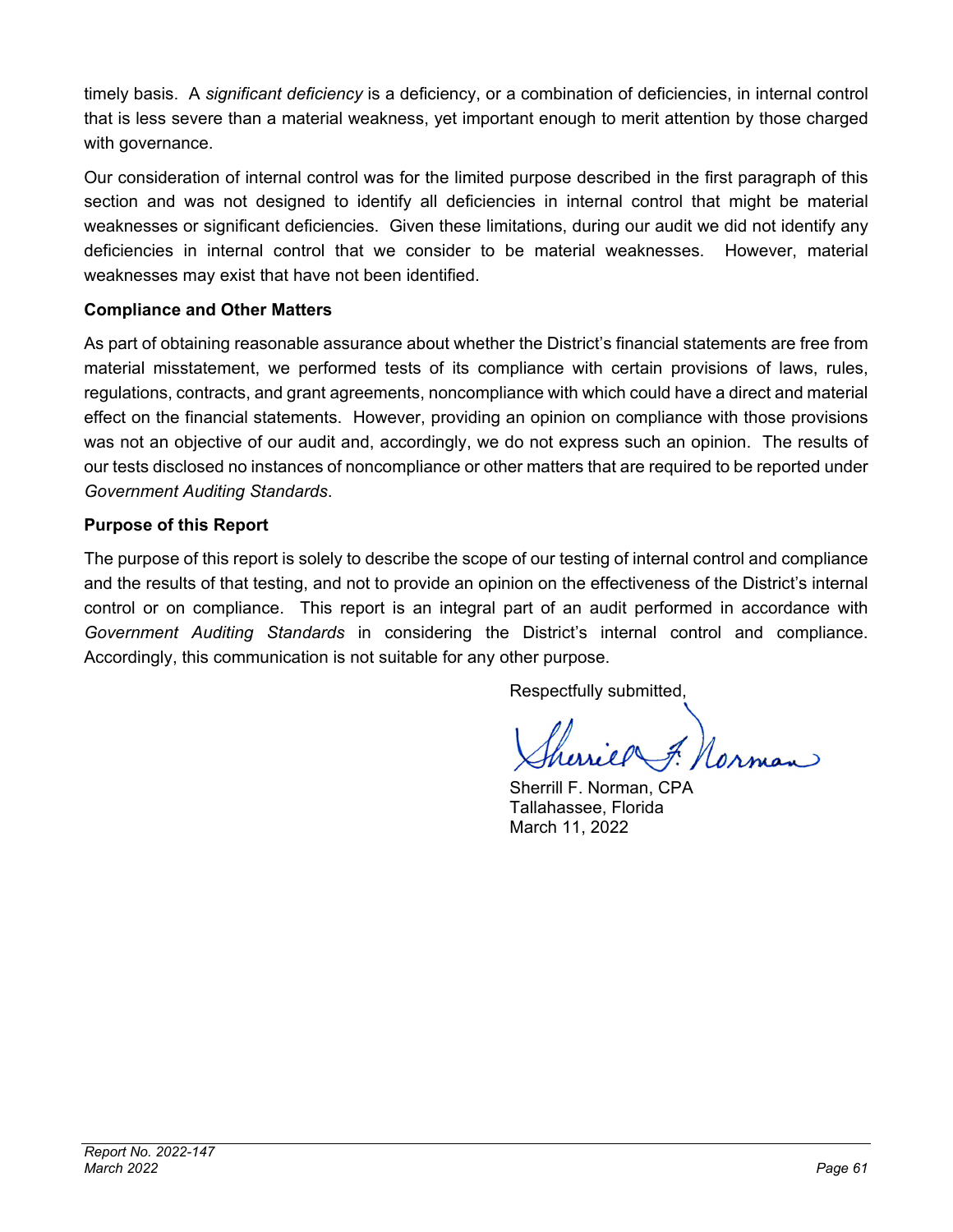timely basis. A *significant deficiency* is a deficiency, or a combination of deficiencies, in internal control that is less severe than a material weakness, yet important enough to merit attention by those charged with governance.

Our consideration of internal control was for the limited purpose described in the first paragraph of this section and was not designed to identify all deficiencies in internal control that might be material weaknesses or significant deficiencies. Given these limitations, during our audit we did not identify any deficiencies in internal control that we consider to be material weaknesses. However, material weaknesses may exist that have not been identified.

**Compliance and Other Matters**

As part of obtaining reasonable assurance about whether the District's financial statements are free from material misstatement, we performed tests of its compliance with certain provisions of laws, rules, regulations, contracts, and grant agreements, noncompliance with which could have a direct and material effect on the financial statements. However, providing an opinion on compliance with those provisions was not an objective of our audit and, accordingly, we do not express such an opinion. The results of our tests disclosed no instances of noncompliance or other matters that are required to be reported under *Government Auditing Standards*.

**Purpose of this Report**

The purpose of this report is solely to describe the scope of our testing of internal control and compliance and the results of that testing, and not to provide an opinion on the effectiveness of the District's internal control or on compliance. This report is an integral part of an audit performed in accordance with *Government Auditing Standards* in considering the District's internal control and compliance. Accordingly, this communication is not suitable for any other purpose.

Respectfully submitted,

Sherrill F. Norman

Sherrill F. Norman, CPA
Tallahassee, Florida
March 11, 2022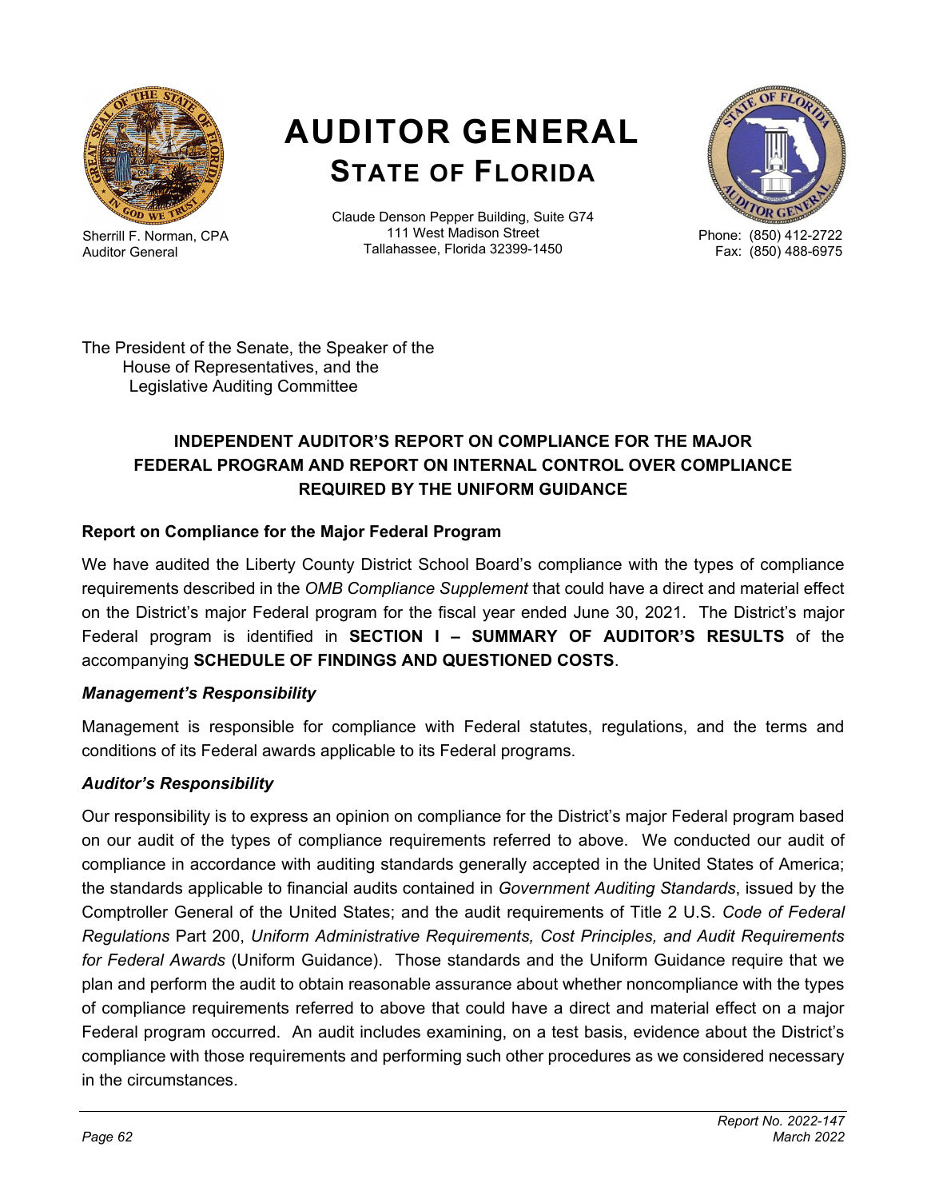# AUDITOR GENERAL
## STATE OF FLORIDA

Sherrill F. Norman, CPA
Auditor General

Claude Denson Pepper Building, Suite G74
111 West Madison Street
Tallahassee, Florida 32399-1450

Phone: (850) 412-2722
Fax: (850) 488-6975

The President of the Senate, the Speaker of the
House of Representatives, and the
Legislative Auditing Committee

### INDEPENDENT AUDITOR'S REPORT ON COMPLIANCE FOR THE MAJOR FEDERAL PROGRAM AND REPORT ON INTERNAL CONTROL OVER COMPLIANCE REQUIRED BY THE UNIFORM GUIDANCE

#### Report on Compliance for the Major Federal Program

We have audited the Liberty County District School Board's compliance with the types of compliance requirements described in the *OMB Compliance Supplement* that could have a direct and material effect on the District's major Federal program for the fiscal year ended June 30, 2021. The District's major Federal program is identified in **SECTION I – SUMMARY OF AUDITOR'S RESULTS** of the accompanying **SCHEDULE OF FINDINGS AND QUESTIONED COSTS**.

#### *Management's Responsibility*

Management is responsible for compliance with Federal statutes, regulations, and the terms and conditions of its Federal awards applicable to its Federal programs.

#### *Auditor's Responsibility*

Our responsibility is to express an opinion on compliance for the District's major Federal program based on our audit of the types of compliance requirements referred to above. We conducted our audit of compliance in accordance with auditing standards generally accepted in the United States of America; the standards applicable to financial audits contained in *Government Auditing Standards*, issued by the Comptroller General of the United States; and the audit requirements of Title 2 U.S. *Code of Federal Regulations* Part 200, *Uniform Administrative Requirements, Cost Principles, and Audit Requirements for Federal Awards* (Uniform Guidance). Those standards and the Uniform Guidance require that we plan and perform the audit to obtain reasonable assurance about whether noncompliance with the types of compliance requirements referred to above that could have a direct and material effect on a major Federal program occurred. An audit includes examining, on a test basis, evidence about the District's compliance with those requirements and performing such other procedures as we considered necessary in the circumstances.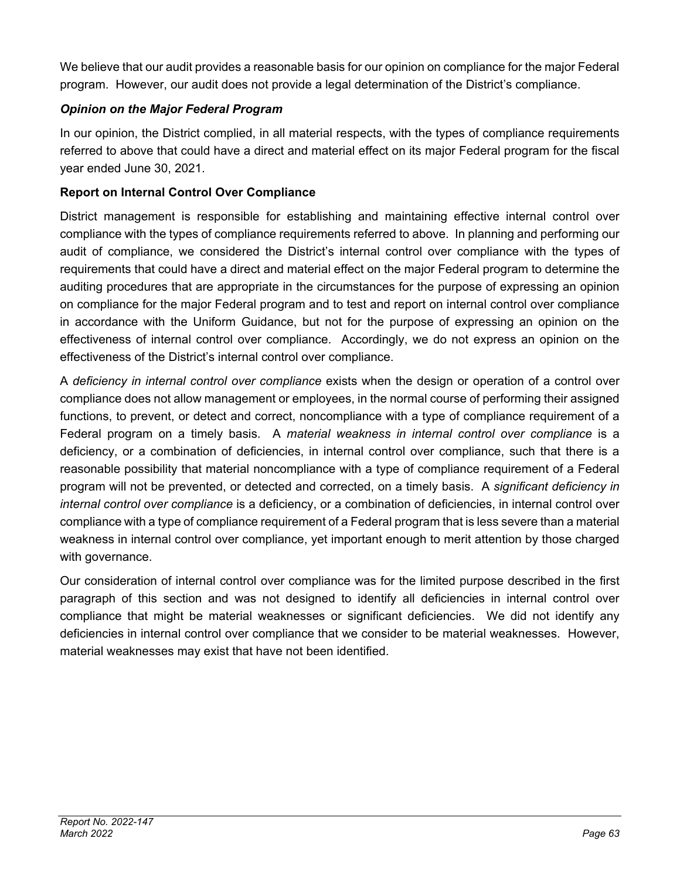We believe that our audit provides a reasonable basis for our opinion on compliance for the major Federal program. However, our audit does not provide a legal determination of the District's compliance.

### *Opinion on the Major Federal Program*

In our opinion, the District complied, in all material respects, with the types of compliance requirements referred to above that could have a direct and material effect on its major Federal program for the fiscal year ended June 30, 2021.

### Report on Internal Control Over Compliance

District management is responsible for establishing and maintaining effective internal control over compliance with the types of compliance requirements referred to above. In planning and performing our audit of compliance, we considered the District's internal control over compliance with the types of requirements that could have a direct and material effect on the major Federal program to determine the auditing procedures that are appropriate in the circumstances for the purpose of expressing an opinion on compliance for the major Federal program and to test and report on internal control over compliance in accordance with the Uniform Guidance, but not for the purpose of expressing an opinion on the effectiveness of internal control over compliance. Accordingly, we do not express an opinion on the effectiveness of the District's internal control over compliance.

A *deficiency in internal control over compliance* exists when the design or operation of a control over compliance does not allow management or employees, in the normal course of performing their assigned functions, to prevent, or detect and correct, noncompliance with a type of compliance requirement of a Federal program on a timely basis. A *material weakness in internal control over compliance* is a deficiency, or a combination of deficiencies, in internal control over compliance, such that there is a reasonable possibility that material noncompliance with a type of compliance requirement of a Federal program will not be prevented, or detected and corrected, on a timely basis. A *significant deficiency in internal control over compliance* is a deficiency, or a combination of deficiencies, in internal control over compliance with a type of compliance requirement of a Federal program that is less severe than a material weakness in internal control over compliance, yet important enough to merit attention by those charged with governance.

Our consideration of internal control over compliance was for the limited purpose described in the first paragraph of this section and was not designed to identify all deficiencies in internal control over compliance that might be material weaknesses or significant deficiencies. We did not identify any deficiencies in internal control over compliance that we consider to be material weaknesses. However, material weaknesses may exist that have not been identified.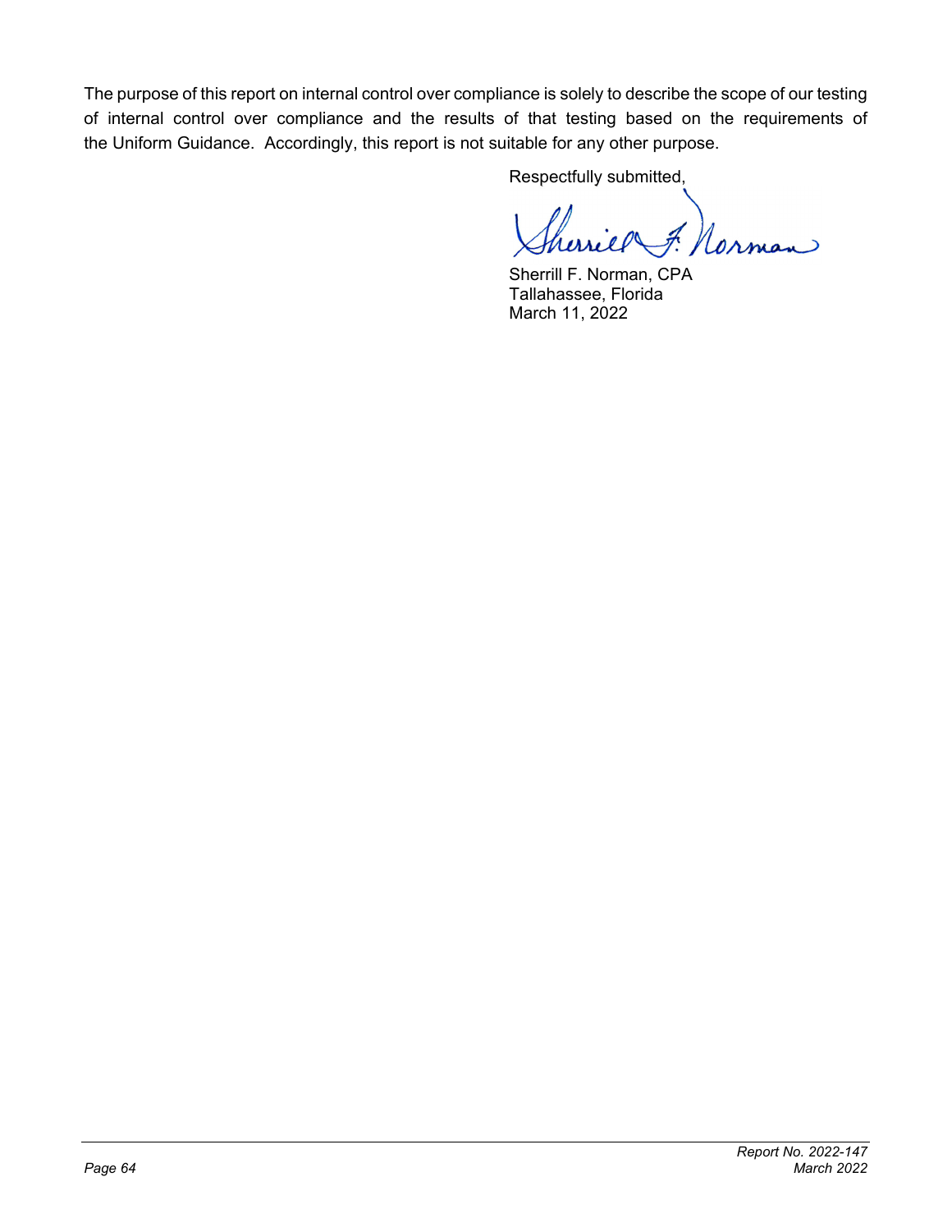The purpose of this report on internal control over compliance is solely to describe the scope of our testing of internal control over compliance and the results of that testing based on the requirements of the Uniform Guidance. Accordingly, this report is not suitable for any other purpose.

Respectfully submitted,

Sherrill F. Norman, CPA
Tallahassee, Florida
March 11, 2022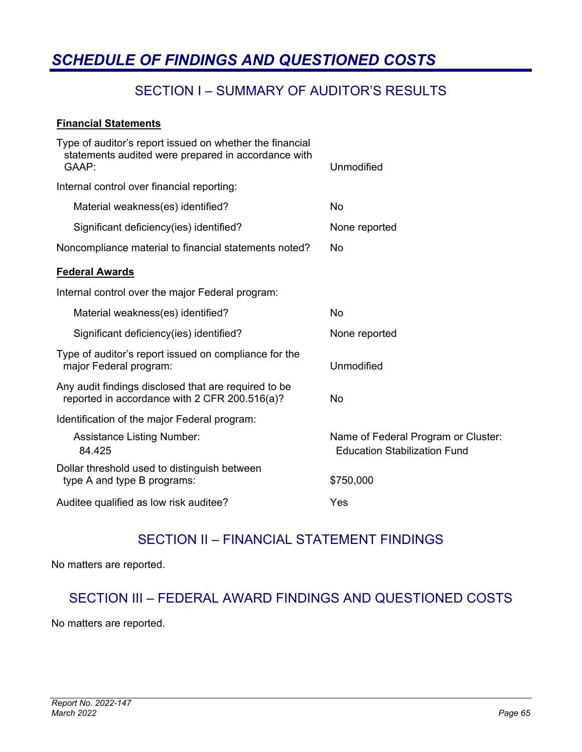# *SCHEDULE OF FINDINGS AND QUESTIONED COSTS*

## SECTION I – SUMMARY OF AUDITOR'S RESULTS

**Financial Statements**

| | |
|---|---|
| Type of auditor's report issued on whether the financial statements audited were prepared in accordance with GAAP: | Unmodified |
| Internal control over financial reporting: | |
| Material weakness(es) identified? | No |
| Significant deficiency(ies) identified? | None reported |
| Noncompliance material to financial statements noted? | No |

**Federal Awards**

| | |
|---|---|
| Internal control over the major Federal program: | |
| Material weakness(es) identified? | No |
| Significant deficiency(ies) identified? | None reported |
| Type of auditor's report issued on compliance for the major Federal program: | Unmodified |
| Any audit findings disclosed that are required to be reported in accordance with 2 CFR 200.516(a)? | No |
| Identification of the major Federal program: | |
| Assistance Listing Number: 84.425 | Name of Federal Program or Cluster: Education Stabilization Fund |
| Dollar threshold used to distinguish between type A and type B programs: | $750,000 |
| Auditee qualified as low risk auditee? | Yes |

## SECTION II – FINANCIAL STATEMENT FINDINGS

No matters are reported.

## SECTION III – FEDERAL AWARD FINDINGS AND QUESTIONED COSTS

No matters are reported.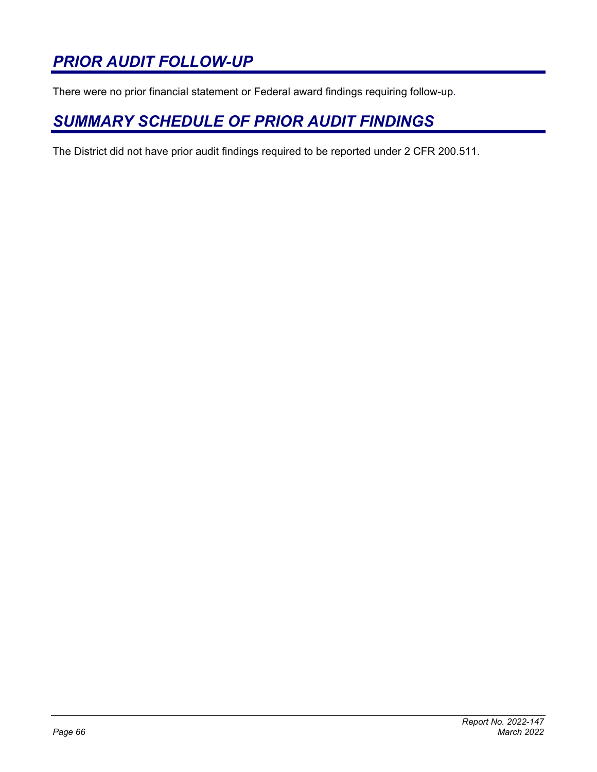## *PRIOR AUDIT FOLLOW-UP*

There were no prior financial statement or Federal award findings requiring follow-up.

## *SUMMARY SCHEDULE OF PRIOR AUDIT FINDINGS*

The District did not have prior audit findings required to be reported under 2 CFR 200.511.